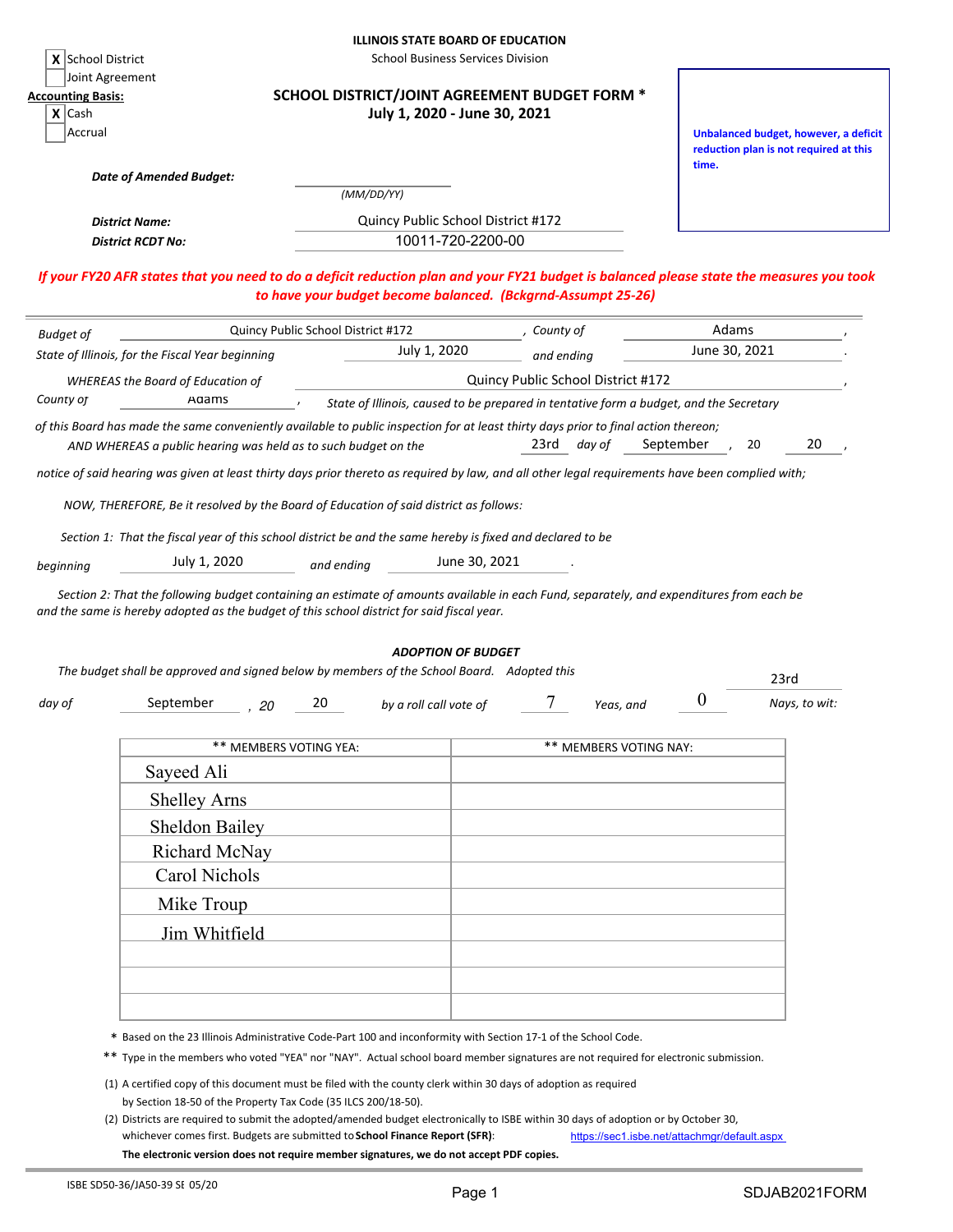**ILLINOIS STATE BOARD OF EDUCATION**

School Business Services Division

- [X] School District
- [ ] Joint Agreement

**Accounting Basis:**

- [X] Cash
- [ ] Accrual

## SCHOOL DISTRICT/JOINT AGREEMENT BUDGET FORM *
## July 1, 2020 - June 30, 2021

**Unbalanced budget, however, a deficit reduction plan is not required at this time.**

*Date of Amended Budget:* ______________ *(MM/DD/YY)*

*District Name:* Quincy Public School District #172

*District RCDT No:* 10011-720-2200-00

***If your FY20 AFR states that you need to do a deficit reduction plan and your FY21 budget is balanced please state the measures you took to have your budget become balanced. (Bckgrnd-Assumpt 25-26)***

*Budget of* Quincy Public School District #172 *, County of* Adams *,*
*State of Illinois, for the Fiscal Year beginning* July 1, 2020 *and ending* June 30, 2021 *.*

*WHEREAS the Board of Education of* Quincy Public School District #172 *,*
*County of* Adams *, State of Illinois, caused to be prepared in tentative form a budget, and the Secretary of this Board has made the same conveniently available to public inspection for at least thirty days prior to final action thereon;*

*AND WHEREAS a public hearing was held as to such budget on the* 23rd *day of* September *, 20* 20 *,*
*notice of said hearing was given at least thirty days prior thereto as required by law, and all other legal requirements have been complied with;*

*NOW, THEREFORE, Be it resolved by the Board of Education of said district as follows:*

*Section 1: That the fiscal year of this school district be and the same hereby is fixed and declared to be*
*beginning* July 1, 2020 *and ending* June 30, 2021 *.*

*Section 2: That the following budget containing an estimate of amounts available in each Fund, separately, and expenditures from each be and the same is hereby adopted as the budget of this school district for said fiscal year.*

***ADOPTION OF BUDGET***

*The budget shall be approved and signed below by members of the School Board. Adopted this* 23rd
*day of* September *, 20* 20 *by a roll call vote of* 7 *Yeas, and* 0 *Nays, to wit:*

| ** MEMBERS VOTING YEA: | ** MEMBERS VOTING NAY: |
| --- | --- |
| Sayeed Ali | |
| Shelley Arns | |
| Sheldon Bailey | |
| Richard McNay | |
| Carol Nichols | |
| Mike Troup | |
| Jim Whitfield | |
| | |
| | |
| | |

\* Based on the 23 Illinois Administrative Code-Part 100 and inconformity with Section 17-1 of the School Code.

\*\* Type in the members who voted "YEA" nor "NAY". Actual school board member signatures are not required for electronic submission.

(1) A certified copy of this document must be filed with the county clerk within 30 days of adoption as required by Section 18-50 of the Property Tax Code (35 ILCS 200/18-50).

(2) Districts are required to submit the adopted/amended budget electronically to ISBE within 30 days of adoption or by October 30, whichever comes first. Budgets are submitted to **School Finance Report (SFR)**: https://sec1.isbe.net/attachmgr/default.aspx

**The electronic version does not require member signatures, we do not accept PDF copies.**

ISBE SD50-36/JA50-39 SE 05/20

SDJAB2021FORM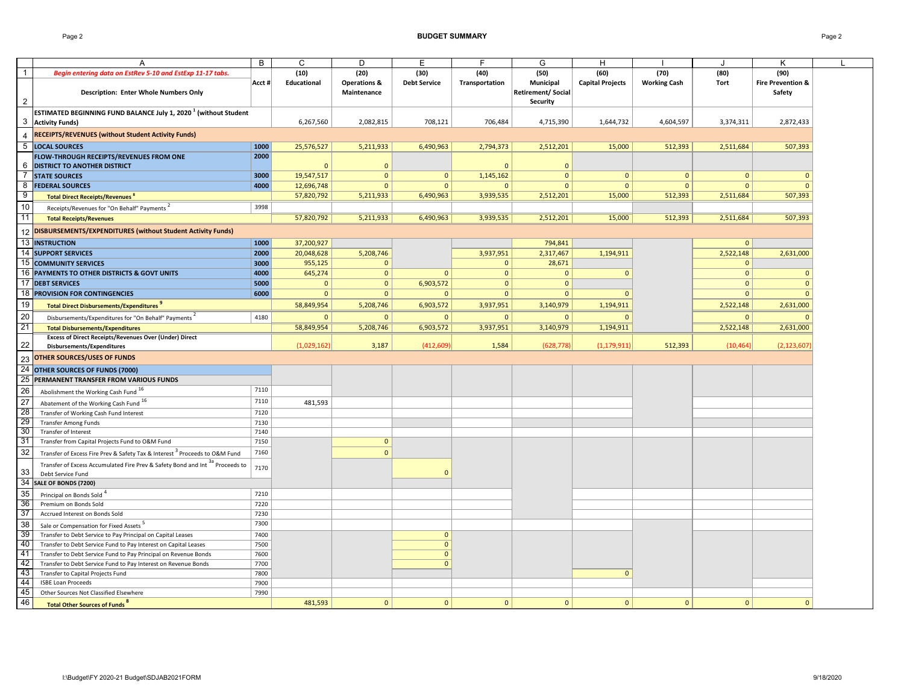# BUDGET SUMMARY

| | A | B | C | D | E | F | G | H | I | J | K |
|---|---|---|---|---|---|---|---|---|---|---|---|
| 1 | *Begin entering data on EstRev 5-10 and EstExp 11-17 tabs.* | Acct # | (10) Educational | (20) Operations & Maintenance | (30) Debt Service | (40) Transportation | (50) Municipal Retirement/ Social Security | (60) Capital Projects | (70) Working Cash | (80) Tort | (90) Fire Prevention & Safety |
| 2 | **Description: Enter Whole Numbers Only** | | | | | | | | | | |
| 3 | **ESTIMATED BEGINNING FUND BALANCE July 1, 2020 [1] (without Student Activity Funds)** | | 6,267,560 | 2,082,815 | 708,121 | 706,484 | 4,715,390 | 1,644,732 | 4,604,597 | 3,374,311 | 2,872,433 |
| 4 | **RECEIPTS/REVENUES (without Student Activity Funds)** | | | | | | | | | | |
| 5 | **LOCAL SOURCES** | 1000 | 25,576,527 | 5,211,933 | 6,490,963 | 2,794,373 | 2,512,201 | 15,000 | 512,393 | 2,511,684 | 507,393 |
| 6 | **FLOW-THROUGH RECEIPTS/REVENUES FROM ONE DISTRICT TO ANOTHER DISTRICT** | 2000 | 0 | 0 | | 0 | 0 | | | | |
| 7 | **STATE SOURCES** | 3000 | 19,547,517 | 0 | 0 | 1,145,162 | 0 | 0 | 0 | 0 | 0 |
| 8 | **FEDERAL SOURCES** | 4000 | 12,696,748 | 0 | 0 | 0 | 0 | 0 | 0 | 0 | 0 |
| 9 | **Total Direct Receipts/Revenues [8]** | | 57,820,792 | 5,211,933 | 6,490,963 | 3,939,535 | 2,512,201 | 15,000 | 512,393 | 2,511,684 | 507,393 |
| 10 | Receipts/Revenues for "On Behalf" Payments [2] | 3998 | | | | | | | | | |
| 11 | **Total Receipts/Revenues** | | 57,820,792 | 5,211,933 | 6,490,963 | 3,939,535 | 2,512,201 | 15,000 | 512,393 | 2,511,684 | 507,393 |
| 12 | **DISBURSEMENTS/EXPENDITURES (without Student Activity Funds)** | | | | | | | | | | |
| 13 | **INSTRUCTION** | 1000 | 37,200,927 | | | | 794,841 | | | 0 | |
| 14 | **SUPPORT SERVICES** | 2000 | 20,048,628 | 5,208,746 | | 3,937,951 | 2,317,467 | 1,194,911 | | 2,522,148 | 2,631,000 |
| 15 | **COMMUNITY SERVICES** | 3000 | 955,125 | 0 | | 0 | 28,671 | | | 0 | |
| 16 | **PAYMENTS TO OTHER DISTRICTS & GOVT UNITS** | 4000 | 645,274 | 0 | 0 | 0 | 0 | 0 | | 0 | 0 |
| 17 | **DEBT SERVICES** | 5000 | 0 | 0 | 6,903,572 | 0 | 0 | | | 0 | 0 |
| 18 | **PROVISION FOR CONTINGENCIES** | 6000 | 0 | 0 | 0 | 0 | 0 | 0 | | 0 | 0 |
| 19 | **Total Direct Disbursements/Expenditures [9]** | | 58,849,954 | 5,208,746 | 6,903,572 | 3,937,951 | 3,140,979 | 1,194,911 | | 2,522,148 | 2,631,000 |
| 20 | Disbursements/Expenditures for "On Behalf" Payments [2] | 4180 | 0 | 0 | 0 | 0 | 0 | 0 | | 0 | 0 |
| 21 | **Total Disbursements/Expenditures** | | 58,849,954 | 5,208,746 | 6,903,572 | 3,937,951 | 3,140,979 | 1,194,911 | | 2,522,148 | 2,631,000 |
| 22 | **Excess of Direct Receipts/Revenues Over (Under) Direct Disbursements/Expenditures** | | (1,029,162) | 3,187 | (412,609) | 1,584 | (628,778) | (1,179,911) | 512,393 | (10,464) | (2,123,607) |
| 23 | **OTHER SOURCES/USES OF FUNDS** | | | | | | | | | | |
| 24 | **OTHER SOURCES OF FUNDS (7000)** | | | | | | | | | | |
| 25 | **PERMANENT TRANSFER FROM VARIOUS FUNDS** | | | | | | | | | | |
| 26 | Abolishment the Working Cash Fund [16] | 7110 | | | | | | | | | |
| 27 | Abatement of the Working Cash Fund [16] | 7110 | 481,593 | | | | | | | | |
| 28 | Transfer of Working Cash Fund Interest | 7120 | | | | | | | | | |
| 29 | Transfer Among Funds | 7130 | | | | | | | | | |
| 30 | Transfer of Interest | 7140 | | | | | | | | | |
| 31 | Transfer from Capital Projects Fund to O&M Fund | 7150 | | 0 | | | | | | | |
| 32 | Transfer of Excess Fire Prev & Safety Tax & Interest [3] Proceeds to O&M Fund | 7160 | | 0 | | | | | | | |
| 33 | Transfer of Excess Accumulated Fire Prev & Safety Bond and Int [3a] Proceeds to Debt Service Fund | 7170 | | | 0 | | | | | | |
| 34 | **SALE OF BONDS (7200)** | | | | | | | | | | |
| 35 | Principal on Bonds Sold [4] | 7210 | | | | | | | | | |
| 36 | Premium on Bonds Sold | 7220 | | | | | | | | | |
| 37 | Accrued Interest on Bonds Sold | 7230 | | | | | | | | | |
| 38 | Sale or Compensation for Fixed Assets [5] | 7300 | | | | | | | | | |
| 39 | Transfer to Debt Service to Pay Principal on Capital Leases | 7400 | | | 0 | | | | | | |
| 40 | Transfer to Debt Service Fund to Pay Interest on Capital Leases | 7500 | | | 0 | | | | | | |
| 41 | Transfer to Debt Service Fund to Pay Principal on Revenue Bonds | 7600 | | | 0 | | | | | | |
| 42 | Transfer to Debt Service Fund to Pay Interest on Revenue Bonds | 7700 | | | 0 | | | | | | |
| 43 | Transfer to Capital Projects Fund | 7800 | | | | | | 0 | | | |
| 44 | ISBE Loan Proceeds | 7900 | | | | | | | | | |
| 45 | Other Sources Not Classified Elsewhere | 7990 | | | | | | | | | |
| 46 | **Total Other Sources of Funds [8]** | | 481,593 | 0 | 0 | 0 | 0 | 0 | 0 | 0 | 0 |

I:\Budget\FY 2020-21 Budget\SDJAB2021FORM 9/18/2020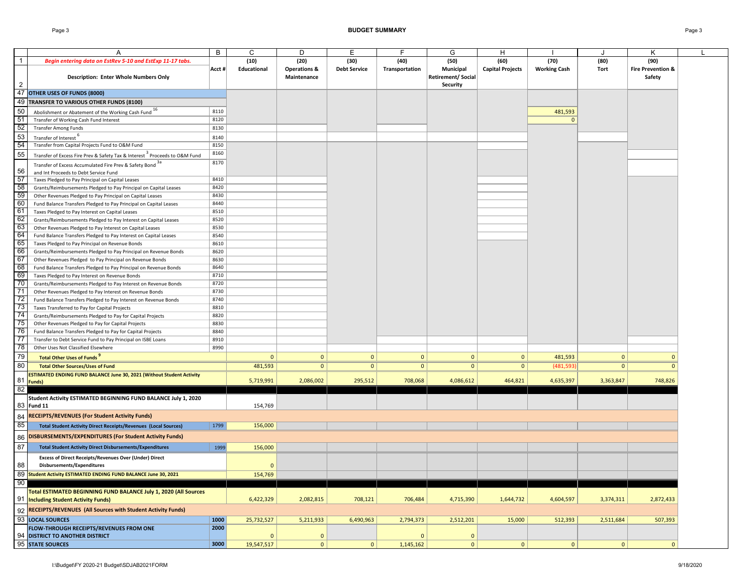# BUDGET SUMMARY

| | A | B | C | D | E | F | G | H | I | J | K |
|---|---|---|---|---|---|---|---|---|---|---|---|
| 1 | *Begin entering data on EstRev 5-10 and EstExp 11-17 tabs.* | Acct # | (10) Educational | (20) Operations & Maintenance | (30) Debt Service | (40) Transportation | (50) Municipal Retirement/ Social Security | (60) Capital Projects | (70) Working Cash | (80) Tort | (90) Fire Prevention & Safety |
| 2 | **Description: Enter Whole Numbers Only** | | | | | | | | | | |
| 47 | **OTHER USES OF FUNDS (8000)** | | | | | | | | | | |
| 49 | **TRANSFER TO VARIOUS OTHER FUNDS (8100)** | | | | | | | | | | |
| 50 | Abolishment or Abatement of the Working Cash Fund [16] | 8110 | | | | | | | 481,593 | | |
| 51 | Transfer of Working Cash Fund Interest | 8120 | | | | | | | 0 | | |
| 52 | Transfer Among Funds | 8130 | | | | | | | | | |
| 53 | Transfer of Interest [6] | 8140 | | | | | | | | | |
| 54 | Transfer from Capital Projects Fund to O&M Fund | 8150 | | | | | | | | | |
| 55 | Transfer of Excess Fire Prev & Safety Tax & Interest [3] Proceeds to O&M Fund | 8160 | | | | | | | | | |
| 56 | Transfer of Excess Accumulated Fire Prev & Safety Bond [3a] and Int Proceeds to Debt Service Fund | 8170 | | | | | | | | | |
| 57 | Taxes Pledged to Pay Principal on Capital Leases | 8410 | | | | | | | | | |
| 58 | Grants/Reimbursements Pledged to Pay Principal on Capital Leases | 8420 | | | | | | | | | |
| 59 | Other Revenues Pledged to Pay Principal on Capital Leases | 8430 | | | | | | | | | |
| 60 | Fund Balance Transfers Pledged to Pay Principal on Capital Leases | 8440 | | | | | | | | | |
| 61 | Taxes Pledged to Pay Interest on Capital Leases | 8510 | | | | | | | | | |
| 62 | Grants/Reimbursements Pledged to Pay Interest on Capital Leases | 8520 | | | | | | | | | |
| 63 | Other Revenues Pledged to Pay Interest on Capital Leases | 8530 | | | | | | | | | |
| 64 | Fund Balance Transfers Pledged to Pay Interest on Capital Leases | 8540 | | | | | | | | | |
| 65 | Taxes Pledged to Pay Principal on Revenue Bonds | 8610 | | | | | | | | | |
| 66 | Grants/Reimbursements Pledged to Pay Principal on Revenue Bonds | 8620 | | | | | | | | | |
| 67 | Other Revenues Pledged to Pay Principal on Revenue Bonds | 8630 | | | | | | | | | |
| 68 | Fund Balance Transfers Pledged to Pay Principal on Revenue Bonds | 8640 | | | | | | | | | |
| 69 | Taxes Pledged to Pay Interest on Revenue Bonds | 8710 | | | | | | | | | |
| 70 | Grants/Reimbursements Pledged to Pay Interest on Revenue Bonds | 8720 | | | | | | | | | |
| 71 | Other Revenues Pledged to Pay Interest on Revenue Bonds | 8730 | | | | | | | | | |
| 72 | Fund Balance Transfers Pledged to Pay Interest on Revenue Bonds | 8740 | | | | | | | | | |
| 73 | Taxes Transferred to Pay for Capital Projects | 8810 | | | | | | | | | |
| 74 | Grants/Reimbursements Pledged to Pay for Capital Projects | 8820 | | | | | | | | | |
| 75 | Other Revenues Pledged to Pay for Capital Projects | 8830 | | | | | | | | | |
| 76 | Fund Balance Transfers Pledged to Pay for Capital Projects | 8840 | | | | | | | | | |
| 77 | Transfer to Debt Service Fund to Pay Principal on ISBE Loans | 8910 | | | | | | | | | |
| 78 | Other Uses Not Classified Elsewhere | 8990 | | | | | | | | | |
| 79 | **Total Other Uses of Funds [9]** | | 0 | 0 | 0 | 0 | 0 | 0 | 481,593 | 0 | 0 |
| 80 | **Total Other Sources/Uses of Fund** | | 481,593 | 0 | 0 | 0 | 0 | 0 | (481,593) | 0 | 0 |
| 81 | **ESTIMATED ENDING FUND BALANCE June 30, 2021 (Without Student Activity Funds)** | | 5,719,991 | 2,086,002 | 295,512 | 708,068 | 4,086,612 | 464,821 | 4,635,397 | 3,363,847 | 748,826 |
| 82 | | | | | | | | | | | |
| 83 | **Student Activity ESTIMATED BEGINNING FUND BALANCE July 1, 2020 Fund 11** | | 154,769 | | | | | | | | |
| 84 | **RECEIPTS/REVENUES (For Student Activity Funds)** | | | | | | | | | | |
| 85 | **Total Student Activity Direct Receipts/Revenues (Local Sources)** | 1799 | 156,000 | | | | | | | | |
| 86 | **DISBURSEMENTS/EXPENDITURES (For Student Activity Funds)** | | | | | | | | | | |
| 87 | **Total Student Activity Direct Disbursements/Expenditures** | 1999 | 156,000 | | | | | | | | |
| 88 | **Excess of Direct Receipts/Revenues Over (Under) Direct Disbursements/Expenditures** | | 0 | | | | | | | | |
| 89 | **Student Activity ESTIMATED ENDING FUND BALANCE June 30, 2021** | | 154,769 | | | | | | | | |
| 90 | | | | | | | | | | | |
| 91 | **Total ESTIMATED BEGINNING FUND BALANCE July 1, 2020 (All Sources Including Student Activity Funds)** | | 6,422,329 | 2,082,815 | 708,121 | 706,484 | 4,715,390 | 1,644,732 | 4,604,597 | 3,374,311 | 2,872,433 |
| 92 | **RECEIPTS/REVENUES (All Sources with Student Activity Funds)** | | | | | | | | | | |
| 93 | **LOCAL SOURCES** | 1000 | 25,732,527 | 5,211,933 | 6,490,963 | 2,794,373 | 2,512,201 | 15,000 | 512,393 | 2,511,684 | 507,393 |
| 94 | **FLOW-THROUGH RECEIPTS/REVENUES FROM ONE DISTRICT TO ANOTHER DISTRICT** | 2000 | 0 | 0 | | 0 | 0 | | | | |
| 95 | **STATE SOURCES** | 3000 | 19,547,517 | 0 | 0 | 1,145,162 | 0 | 0 | 0 | 0 | 0 |

I:\Budget\FY 2020-21 Budget\SDJAB2021FORM

9/18/2020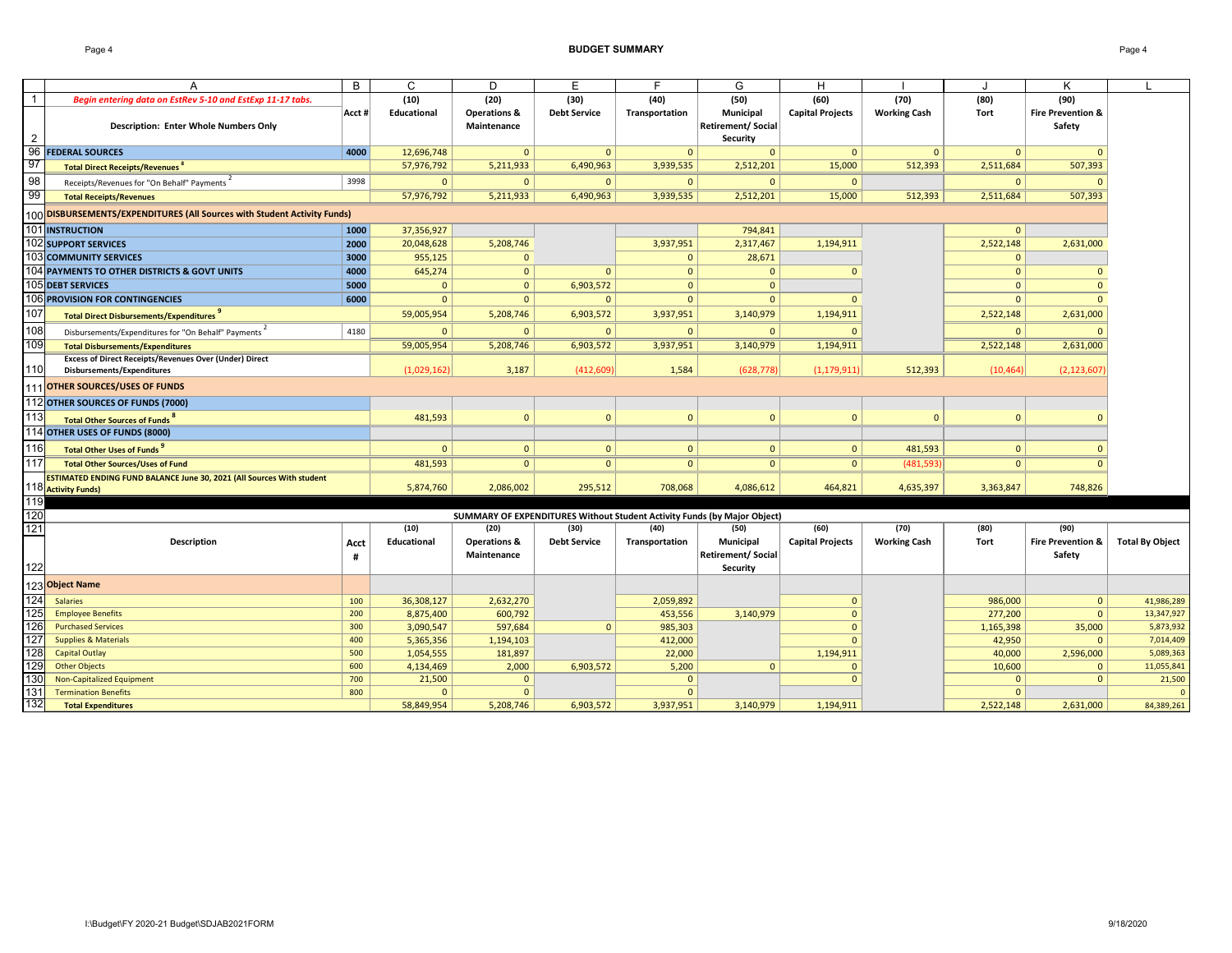# BUDGET SUMMARY

| | A | B | C | D | E | F | G | H | I | J | K | L |
|---|---|---|---|---|---|---|---|---|---|---|---|---|
| 1 | *Begin entering data on EstRev 5-10 and EstExp 11-17 tabs.* | | (10) | (20) | (30) | (40) | (50) | (60) | (70) | (80) | (90) | |
| 2 | **Description: Enter Whole Numbers Only** | **Acct #** | **Educational** | **Operations & Maintenance** | **Debt Service** | **Transportation** | **Municipal Retirement/ Social Security** | **Capital Projects** | **Working Cash** | **Tort** | **Fire Prevention & Safety** | |
| 96 | **FEDERAL SOURCES** | **4000** | 12,696,748 | 0 | 0 | 0 | 0 | 0 | 0 | 0 | 0 | |
| 97 | **Total Direct Receipts/Revenues** [8] | | 57,976,792 | 5,211,933 | 6,490,963 | 3,939,535 | 2,512,201 | 15,000 | 512,393 | 2,511,684 | 507,393 | |
| 98 | Receipts/Revenues for "On Behalf" Payments [2] | 3998 | 0 | 0 | 0 | 0 | 0 | 0 | | 0 | 0 | |
| 99 | **Total Receipts/Revenues** | | 57,976,792 | 5,211,933 | 6,490,963 | 3,939,535 | 2,512,201 | 15,000 | 512,393 | 2,511,684 | 507,393 | |
| 100 | **DISBURSEMENTS/EXPENDITURES (All Sources with Student Activity Funds)** | | | | | | | | | | | |
| 101 | **INSTRUCTION** | **1000** | 37,356,927 | | | | 794,841 | | | 0 | | |
| 102 | **SUPPORT SERVICES** | **2000** | 20,048,628 | 5,208,746 | | 3,937,951 | 2,317,467 | 1,194,911 | | 2,522,148 | 2,631,000 | |
| 103 | **COMMUNITY SERVICES** | **3000** | 955,125 | 0 | | 0 | 28,671 | | | 0 | | |
| 104 | **PAYMENTS TO OTHER DISTRICTS & GOVT UNITS** | **4000** | 645,274 | 0 | 0 | 0 | 0 | 0 | | 0 | 0 | |
| 105 | **DEBT SERVICES** | **5000** | 0 | 0 | 6,903,572 | 0 | 0 | | | 0 | 0 | |
| 106 | **PROVISION FOR CONTINGENCIES** | **6000** | 0 | 0 | 0 | 0 | 0 | 0 | | 0 | 0 | |
| 107 | **Total Direct Disbursements/Expenditures** [9] | | 59,005,954 | 5,208,746 | 6,903,572 | 3,937,951 | 3,140,979 | 1,194,911 | | 2,522,148 | 2,631,000 | |
| 108 | Disbursements/Expenditures for "On Behalf" Payments [2] | 4180 | 0 | 0 | 0 | 0 | 0 | 0 | | 0 | 0 | |
| 109 | **Total Disbursements/Expenditures** | | 59,005,954 | 5,208,746 | 6,903,572 | 3,937,951 | 3,140,979 | 1,194,911 | | 2,522,148 | 2,631,000 | |
| 110 | **Excess of Direct Receipts/Revenues Over (Under) Direct Disbursements/Expenditures** | | (1,029,162) | 3,187 | (412,609) | 1,584 | (628,778) | (1,179,911) | 512,393 | (10,464) | (2,123,607) | |
| 111 | **OTHER SOURCES/USES OF FUNDS** | | | | | | | | | | | |
| 112 | **OTHER SOURCES OF FUNDS (7000)** | | | | | | | | | | | |
| 113 | **Total Other Sources of Funds** [8] | | 481,593 | 0 | 0 | 0 | 0 | 0 | 0 | 0 | 0 | |
| 114 | **OTHER USES OF FUNDS (8000)** | | | | | | | | | | | |
| 116 | **Total Other Uses of Funds** [9] | | 0 | 0 | 0 | 0 | 0 | 0 | 481,593 | 0 | 0 | |
| 117 | **Total Other Sources/Uses of Fund** | | 481,593 | 0 | 0 | 0 | 0 | 0 | (481,593) | 0 | 0 | |
| 118 | **ESTIMATED ENDING FUND BALANCE June 30, 2021 (All Sources With student Activity Funds)** | | 5,874,760 | 2,086,002 | 295,512 | 708,068 | 4,086,612 | 464,821 | 4,635,397 | 3,363,847 | 748,826 | |

**SUMMARY OF EXPENDITURES Without Student Activity Funds (by Major Object)**

| | Description | Acct # | (10) Educational | (20) Operations & Maintenance | (30) Debt Service | (40) Transportation | (50) Municipal Retirement/ Social Security | (60) Capital Projects | (70) Working Cash | (80) Tort | (90) Fire Prevention & Safety | Total By Object |
|---|---|---|---|---|---|---|---|---|---|---|---|---|
| 123 | **Object Name** | | | | | | | | | | | |
| 124 | Salaries | 100 | 36,308,127 | 2,632,270 | | 2,059,892 | | 0 | | 986,000 | 0 | 41,986,289 |
| 125 | Employee Benefits | 200 | 8,875,400 | 600,792 | | 453,556 | 3,140,979 | 0 | | 277,200 | 0 | 13,347,927 |
| 126 | Purchased Services | 300 | 3,090,547 | 597,684 | 0 | 985,303 | | 0 | | 1,165,398 | 35,000 | 5,873,932 |
| 127 | Supplies & Materials | 400 | 5,365,356 | 1,194,103 | | 412,000 | | 0 | | 42,950 | 0 | 7,014,409 |
| 128 | Capital Outlay | 500 | 1,054,555 | 181,897 | | 22,000 | | 1,194,911 | | 40,000 | 2,596,000 | 5,089,363 |
| 129 | Other Objects | 600 | 4,134,469 | 2,000 | 6,903,572 | 5,200 | 0 | 0 | | 10,600 | 0 | 11,055,841 |
| 130 | Non-Capitalized Equipment | 700 | 21,500 | 0 | | 0 | | 0 | | 0 | 0 | 21,500 |
| 131 | Termination Benefits | 800 | 0 | 0 | | 0 | | | | 0 | | 0 |
| 132 | **Total Expenditures** | | 58,849,954 | 5,208,746 | 6,903,572 | 3,937,951 | 3,140,979 | 1,194,911 | | 2,522,148 | 2,631,000 | 84,389,261 |

I:\Budget\FY 2020-21 Budget\SDJAB2021FORM

9/18/2020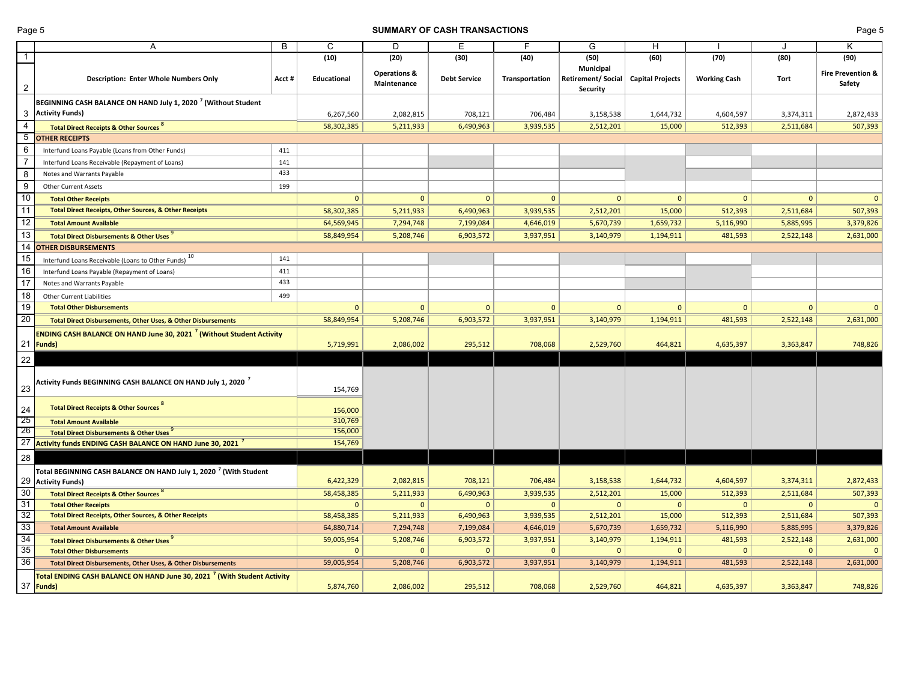# SUMMARY OF CASH TRANSACTIONS

| | A | B | C | D | E | F | G | H | I | J | K |
|---|---|---|---|---|---|---|---|---|---|---|---|
| 1 | | | (10) | (20) | (30) | (40) | (50) | (60) | (70) | (80) | (90) |
| 2 | **Description: Enter Whole Numbers Only** | **Acct #** | **Educational** | **Operations & Maintenance** | **Debt Service** | **Transportation** | **Municipal Retirement/ Social Security** | **Capital Projects** | **Working Cash** | **Tort** | **Fire Prevention & Safety** |
| 3 | **BEGINNING CASH BALANCE ON HAND July 1, 2020 [7] (Without Student Activity Funds)** | | 6,267,560 | 2,082,815 | 708,121 | 706,484 | 3,158,538 | 1,644,732 | 4,604,597 | 3,374,311 | 2,872,433 |
| 4 | **Total Direct Receipts & Other Sources [8]** | | 58,302,385 | 5,211,933 | 6,490,963 | 3,939,535 | 2,512,201 | 15,000 | 512,393 | 2,511,684 | 507,393 |
| 5 | **OTHER RECEIPTS** | | | | | | | | | | |
| 6 | Interfund Loans Payable (Loans from Other Funds) | 411 | | | | | | | | | |
| 7 | Interfund Loans Receivable (Repayment of Loans) | 141 | | | | | | | | | |
| 8 | Notes and Warrants Payable | 433 | | | | | | | | | |
| 9 | Other Current Assets | 199 | | | | | | | | | |
| 10 | **Total Other Receipts** | | 0 | 0 | 0 | 0 | 0 | 0 | 0 | 0 | 0 |
| 11 | **Total Direct Receipts, Other Sources, & Other Receipts** | | 58,302,385 | 5,211,933 | 6,490,963 | 3,939,535 | 2,512,201 | 15,000 | 512,393 | 2,511,684 | 507,393 |
| 12 | **Total Amount Available** | | 64,569,945 | 7,294,748 | 7,199,084 | 4,646,019 | 5,670,739 | 1,659,732 | 5,116,990 | 5,885,995 | 3,379,826 |
| 13 | **Total Direct Disbursements & Other Uses [9]** | | 58,849,954 | 5,208,746 | 6,903,572 | 3,937,951 | 3,140,979 | 1,194,911 | 481,593 | 2,522,148 | 2,631,000 |
| 14 | **OTHER DISBURSEMENTS** | | | | | | | | | | |
| 15 | Interfund Loans Receivable (Loans to Other Funds) [10] | 141 | | | | | | | | | |
| 16 | Interfund Loans Payable (Repayment of Loans) | 411 | | | | | | | | | |
| 17 | Notes and Warrants Payable | 433 | | | | | | | | | |
| 18 | Other Current Liabilities | 499 | | | | | | | | | |
| 19 | **Total Other Disbursements** | | 0 | 0 | 0 | 0 | 0 | 0 | 0 | 0 | 0 |
| 20 | **Total Direct Disbursements, Other Uses, & Other Disbursements** | | 58,849,954 | 5,208,746 | 6,903,572 | 3,937,951 | 3,140,979 | 1,194,911 | 481,593 | 2,522,148 | 2,631,000 |
| 21 | **ENDING CASH BALANCE ON HAND June 30, 2021 [7] (Without Student Activity Funds)** | | 5,719,991 | 2,086,002 | 295,512 | 708,068 | 2,529,760 | 464,821 | 4,635,397 | 3,363,847 | 748,826 |
| 22 | | | | | | | | | | | |
| 23 | **Activity Funds BEGINNING CASH BALANCE ON HAND July 1, 2020 [7]** | | 154,769 | | | | | | | | |
| 24 | **Total Direct Receipts & Other Sources [8]** | | 156,000 | | | | | | | | |
| 25 | **Total Amount Available** | | 310,769 | | | | | | | | |
| 26 | **Total Direct Disbursements & Other Uses [9]** | | 156,000 | | | | | | | | |
| 27 | **Activity funds ENDING CASH BALANCE ON HAND June 30, 2021 [7]** | | 154,769 | | | | | | | | |
| 28 | | | | | | | | | | | |
| 29 | **Total BEGINNING CASH BALANCE ON HAND July 1, 2020 [7] (With Student Activity Funds)** | | 6,422,329 | 2,082,815 | 708,121 | 706,484 | 3,158,538 | 1,644,732 | 4,604,597 | 3,374,311 | 2,872,433 |
| 30 | **Total Direct Receipts & Other Sources [8]** | | 58,458,385 | 5,211,933 | 6,490,963 | 3,939,535 | 2,512,201 | 15,000 | 512,393 | 2,511,684 | 507,393 |
| 31 | **Total Other Receipts** | | 0 | 0 | 0 | 0 | 0 | 0 | 0 | 0 | 0 |
| 32 | **Total Direct Receipts, Other Sources, & Other Receipts** | | 58,458,385 | 5,211,933 | 6,490,963 | 3,939,535 | 2,512,201 | 15,000 | 512,393 | 2,511,684 | 507,393 |
| 33 | **Total Amount Available** | | 64,880,714 | 7,294,748 | 7,199,084 | 4,646,019 | 5,670,739 | 1,659,732 | 5,116,990 | 5,885,995 | 3,379,826 |
| 34 | **Total Direct Disbursements & Other Uses [9]** | | 59,005,954 | 5,208,746 | 6,903,572 | 3,937,951 | 3,140,979 | 1,194,911 | 481,593 | 2,522,148 | 2,631,000 |
| 35 | **Total Other Disbursements** | | 0 | 0 | 0 | 0 | 0 | 0 | 0 | 0 | 0 |
| 36 | **Total Direct Disbursements, Other Uses, & Other Disbursements** | | 59,005,954 | 5,208,746 | 6,903,572 | 3,937,951 | 3,140,979 | 1,194,911 | 481,593 | 2,522,148 | 2,631,000 |
| 37 | **Total ENDING CASH BALANCE ON HAND June 30, 2021 [7] (With Student Activity Funds)** | | 5,874,760 | 2,086,002 | 295,512 | 708,068 | 2,529,760 | 464,821 | 4,635,397 | 3,363,847 | 748,826 |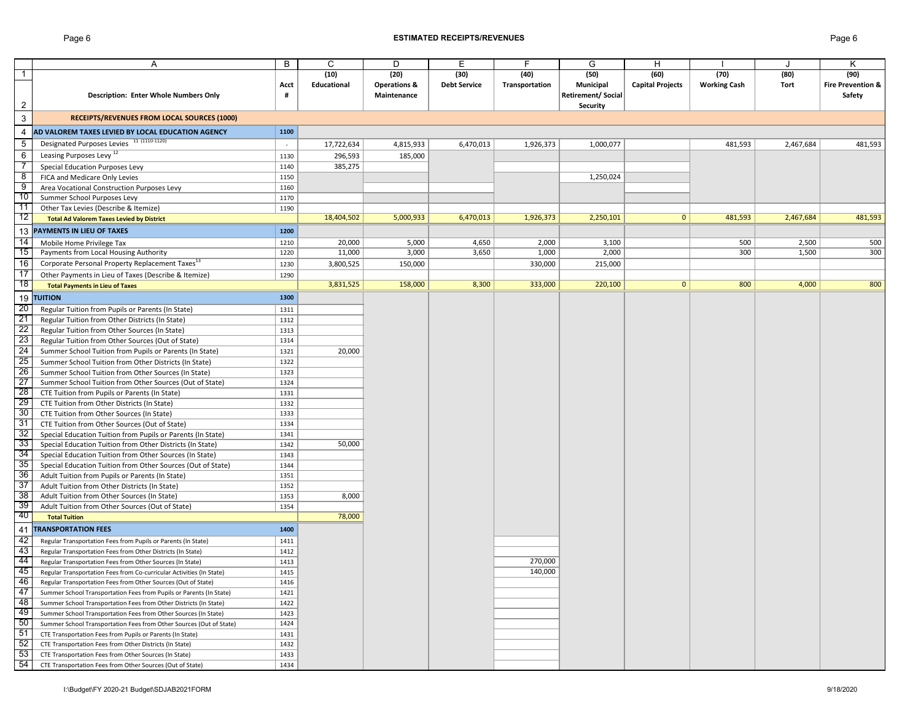## ESTIMATED RECEIPTS/REVENUES

| | A | B | C | D | E | F | G | H | I | J | K |
|---|---|---|---|---|---|---|---|---|---|---|---|
| 1 | | | (10) | (20) | (30) | (40) | (50) | (60) | (70) | (80) | (90) |
| 2 | Description: Enter Whole Numbers Only | Acct # | Educational | Operations & Maintenance | Debt Service | Transportation | Municipal Retirement/ Social Security | Capital Projects | Working Cash | Tort | Fire Prevention & Safety |
| 3 | **RECEIPTS/REVENUES FROM LOCAL SOURCES (1000)** | | | | | | | | | | |
| 4 | **AD VALOREM TAXES LEVIED BY LOCAL EDUCATION AGENCY** | 1100 | | | | | | | | | |
| 5 | Designated Purposes Levies [11] (1110-1120) | - | 17,722,634 | 4,815,933 | 6,470,013 | 1,926,373 | 1,000,077 | | 481,593 | 2,467,684 | 481,593 |
| 6 | Leasing Purposes Levy [12] | 1130 | 296,593 | 185,000 | | | | | | | |
| 7 | Special Education Purposes Levy | 1140 | 385,275 | | | | | | | | |
| 8 | FICA and Medicare Only Levies | 1150 | | | | | 1,250,024 | | | | |
| 9 | Area Vocational Construction Purposes Levy | 1160 | | | | | | | | | |
| 10 | Summer School Purposes Levy | 1170 | | | | | | | | | |
| 11 | Other Tax Levies (Describe & Itemize) | 1190 | | | | | | | | | |
| 12 | **Total Ad Valorem Taxes Levied by District** | | 18,404,502 | 5,000,933 | 6,470,013 | 1,926,373 | 2,250,101 | 0 | 481,593 | 2,467,684 | 481,593 |
| 13 | **PAYMENTS IN LIEU OF TAXES** | 1200 | | | | | | | | | |
| 14 | Mobile Home Privilege Tax | 1210 | 20,000 | 5,000 | 4,650 | 2,000 | 3,100 | | 500 | 2,500 | 500 |
| 15 | Payments from Local Housing Authority | 1220 | 11,000 | 3,000 | 3,650 | 1,000 | 2,000 | | 300 | 1,500 | 300 |
| 16 | Corporate Personal Property Replacement Taxes [13] | 1230 | 3,800,525 | 150,000 | | 330,000 | 215,000 | | | | |
| 17 | Other Payments in Lieu of Taxes (Describe & Itemize) | 1290 | | | | | | | | | |
| 18 | **Total Payments in Lieu of Taxes** | | 3,831,525 | 158,000 | 8,300 | 333,000 | 220,100 | 0 | 800 | 4,000 | 800 |
| 19 | **TUITION** | 1300 | | | | | | | | | |
| 20 | Regular Tuition from Pupils or Parents (In State) | 1311 | | | | | | | | | |
| 21 | Regular Tuition from Other Districts (In State) | 1312 | | | | | | | | | |
| 22 | Regular Tuition from Other Sources (In State) | 1313 | | | | | | | | | |
| 23 | Regular Tuition from Other Sources (Out of State) | 1314 | | | | | | | | | |
| 24 | Summer School Tuition from Pupils or Parents (In State) | 1321 | 20,000 | | | | | | | | |
| 25 | Summer School Tuition from Other Districts (In State) | 1322 | | | | | | | | | |
| 26 | Summer School Tuition from Other Sources (In State) | 1323 | | | | | | | | | |
| 27 | Summer School Tuition from Other Sources (Out of State) | 1324 | | | | | | | | | |
| 28 | CTE Tuition from Pupils or Parents (In State) | 1331 | | | | | | | | | |
| 29 | CTE Tuition from Other Districts (In State) | 1332 | | | | | | | | | |
| 30 | CTE Tuition from Other Sources (In State) | 1333 | | | | | | | | | |
| 31 | CTE Tuition from Other Sources (Out of State) | 1334 | | | | | | | | | |
| 32 | Special Education Tuition from Pupils or Parents (In State) | 1341 | | | | | | | | | |
| 33 | Special Education Tuition from Other Districts (In State) | 1342 | 50,000 | | | | | | | | |
| 34 | Special Education Tuition from Other Sources (In State) | 1343 | | | | | | | | | |
| 35 | Special Education Tuition from Other Sources (Out of State) | 1344 | | | | | | | | | |
| 36 | Adult Tuition from Pupils or Parents (In State) | 1351 | | | | | | | | | |
| 37 | Adult Tuition from Other Districts (In State) | 1352 | | | | | | | | | |
| 38 | Adult Tuition from Other Sources (In State) | 1353 | 8,000 | | | | | | | | |
| 39 | Adult Tuition from Other Sources (Out of State) | 1354 | | | | | | | | | |
| 40 | **Total Tuition** | | 78,000 | | | | | | | | |
| 41 | **TRANSPORTATION FEES** | 1400 | | | | | | | | | |
| 42 | Regular Transportation Fees from Pupils or Parents (In State) | 1411 | | | | | | | | | |
| 43 | Regular Transportation Fees from Other Districts (In State) | 1412 | | | | | | | | | |
| 44 | Regular Transportation Fees from Other Sources (In State) | 1413 | | | | 270,000 | | | | | |
| 45 | Regular Transportation Fees from Co-curricular Activities (In State) | 1415 | | | | 140,000 | | | | | |
| 46 | Regular Transportation Fees from Other Sources (Out of State) | 1416 | | | | | | | | | |
| 47 | Summer School Transportation Fees from Pupils or Parents (In State) | 1421 | | | | | | | | | |
| 48 | Summer School Transportation Fees from Other Districts (In State) | 1422 | | | | | | | | | |
| 49 | Summer School Transportation Fees from Other Sources (In State) | 1423 | | | | | | | | | |
| 50 | Summer School Transportation Fees from Other Sources (Out of State) | 1424 | | | | | | | | | |
| 51 | CTE Transportation Fees from Pupils or Parents (In State) | 1431 | | | | | | | | | |
| 52 | CTE Transportation Fees from Other Districts (In State) | 1432 | | | | | | | | | |
| 53 | CTE Transportation Fees from Other Sources (In State) | 1433 | | | | | | | | | |
| 54 | CTE Transportation Fees from Other Sources (Out of State) | 1434 | | | | | | | | | |

I:\Budget\FY 2020-21 Budget\SDJAB2021FORM 9/18/2020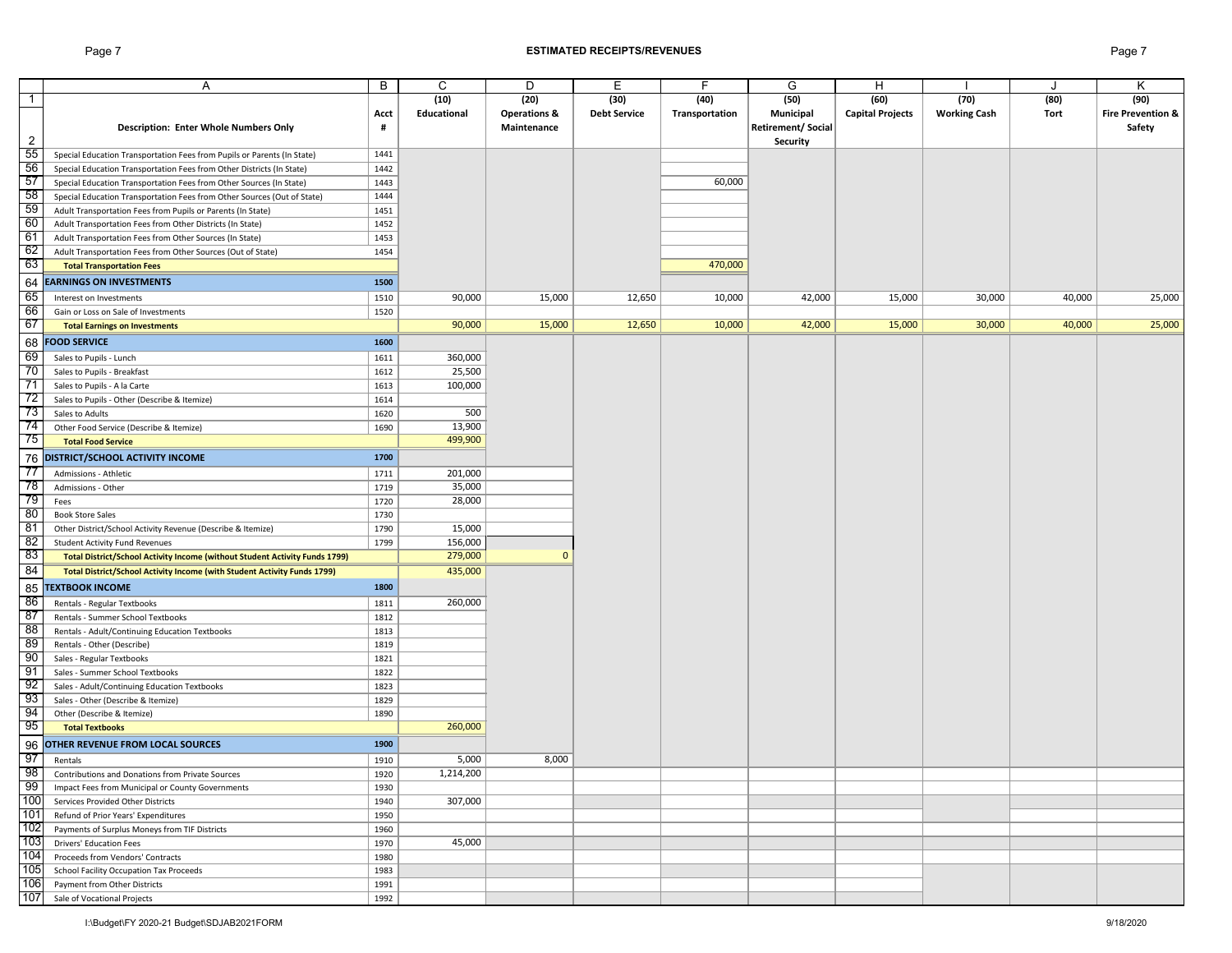# ESTIMATED RECEIPTS/REVENUES

| | A | B | C | D | E | F | G | H | I | J | K |
|---|---|---|---|---|---|---|---|---|---|---|---|
| 1 | | | (10) | (20) | (30) | (40) | (50) | (60) | (70) | (80) | (90) |
| 2 | **Description: Enter Whole Numbers Only** | **Acct #** | **Educational** | **Operations & Maintenance** | **Debt Service** | **Transportation** | **Municipal Retirement/ Social Security** | **Capital Projects** | **Working Cash** | **Tort** | **Fire Prevention & Safety** |
| 55 | Special Education Transportation Fees from Pupils or Parents (In State) | 1441 | | | | | | | | | |
| 56 | Special Education Transportation Fees from Other Districts (In State) | 1442 | | | | | | | | | |
| 57 | Special Education Transportation Fees from Other Sources (In State) | 1443 | | | | 60,000 | | | | | |
| 58 | Special Education Transportation Fees from Other Sources (Out of State) | 1444 | | | | | | | | | |
| 59 | Adult Transportation Fees from Pupils or Parents (In State) | 1451 | | | | | | | | | |
| 60 | Adult Transportation Fees from Other Districts (In State) | 1452 | | | | | | | | | |
| 61 | Adult Transportation Fees from Other Sources (In State) | 1453 | | | | | | | | | |
| 62 | Adult Transportation Fees from Other Sources (Out of State) | 1454 | | | | | | | | | |
| 63 | **Total Transportation Fees** | | | | | 470,000 | | | | | |
| 64 | **EARNINGS ON INVESTMENTS** | **1500** | | | | | | | | | |
| 65 | Interest on Investments | 1510 | 90,000 | 15,000 | 12,650 | 10,000 | 42,000 | 15,000 | 30,000 | 40,000 | 25,000 |
| 66 | Gain or Loss on Sale of Investments | 1520 | | | | | | | | | |
| 67 | **Total Earnings on Investments** | | 90,000 | 15,000 | 12,650 | 10,000 | 42,000 | 15,000 | 30,000 | 40,000 | 25,000 |
| 68 | **FOOD SERVICE** | **1600** | | | | | | | | | |
| 69 | Sales to Pupils - Lunch | 1611 | 360,000 | | | | | | | | |
| 70 | Sales to Pupils - Breakfast | 1612 | 25,500 | | | | | | | | |
| 71 | Sales to Pupils - A la Carte | 1613 | 100,000 | | | | | | | | |
| 72 | Sales to Pupils - Other (Describe & Itemize) | 1614 | | | | | | | | | |
| 73 | Sales to Adults | 1620 | 500 | | | | | | | | |
| 74 | Other Food Service (Describe & Itemize) | 1690 | 13,900 | | | | | | | | |
| 75 | **Total Food Service** | | 499,900 | | | | | | | | |
| 76 | **DISTRICT/SCHOOL ACTIVITY INCOME** | **1700** | | | | | | | | | |
| 77 | Admissions - Athletic | 1711 | 201,000 | | | | | | | | |
| 78 | Admissions - Other | 1719 | 35,000 | | | | | | | | |
| 79 | Fees | 1720 | 28,000 | | | | | | | | |
| 80 | Book Store Sales | 1730 | | | | | | | | | |
| 81 | Other District/School Activity Revenue (Describe & Itemize) | 1790 | 15,000 | | | | | | | | |
| 82 | Student Activity Fund Revenues | 1799 | 156,000 | | | | | | | | |
| 83 | **Total District/School Activity Income (without Student Activity Funds 1799)** | | 279,000 | 0 | | | | | | | |
| 84 | **Total District/School Activity Income (with Student Activity Funds 1799)** | | 435,000 | | | | | | | | |
| 85 | **TEXTBOOK INCOME** | **1800** | | | | | | | | | |
| 86 | Rentals - Regular Textbooks | 1811 | 260,000 | | | | | | | | |
| 87 | Rentals - Summer School Textbooks | 1812 | | | | | | | | | |
| 88 | Rentals - Adult/Continuing Education Textbooks | 1813 | | | | | | | | | |
| 89 | Rentals - Other (Describe) | 1819 | | | | | | | | | |
| 90 | Sales - Regular Textbooks | 1821 | | | | | | | | | |
| 91 | Sales - Summer School Textbooks | 1822 | | | | | | | | | |
| 92 | Sales - Adult/Continuing Education Textbooks | 1823 | | | | | | | | | |
| 93 | Sales - Other (Describe & Itemize) | 1829 | | | | | | | | | |
| 94 | Other (Describe & Itemize) | 1890 | | | | | | | | | |
| 95 | **Total Textbooks** | | 260,000 | | | | | | | | |
| 96 | **OTHER REVENUE FROM LOCAL SOURCES** | **1900** | | | | | | | | | |
| 97 | Rentals | 1910 | 5,000 | 8,000 | | | | | | | |
| 98 | Contributions and Donations from Private Sources | 1920 | 1,214,200 | | | | | | | | |
| 99 | Impact Fees from Municipal or County Governments | 1930 | | | | | | | | | |
| 100 | Services Provided Other Districts | 1940 | 307,000 | | | | | | | | |
| 101 | Refund of Prior Years' Expenditures | 1950 | | | | | | | | | |
| 102 | Payments of Surplus Moneys from TIF Districts | 1960 | | | | | | | | | |
| 103 | Drivers' Education Fees | 1970 | 45,000 | | | | | | | | |
| 104 | Proceeds from Vendors' Contracts | 1980 | | | | | | | | | |
| 105 | School Facility Occupation Tax Proceeds | 1983 | | | | | | | | | |
| 106 | Payment from Other Districts | 1991 | | | | | | | | | |
| 107 | Sale of Vocational Projects | 1992 | | | | | | | | | |

I:\Budget\FY 2020-21 Budget\SDJAB2021FORM 9/18/2020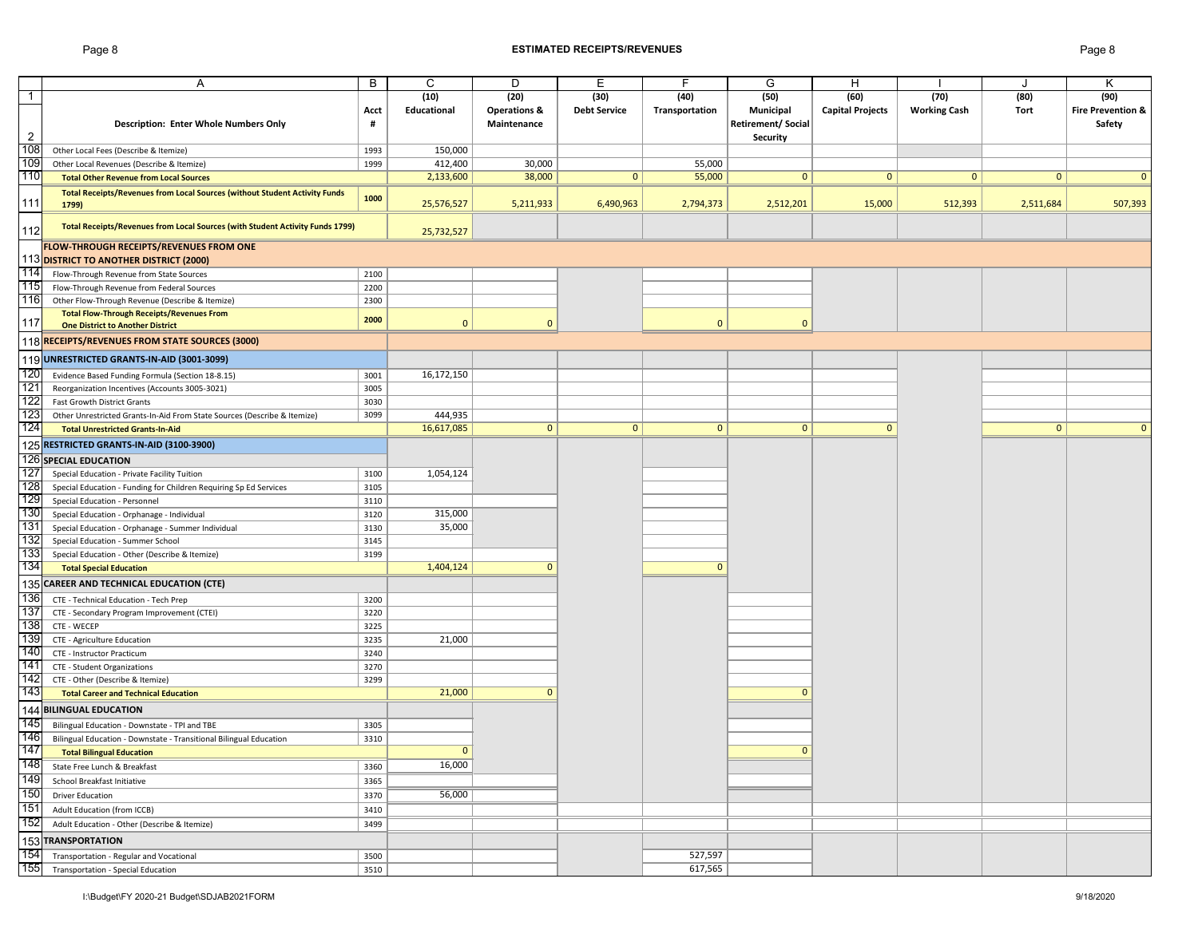## ESTIMATED RECEIPTS/REVENUES

| | A | B | C | D | E | F | G | H | I | J | K |
|---|---|---|---|---|---|---|---|---|---|---|---|
| 1 | Description: Enter Whole Numbers Only | Acct # | (10) Educational | (20) Operations & Maintenance | (30) Debt Service | (40) Transportation | (50) Municipal Retirement/ Social Security | (60) Capital Projects | (70) Working Cash | (80) Tort | (90) Fire Prevention & Safety |
| 108 | Other Local Fees (Describe & Itemize) | 1993 | 150,000 | | | | | | | | |
| 109 | Other Local Revenues (Describe & Itemize) | 1999 | 412,400 | 30,000 | | 55,000 | | | | | |
| 110 | **Total Other Revenue from Local Sources** | | 2,133,600 | 38,000 | 0 | 55,000 | 0 | 0 | 0 | 0 | 0 |
| 111 | **Total Receipts/Revenues from Local Sources (without Student Activity Funds 1799)** | 1000 | 25,576,527 | 5,211,933 | 6,490,963 | 2,794,373 | 2,512,201 | 15,000 | 512,393 | 2,511,684 | 507,393 |
| 112 | **Total Receipts/Revenues from Local Sources (with Student Activity Funds 1799)** | | 25,732,527 | | | | | | | | |
| 113 | **FLOW-THROUGH RECEIPTS/REVENUES FROM ONE DISTRICT TO ANOTHER DISTRICT (2000)** | | | | | | | | | | |
| 114 | Flow-Through Revenue from State Sources | 2100 | | | | | | | | | |
| 115 | Flow-Through Revenue from Federal Sources | 2200 | | | | | | | | | |
| 116 | Other Flow-Through Revenue (Describe & Itemize) | 2300 | | | | | | | | | |
| 117 | **Total Flow-Through Receipts/Revenues From One District to Another District** | 2000 | 0 | 0 | | 0 | 0 | | | | |
| 118 | **RECEIPTS/REVENUES FROM STATE SOURCES (3000)** | | | | | | | | | | |
| 119 | **UNRESTRICTED GRANTS-IN-AID (3001-3099)** | | | | | | | | | | |
| 120 | Evidence Based Funding Formula (Section 18-8.15) | 3001 | 16,172,150 | | | | | | | | |
| 121 | Reorganization Incentives (Accounts 3005-3021) | 3005 | | | | | | | | | |
| 122 | Fast Growth District Grants | 3030 | | | | | | | | | |
| 123 | Other Unrestricted Grants-In-Aid From State Sources (Describe & Itemize) | 3099 | 444,935 | | | | | | | | |
| 124 | **Total Unrestricted Grants-In-Aid** | | 16,617,085 | 0 | 0 | 0 | 0 | 0 | | 0 | 0 |
| 125 | **RESTRICTED GRANTS-IN-AID (3100-3900)** | | | | | | | | | | |
| 126 | **SPECIAL EDUCATION** | | | | | | | | | | |
| 127 | Special Education - Private Facility Tuition | 3100 | 1,054,124 | | | | | | | | |
| 128 | Special Education - Funding for Children Requiring Sp Ed Services | 3105 | | | | | | | | | |
| 129 | Special Education - Personnel | 3110 | | | | | | | | | |
| 130 | Special Education - Orphanage - Individual | 3120 | 315,000 | | | | | | | | |
| 131 | Special Education - Orphanage - Summer Individual | 3130 | 35,000 | | | | | | | | |
| 132 | Special Education - Summer School | 3145 | | | | | | | | | |
| 133 | Special Education - Other (Describe & Itemize) | 3199 | | | | | | | | | |
| 134 | **Total Special Education** | | 1,404,124 | 0 | | 0 | | | | | |
| 135 | **CAREER AND TECHNICAL EDUCATION (CTE)** | | | | | | | | | | |
| 136 | CTE - Technical Education - Tech Prep | 3200 | | | | | | | | | |
| 137 | CTE - Secondary Program Improvement (CTEI) | 3220 | | | | | | | | | |
| 138 | CTE - WECEP | 3225 | | | | | | | | | |
| 139 | CTE - Agriculture Education | 3235 | 21,000 | | | | | | | | |
| 140 | CTE - Instructor Practicum | 3240 | | | | | | | | | |
| 141 | CTE - Student Organizations | 3270 | | | | | | | | | |
| 142 | CTE - Other (Describe & Itemize) | 3299 | | | | | | | | | |
| 143 | **Total Career and Technical Education** | | 21,000 | 0 | | | 0 | | | | |
| 144 | **BILINGUAL EDUCATION** | | | | | | | | | | |
| 145 | Bilingual Education - Downstate - TPI and TBE | 3305 | | | | | | | | | |
| 146 | Bilingual Education - Downstate - Transitional Bilingual Education | 3310 | | | | | | | | | |
| 147 | **Total Bilingual Education** | | 0 | | | | 0 | | | | |
| 148 | State Free Lunch & Breakfast | 3360 | 16,000 | | | | | | | | |
| 149 | School Breakfast Initiative | 3365 | | | | | | | | | |
| 150 | Driver Education | 3370 | 56,000 | | | | | | | | |
| 151 | Adult Education (from ICCB) | 3410 | | | | | | | | | |
| 152 | Adult Education - Other (Describe & Itemize) | 3499 | | | | | | | | | |
| 153 | **TRANSPORTATION** | | | | | | | | | | |
| 154 | Transportation - Regular and Vocational | 3500 | | | | 527,597 | | | | | |
| 155 | Transportation - Special Education | 3510 | | | | 617,565 | | | | | |

I:\Budget\FY 2020-21 Budget\SDJAB2021FORM — 9/18/2020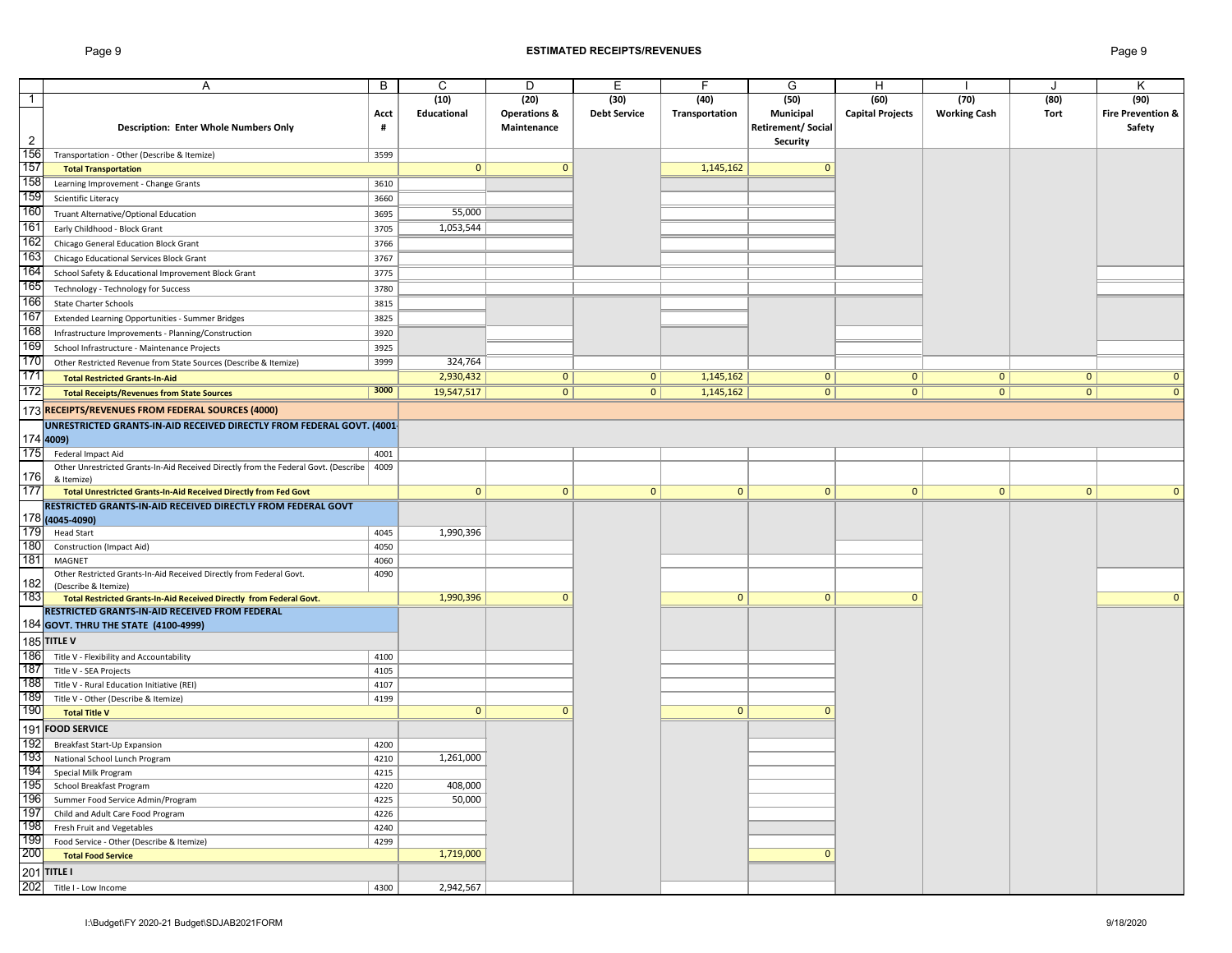## ESTIMATED RECEIPTS/REVENUES

| | A | B | C | D | E | F | G | H | I | J | K |
|---|---|---|---|---|---|---|---|---|---|---|---|
| 1 | | | (10) | (20) | (30) | (40) | (50) | (60) | (70) | (80) | (90) |
| 2 | **Description: Enter Whole Numbers Only** | **Acct #** | **Educational** | **Operations & Maintenance** | **Debt Service** | **Transportation** | **Municipal Retirement/ Social Security** | **Capital Projects** | **Working Cash** | **Tort** | **Fire Prevention & Safety** |
| 156 | Transportation - Other (Describe & Itemize) | 3599 | | | | | | | | | |
| 157 | **Total Transportation** | | 0 | 0 | | 1,145,162 | 0 | | | | |
| 158 | Learning Improvement - Change Grants | 3610 | | | | | | | | | |
| 159 | Scientific Literacy | 3660 | | | | | | | | | |
| 160 | Truant Alternative/Optional Education | 3695 | 55,000 | | | | | | | | |
| 161 | Early Childhood - Block Grant | 3705 | 1,053,544 | | | | | | | | |
| 162 | Chicago General Education Block Grant | 3766 | | | | | | | | | |
| 163 | Chicago Educational Services Block Grant | 3767 | | | | | | | | | |
| 164 | School Safety & Educational Improvement Block Grant | 3775 | | | | | | | | | |
| 165 | Technology - Technology for Success | 3780 | | | | | | | | | |
| 166 | State Charter Schools | 3815 | | | | | | | | | |
| 167 | Extended Learning Opportunities - Summer Bridges | 3825 | | | | | | | | | |
| 168 | Infrastructure Improvements - Planning/Construction | 3920 | | | | | | | | | |
| 169 | School Infrastructure - Maintenance Projects | 3925 | | | | | | | | | |
| 170 | Other Restricted Revenue from State Sources (Describe & Itemize) | 3999 | 324,764 | | | | | | | | |
| 171 | **Total Restricted Grants-In-Aid** | | 2,930,432 | 0 | 0 | 1,145,162 | 0 | 0 | 0 | 0 | 0 |
| 172 | **Total Receipts/Revenues from State Sources** | 3000 | 19,547,517 | 0 | 0 | 1,145,162 | 0 | 0 | 0 | 0 | 0 |
| 173 | **RECEIPTS/REVENUES FROM FEDERAL SOURCES (4000)** | | | | | | | | | | |
| 174 | **UNRESTRICTED GRANTS-IN-AID RECEIVED DIRECTLY FROM FEDERAL GOVT. (4001-4009)** | | | | | | | | | | |
| 175 | Federal Impact Aid | 4001 | | | | | | | | | |
| 176 | Other Unrestricted Grants-In-Aid Received Directly from the Federal Govt. (Describe & Itemize) | 4009 | | | | | | | | | |
| 177 | **Total Unrestricted Grants-In-Aid Received Directly from Fed Govt** | | 0 | 0 | 0 | 0 | 0 | 0 | 0 | 0 | 0 |
| 178 | **RESTRICTED GRANTS-IN-AID RECEIVED DIRECTLY FROM FEDERAL GOVT (4045-4090)** | | | | | | | | | | |
| 179 | Head Start | 4045 | 1,990,396 | | | | | | | | |
| 180 | Construction (Impact Aid) | 4050 | | | | | | | | | |
| 181 | MAGNET | 4060 | | | | | | | | | |
| 182 | Other Restricted Grants-In-Aid Received Directly from Federal Govt. (Describe & Itemize) | 4090 | | | | | | | | | |
| 183 | **Total Restricted Grants-In-Aid Received Directly from Federal Govt.** | | 1,990,396 | 0 | | 0 | 0 | 0 | | | 0 |
| 184 | **RESTRICTED GRANTS-IN-AID RECEIVED FROM FEDERAL GOVT. THRU THE STATE (4100-4999)** | | | | | | | | | | |
| 185 | **TITLE V** | | | | | | | | | | |
| 186 | Title V - Flexibility and Accountability | 4100 | | | | | | | | | |
| 187 | Title V - SEA Projects | 4105 | | | | | | | | | |
| 188 | Title V - Rural Education Initiative (REI) | 4107 | | | | | | | | | |
| 189 | Title V - Other (Describe & Itemize) | 4199 | | | | | | | | | |
| 190 | **Total Title V** | | 0 | 0 | | 0 | 0 | | | | |
| 191 | **FOOD SERVICE** | | | | | | | | | | |
| 192 | Breakfast Start-Up Expansion | 4200 | | | | | | | | | |
| 193 | National School Lunch Program | 4210 | 1,261,000 | | | | | | | | |
| 194 | Special Milk Program | 4215 | | | | | | | | | |
| 195 | School Breakfast Program | 4220 | 408,000 | | | | | | | | |
| 196 | Summer Food Service Admin/Program | 4225 | 50,000 | | | | | | | | |
| 197 | Child and Adult Care Food Program | 4226 | | | | | | | | | |
| 198 | Fresh Fruit and Vegetables | 4240 | | | | | | | | | |
| 199 | Food Service - Other (Describe & Itemize) | 4299 | | | | | | | | | |
| 200 | **Total Food Service** | | 1,719,000 | | | | 0 | | | | |
| 201 | **TITLE I** | | | | | | | | | | |
| 202 | Title I - Low Income | 4300 | 2,942,567 | | | | | | | | |

I:\Budget\FY 2020-21 Budget\SDJAB2021FORM

9/18/2020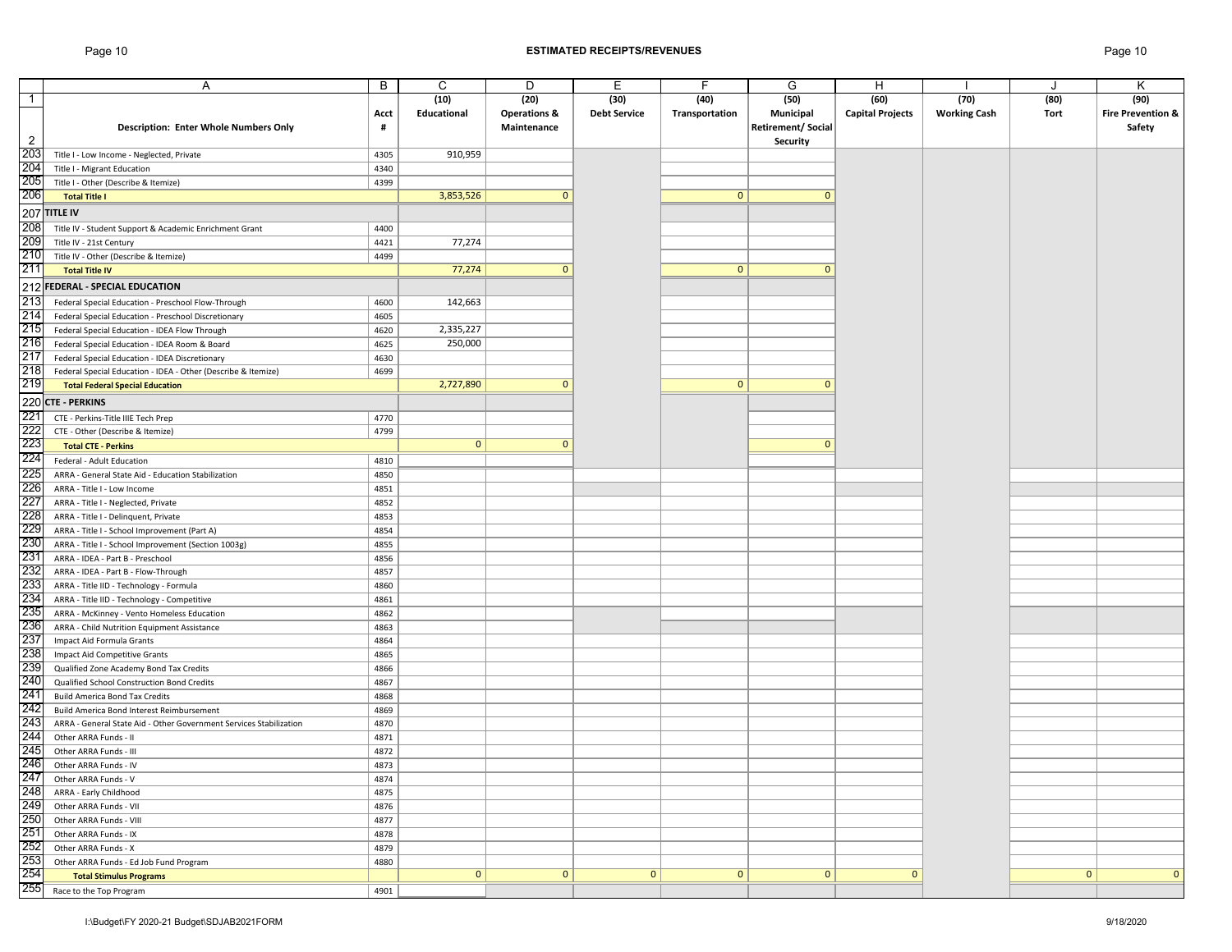## ESTIMATED RECEIPTS/REVENUES

| | A | B | C | D | E | F | G | H | I | J | K |
|---|---|---|---|---|---|---|---|---|---|---|---|
| 1 | | | (10) | (20) | (30) | (40) | (50) | (60) | (70) | (80) | (90) |
| 2 | **Description: Enter Whole Numbers Only** | **Acct #** | **Educational** | **Operations & Maintenance** | **Debt Service** | **Transportation** | **Municipal Retirement/ Social Security** | **Capital Projects** | **Working Cash** | **Tort** | **Fire Prevention & Safety** |
| 203 | Title I - Low Income - Neglected, Private | 4305 | 910,959 | | | | | | | | |
| 204 | Title I - Migrant Education | 4340 | | | | | | | | | |
| 205 | Title I - Other (Describe & Itemize) | 4399 | | | | | | | | | |
| 206 | **Total Title I** | | 3,853,526 | 0 | | 0 | 0 | | | | |
| 207 | **TITLE IV** | | | | | | | | | | |
| 208 | Title IV - Student Support & Academic Enrichment Grant | 4400 | | | | | | | | | |
| 209 | Title IV - 21st Century | 4421 | 77,274 | | | | | | | | |
| 210 | Title IV - Other (Describe & Itemize) | 4499 | | | | | | | | | |
| 211 | **Total Title IV** | | 77,274 | 0 | | 0 | 0 | | | | |
| 212 | **FEDERAL - SPECIAL EDUCATION** | | | | | | | | | | |
| 213 | Federal Special Education - Preschool Flow-Through | 4600 | 142,663 | | | | | | | | |
| 214 | Federal Special Education - Preschool Discretionary | 4605 | | | | | | | | | |
| 215 | Federal Special Education - IDEA Flow Through | 4620 | 2,335,227 | | | | | | | | |
| 216 | Federal Special Education - IDEA Room & Board | 4625 | 250,000 | | | | | | | | |
| 217 | Federal Special Education - IDEA Discretionary | 4630 | | | | | | | | | |
| 218 | Federal Special Education - IDEA - Other (Describe & Itemize) | 4699 | | | | | | | | | |
| 219 | **Total Federal Special Education** | | 2,727,890 | 0 | | 0 | 0 | | | | |
| 220 | **CTE - PERKINS** | | | | | | | | | | |
| 221 | CTE - Perkins-Title IIIE Tech Prep | 4770 | | | | | | | | | |
| 222 | CTE - Other (Describe & Itemize) | 4799 | | | | | | | | | |
| 223 | **Total CTE - Perkins** | | 0 | 0 | | | 0 | | | | |
| 224 | Federal - Adult Education | 4810 | | | | | | | | | |
| 225 | ARRA - General State Aid - Education Stabilization | 4850 | | | | | | | | | |
| 226 | ARRA - Title I - Low Income | 4851 | | | | | | | | | |
| 227 | ARRA - Title I - Neglected, Private | 4852 | | | | | | | | | |
| 228 | ARRA - Title I - Delinquent, Private | 4853 | | | | | | | | | |
| 229 | ARRA - Title I - School Improvement (Part A) | 4854 | | | | | | | | | |
| 230 | ARRA - Title I - School Improvement (Section 1003g) | 4855 | | | | | | | | | |
| 231 | ARRA - IDEA - Part B - Preschool | 4856 | | | | | | | | | |
| 232 | ARRA - IDEA - Part B - Flow-Through | 4857 | | | | | | | | | |
| 233 | ARRA - Title IID - Technology - Formula | 4860 | | | | | | | | | |
| 234 | ARRA - Title IID - Technology - Competitive | 4861 | | | | | | | | | |
| 235 | ARRA - McKinney - Vento Homeless Education | 4862 | | | | | | | | | |
| 236 | ARRA - Child Nutrition Equipment Assistance | 4863 | | | | | | | | | |
| 237 | Impact Aid Formula Grants | 4864 | | | | | | | | | |
| 238 | Impact Aid Competitive Grants | 4865 | | | | | | | | | |
| 239 | Qualified Zone Academy Bond Tax Credits | 4866 | | | | | | | | | |
| 240 | Qualified School Construction Bond Credits | 4867 | | | | | | | | | |
| 241 | Build America Bond Tax Credits | 4868 | | | | | | | | | |
| 242 | Build America Bond Interest Reimbursement | 4869 | | | | | | | | | |
| 243 | ARRA - General State Aid - Other Government Services Stabilization | 4870 | | | | | | | | | |
| 244 | Other ARRA Funds - II | 4871 | | | | | | | | | |
| 245 | Other ARRA Funds - III | 4872 | | | | | | | | | |
| 246 | Other ARRA Funds - IV | 4873 | | | | | | | | | |
| 247 | Other ARRA Funds - V | 4874 | | | | | | | | | |
| 248 | ARRA - Early Childhood | 4875 | | | | | | | | | |
| 249 | Other ARRA Funds - VII | 4876 | | | | | | | | | |
| 250 | Other ARRA Funds - VIII | 4877 | | | | | | | | | |
| 251 | Other ARRA Funds - IX | 4878 | | | | | | | | | |
| 252 | Other ARRA Funds - X | 4879 | | | | | | | | | |
| 253 | Other ARRA Funds - Ed Job Fund Program | 4880 | | | | | | | | | |
| 254 | **Total Stimulus Programs** | | 0 | 0 | 0 | 0 | 0 | 0 | | 0 | 0 |
| 255 | Race to the Top Program | 4901 | | | | | | | | | |

I:\Budget\FY 2020-21 Budget\SDJAB2021FORM 9/18/2020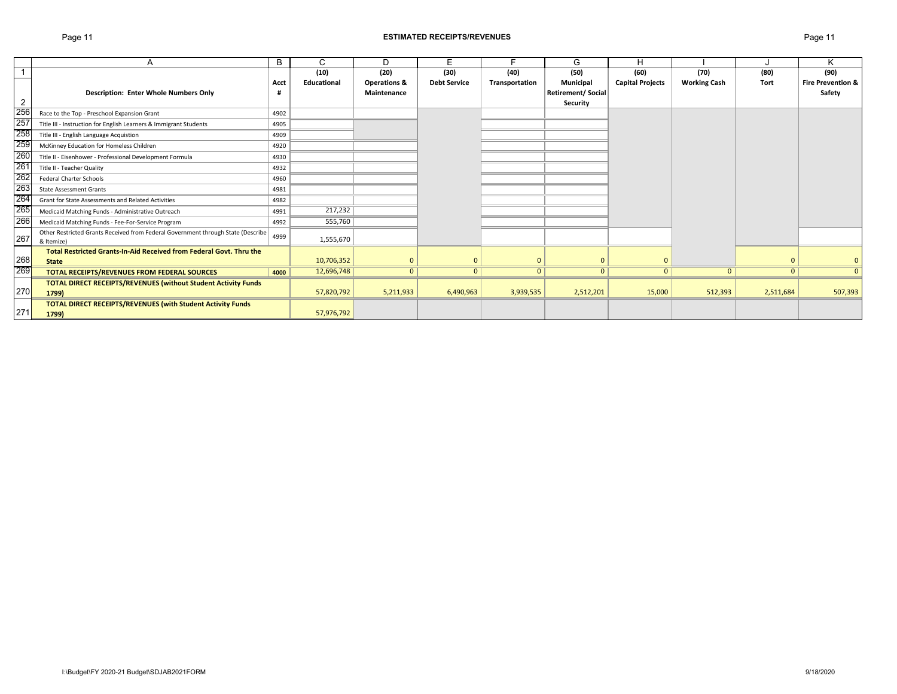# ESTIMATED RECEIPTS/REVENUES

| | A | B | C | D | E | F | G | H | I | J | K |
|---|---|---|---|---|---|---|---|---|---|---|---|
| 1 | | | (10) | (20) | (30) | (40) | (50) | (60) | (70) | (80) | (90) |
| 2 | **Description: Enter Whole Numbers Only** | **Acct #** | **Educational** | **Operations & Maintenance** | **Debt Service** | **Transportation** | **Municipal Retirement/ Social Security** | **Capital Projects** | **Working Cash** | **Tort** | **Fire Prevention & Safety** |
| 256 | Race to the Top - Preschool Expansion Grant | 4902 | | | | | | | | | |
| 257 | Title III - Instruction for English Learners & Immigrant Students | 4905 | | | | | | | | | |
| 258 | Title III - English Language Acquistion | 4909 | | | | | | | | | |
| 259 | McKinney Education for Homeless Children | 4920 | | | | | | | | | |
| 260 | Title II - Eisenhower - Professional Development Formula | 4930 | | | | | | | | | |
| 261 | Title II - Teacher Quality | 4932 | | | | | | | | | |
| 262 | Federal Charter Schools | 4960 | | | | | | | | | |
| 263 | State Assessment Grants | 4981 | | | | | | | | | |
| 264 | Grant for State Assessments and Related Activities | 4982 | | | | | | | | | |
| 265 | Medicaid Matching Funds - Administrative Outreach | 4991 | 217,232 | | | | | | | | |
| 266 | Medicaid Matching Funds - Fee-For-Service Program | 4992 | 555,760 | | | | | | | | |
| 267 | Other Restricted Grants Received from Federal Government through State (Describe & Itemize) | 4999 | 1,555,670 | | | | | | | | |
| 268 | **Total Restricted Grants-In-Aid Received from Federal Govt. Thru the State** | | 10,706,352 | 0 | 0 | 0 | 0 | 0 | | 0 | 0 |
| 269 | **TOTAL RECEIPTS/REVENUES FROM FEDERAL SOURCES** | **4000** | 12,696,748 | 0 | 0 | 0 | 0 | 0 | 0 | 0 | 0 |
| 270 | **TOTAL DIRECT RECEIPTS/REVENUES (without Student Activity Funds 1799)** | | 57,820,792 | 5,211,933 | 6,490,963 | 3,939,535 | 2,512,201 | 15,000 | 512,393 | 2,511,684 | 507,393 |
| 271 | **TOTAL DIRECT RECEIPTS/REVENUES (with Student Activity Funds 1799)** | | 57,976,792 | | | | | | | | |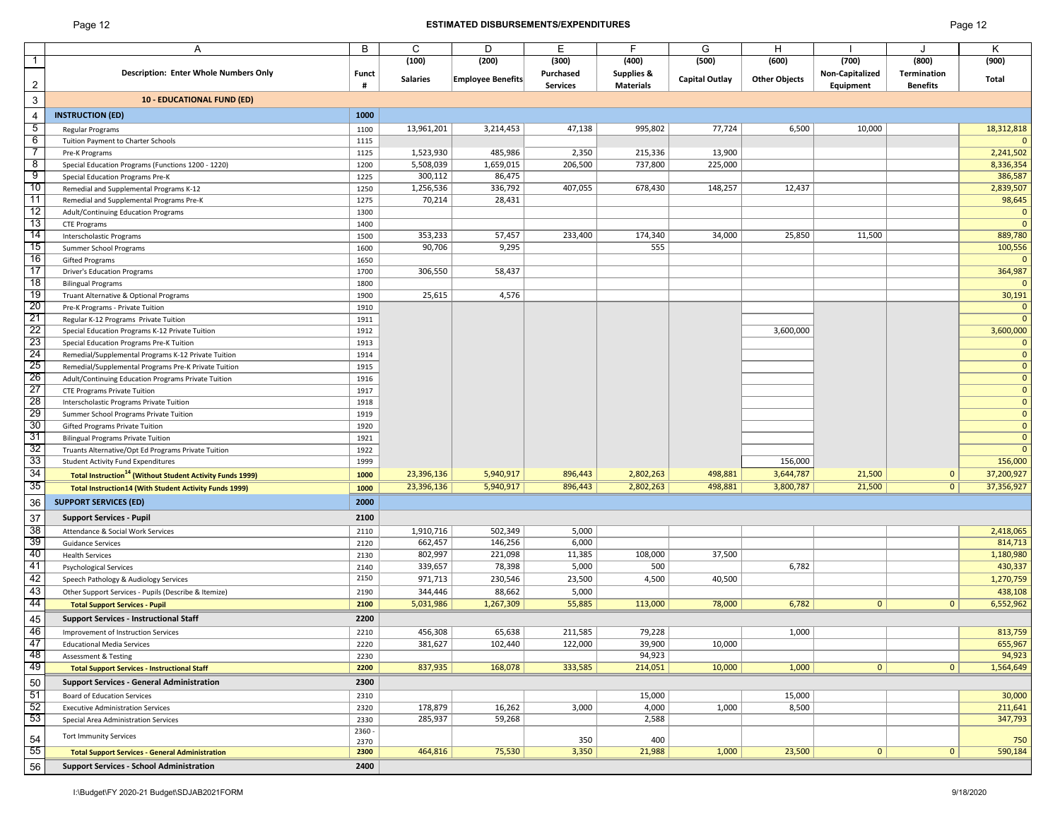## ESTIMATED DISBURSEMENTS/EXPENDITURES

| | A | B | C | D | E | F | G | H | I | J | K |
|---|---|---|---|---|---|---|---|---|---|---|---|
| 1 | | | (100) | (200) | (300) | (400) | (500) | (600) | (700) | (800) | (900) |
| 2 | **Description: Enter Whole Numbers Only** | **Funct #** | **Salaries** | **Employee Benefits** | **Purchased Services** | **Supplies & Materials** | **Capital Outlay** | **Other Objects** | **Non-Capitalized Equipment** | **Termination Benefits** | **Total** |
| 3 | **10 - EDUCATIONAL FUND (ED)** | | | | | | | | | | |
| 4 | **INSTRUCTION (ED)** | **1000** | | | | | | | | | |
| 5 | Regular Programs | 1100 | 13,961,201 | 3,214,453 | 47,138 | 995,802 | 77,724 | 6,500 | 10,000 | | 18,312,818 |
| 6 | Tuition Payment to Charter Schools | 1115 | | | | | | | | | 0 |
| 7 | Pre-K Programs | 1125 | 1,523,930 | 485,986 | 2,350 | 215,336 | 13,900 | | | | 2,241,502 |
| 8 | Special Education Programs (Functions 1200 - 1220) | 1200 | 5,508,039 | 1,659,015 | 206,500 | 737,800 | 225,000 | | | | 8,336,354 |
| 9 | Special Education Programs Pre-K | 1225 | 300,112 | 86,475 | | | | | | | 386,587 |
| 10 | Remedial and Supplemental Programs K-12 | 1250 | 1,256,536 | 336,792 | 407,055 | 678,430 | 148,257 | 12,437 | | | 2,839,507 |
| 11 | Remedial and Supplemental Programs Pre-K | 1275 | 70,214 | 28,431 | | | | | | | 98,645 |
| 12 | Adult/Continuing Education Programs | 1300 | | | | | | | | | 0 |
| 13 | CTE Programs | 1400 | | | | | | | | | 0 |
| 14 | Interscholastic Programs | 1500 | 353,233 | 57,457 | 233,400 | 174,340 | 34,000 | 25,850 | 11,500 | | 889,780 |
| 15 | Summer School Programs | 1600 | 90,706 | 9,295 | | 555 | | | | | 100,556 |
| 16 | Gifted Programs | 1650 | | | | | | | | | 0 |
| 17 | Driver's Education Programs | 1700 | 306,550 | 58,437 | | | | | | | 364,987 |
| 18 | Bilingual Programs | 1800 | | | | | | | | | 0 |
| 19 | Truant Alternative & Optional Programs | 1900 | 25,615 | 4,576 | | | | | | | 30,191 |
| 20 | Pre-K Programs - Private Tuition | 1910 | | | | | | | | | 0 |
| 21 | Regular K-12 Programs Private Tuition | 1911 | | | | | | | | | 0 |
| 22 | Special Education Programs K-12 Private Tuition | 1912 | | | | | | 3,600,000 | | | 3,600,000 |
| 23 | Special Education Programs Pre-K Tuition | 1913 | | | | | | | | | 0 |
| 24 | Remedial/Supplemental Programs K-12 Private Tuition | 1914 | | | | | | | | | 0 |
| 25 | Remedial/Supplemental Programs Pre-K Private Tuition | 1915 | | | | | | | | | 0 |
| 26 | Adult/Continuing Education Programs Private Tuition | 1916 | | | | | | | | | 0 |
| 27 | CTE Programs Private Tuition | 1917 | | | | | | | | | 0 |
| 28 | Interscholastic Programs Private Tuition | 1918 | | | | | | | | | 0 |
| 29 | Summer School Programs Private Tuition | 1919 | | | | | | | | | 0 |
| 30 | Gifted Programs Private Tuition | 1920 | | | | | | | | | 0 |
| 31 | Bilingual Programs Private Tuition | 1921 | | | | | | | | | 0 |
| 32 | Truants Alternative/Opt Ed Programs Private Tuition | 1922 | | | | | | | | | 0 |
| 33 | Student Activity Fund Expenditures | 1999 | | | | | | 156,000 | | | 156,000 |
| 34 | **Total Instruction[14] (Without Student Activity Funds 1999)** | **1000** | 23,396,136 | 5,940,917 | 896,443 | 2,802,263 | 498,881 | 3,644,787 | 21,500 | 0 | 37,200,927 |
| 35 | **Total Instruction14 (With Student Activity Funds 1999)** | **1000** | 23,396,136 | 5,940,917 | 896,443 | 2,802,263 | 498,881 | 3,800,787 | 21,500 | 0 | 37,356,927 |
| 36 | **SUPPORT SERVICES (ED)** | **2000** | | | | | | | | | |
| 37 | **Support Services - Pupil** | **2100** | | | | | | | | | |
| 38 | Attendance & Social Work Services | 2110 | 1,910,716 | 502,349 | 5,000 | | | | | | 2,418,065 |
| 39 | Guidance Services | 2120 | 662,457 | 146,256 | 6,000 | | | | | | 814,713 |
| 40 | Health Services | 2130 | 802,997 | 221,098 | 11,385 | 108,000 | 37,500 | | | | 1,180,980 |
| 41 | Psychological Services | 2140 | 339,657 | 78,398 | 5,000 | 500 | | 6,782 | | | 430,337 |
| 42 | Speech Pathology & Audiology Services | 2150 | 971,713 | 230,546 | 23,500 | 4,500 | 40,500 | | | | 1,270,759 |
| 43 | Other Support Services - Pupils (Describe & Itemize) | 2190 | 344,446 | 88,662 | 5,000 | | | | | | 438,108 |
| 44 | **Total Support Services - Pupil** | **2100** | 5,031,986 | 1,267,309 | 55,885 | 113,000 | 78,000 | 6,782 | 0 | 0 | 6,552,962 |
| 45 | **Support Services - Instructional Staff** | **2200** | | | | | | | | | |
| 46 | Improvement of Instruction Services | 2210 | 456,308 | 65,638 | 211,585 | 79,228 | | 1,000 | | | 813,759 |
| 47 | Educational Media Services | 2220 | 381,627 | 102,440 | 122,000 | 39,900 | 10,000 | | | | 655,967 |
| 48 | Assessment & Testing | 2230 | | | | 94,923 | | | | | 94,923 |
| 49 | **Total Support Services - Instructional Staff** | **2200** | 837,935 | 168,078 | 333,585 | 214,051 | 10,000 | 1,000 | 0 | 0 | 1,564,649 |
| 50 | **Support Services - General Administration** | **2300** | | | | | | | | | |
| 51 | Board of Education Services | 2310 | | | | 15,000 | | 15,000 | | | 30,000 |
| 52 | Executive Administration Services | 2320 | 178,879 | 16,262 | 3,000 | 4,000 | 1,000 | 8,500 | | | 211,641 |
| 53 | Special Area Administration Services | 2330 | 285,937 | 59,268 | | 2,588 | | | | | 347,793 |
| 54 | Tort Immunity Services | 2360 - 2370 | | | 350 | 400 | | | | | 750 |
| 55 | **Total Support Services - General Administration** | **2300** | 464,816 | 75,530 | 3,350 | 21,988 | 1,000 | 23,500 | 0 | 0 | 590,184 |
| 56 | **Support Services - School Administration** | **2400** | | | | | | | | | |

I:\Budget\FY 2020-21 Budget\SDJAB2021FORM 9/18/2020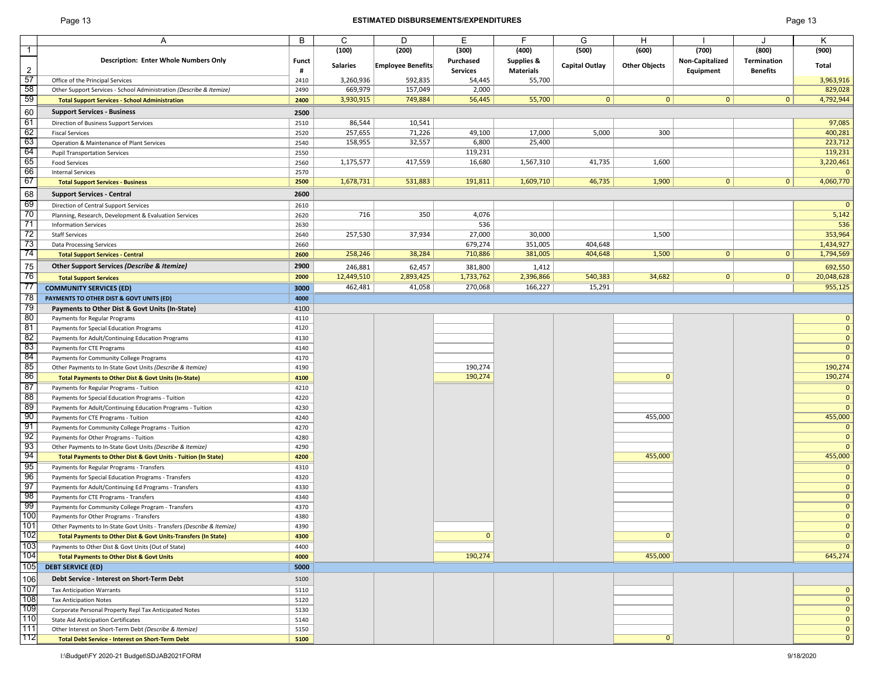## ESTIMATED DISBURSEMENTS/EXPENDITURES

| | A | B | C | D | E | F | G | H | I | J | K |
|---|---|---|---|---|---|---|---|---|---|---|---|
| 1 | | | (100) | (200) | (300) | (400) | (500) | (600) | (700) | (800) | (900) |
| 2 | **Description: Enter Whole Numbers Only** | **Funct #** | **Salaries** | **Employee Benefits** | **Purchased Services** | **Supplies & Materials** | **Capital Outlay** | **Other Objects** | **Non-Capitalized Equipment** | **Termination Benefits** | **Total** |
| 57 | Office of the Principal Services | 2410 | 3,260,936 | 592,835 | 54,445 | 55,700 | | | | | 3,963,916 |
| 58 | Other Support Services - School Administration *(Describe & Itemize)* | 2490 | 669,979 | 157,049 | 2,000 | | | | | | 829,028 |
| 59 | **Total Support Services - School Administration** | **2400** | 3,930,915 | 749,884 | 56,445 | 55,700 | 0 | 0 | 0 | 0 | 4,792,944 |
| 60 | **Support Services - Business** | **2500** | | | | | | | | | |
| 61 | Direction of Business Support Services | 2510 | 86,544 | 10,541 | | | | | | | 97,085 |
| 62 | Fiscal Services | 2520 | 257,655 | 71,226 | 49,100 | 17,000 | 5,000 | 300 | | | 400,281 |
| 63 | Operation & Maintenance of Plant Services | 2540 | 158,955 | 32,557 | 6,800 | 25,400 | | | | | 223,712 |
| 64 | Pupil Transportation Services | 2550 | | | 119,231 | | | | | | 119,231 |
| 65 | Food Services | 2560 | 1,175,577 | 417,559 | 16,680 | 1,567,310 | 41,735 | 1,600 | | | 3,220,461 |
| 66 | Internal Services | 2570 | | | | | | | | | 0 |
| 67 | **Total Support Services - Business** | **2500** | 1,678,731 | 531,883 | 191,811 | 1,609,710 | 46,735 | 1,900 | 0 | 0 | 4,060,770 |
| 68 | **Support Services - Central** | **2600** | | | | | | | | | |
| 69 | Direction of Central Support Services | 2610 | | | | | | | | | 0 |
| 70 | Planning, Research, Development & Evaluation Services | 2620 | 716 | 350 | 4,076 | | | | | | 5,142 |
| 71 | Information Services | 2630 | | | 536 | | | | | | 536 |
| 72 | Staff Services | 2640 | 257,530 | 37,934 | 27,000 | 30,000 | | 1,500 | | | 353,964 |
| 73 | Data Processing Services | 2660 | | | 679,274 | 351,005 | 404,648 | | | | 1,434,927 |
| 74 | **Total Support Services - Central** | **2600** | 258,246 | 38,284 | 710,886 | 381,005 | 404,648 | 1,500 | 0 | 0 | 1,794,569 |
| 75 | **Other Support Services *(Describe & Itemize)*** | **2900** | 246,881 | 62,457 | 381,800 | 1,412 | | | | | 692,550 |
| 76 | **Total Support Services** | **2000** | 12,449,510 | 2,893,425 | 1,733,762 | 2,396,866 | 540,383 | 34,682 | 0 | 0 | 20,048,628 |
| 77 | **COMMUNITY SERVICES (ED)** | **3000** | 462,481 | 41,058 | 270,068 | 166,227 | 15,291 | | | | 955,125 |
| 78 | **PAYMENTS TO OTHER DIST & GOVT UNITS (ED)** | **4000** | | | | | | | | | |
| 79 | **Payments to Other Dist & Govt Units (In-State)** | 4100 | | | | | | | | | |
| 80 | Payments for Regular Programs | 4110 | | | | | | | | | 0 |
| 81 | Payments for Special Education Programs | 4120 | | | | | | | | | 0 |
| 82 | Payments for Adult/Continuing Education Programs | 4130 | | | | | | | | | 0 |
| 83 | Payments for CTE Programs | 4140 | | | | | | | | | 0 |
| 84 | Payments for Community College Programs | 4170 | | | | | | | | | 0 |
| 85 | Other Payments to In-State Govt Units *(Describe & Itemize)* | 4190 | | | 190,274 | | | | | | 190,274 |
| 86 | **Total Payments to Other Dist & Govt Units (In-State)** | **4100** | | | 190,274 | | | 0 | | | 190,274 |
| 87 | Payments for Regular Programs - Tuition | 4210 | | | | | | | | | 0 |
| 88 | Payments for Special Education Programs - Tuition | 4220 | | | | | | | | | 0 |
| 89 | Payments for Adult/Continuing Education Programs - Tuition | 4230 | | | | | | | | | 0 |
| 90 | Payments for CTE Programs - Tuition | 4240 | | | | | | 455,000 | | | 455,000 |
| 91 | Payments for Community College Programs - Tuition | 4270 | | | | | | | | | 0 |
| 92 | Payments for Other Programs - Tuition | 4280 | | | | | | | | | 0 |
| 93 | Other Payments to In-State Govt Units *(Describe & Itemize)* | 4290 | | | | | | | | | 0 |
| 94 | **Total Payments to Other Dist & Govt Units - Tuition (In State)** | **4200** | | | | | | 455,000 | | | 455,000 |
| 95 | Payments for Regular Programs - Transfers | 4310 | | | | | | | | | 0 |
| 96 | Payments for Special Education Programs - Transfers | 4320 | | | | | | | | | 0 |
| 97 | Payments for Adult/Continuing Ed Programs - Transfers | 4330 | | | | | | | | | 0 |
| 98 | Payments for CTE Programs - Transfers | 4340 | | | | | | | | | 0 |
| 99 | Payments for Community College Program - Transfers | 4370 | | | | | | | | | 0 |
| 100 | Payments for Other Programs - Transfers | 4380 | | | | | | | | | 0 |
| 101 | Other Payments to In-State Govt Units - Transfers *(Describe & Itemize)* | 4390 | | | | | | | | | 0 |
| 102 | **Total Payments to Other Dist & Govt Units-Transfers (In State)** | **4300** | | | 0 | | | 0 | | | 0 |
| 103 | Payments to Other Dist & Govt Units (Out of State) | 4400 | | | | | | | | | 0 |
| 104 | **Total Payments to Other Dist & Govt Units** | **4000** | | | 190,274 | | | 455,000 | | | 645,274 |
| 105 | **DEBT SERVICE (ED)** | **5000** | | | | | | | | | |
| 106 | **Debt Service - Interest on Short-Term Debt** | 5100 | | | | | | | | | |
| 107 | Tax Anticipation Warrants | 5110 | | | | | | | | | 0 |
| 108 | Tax Anticipation Notes | 5120 | | | | | | | | | 0 |
| 109 | Corporate Personal Property Repl Tax Anticipated Notes | 5130 | | | | | | | | | 0 |
| 110 | State Aid Anticipation Certificates | 5140 | | | | | | | | | 0 |
| 111 | Other Interest on Short-Term Debt *(Describe & Itemize)* | 5150 | | | | | | | | | 0 |
| 112 | **Total Debt Service - Interest on Short-Term Debt** | **5100** | | | | | | 0 | | | 0 |

I:\Budget\FY 2020-21 Budget\SDJAB2021FORM 9/18/2020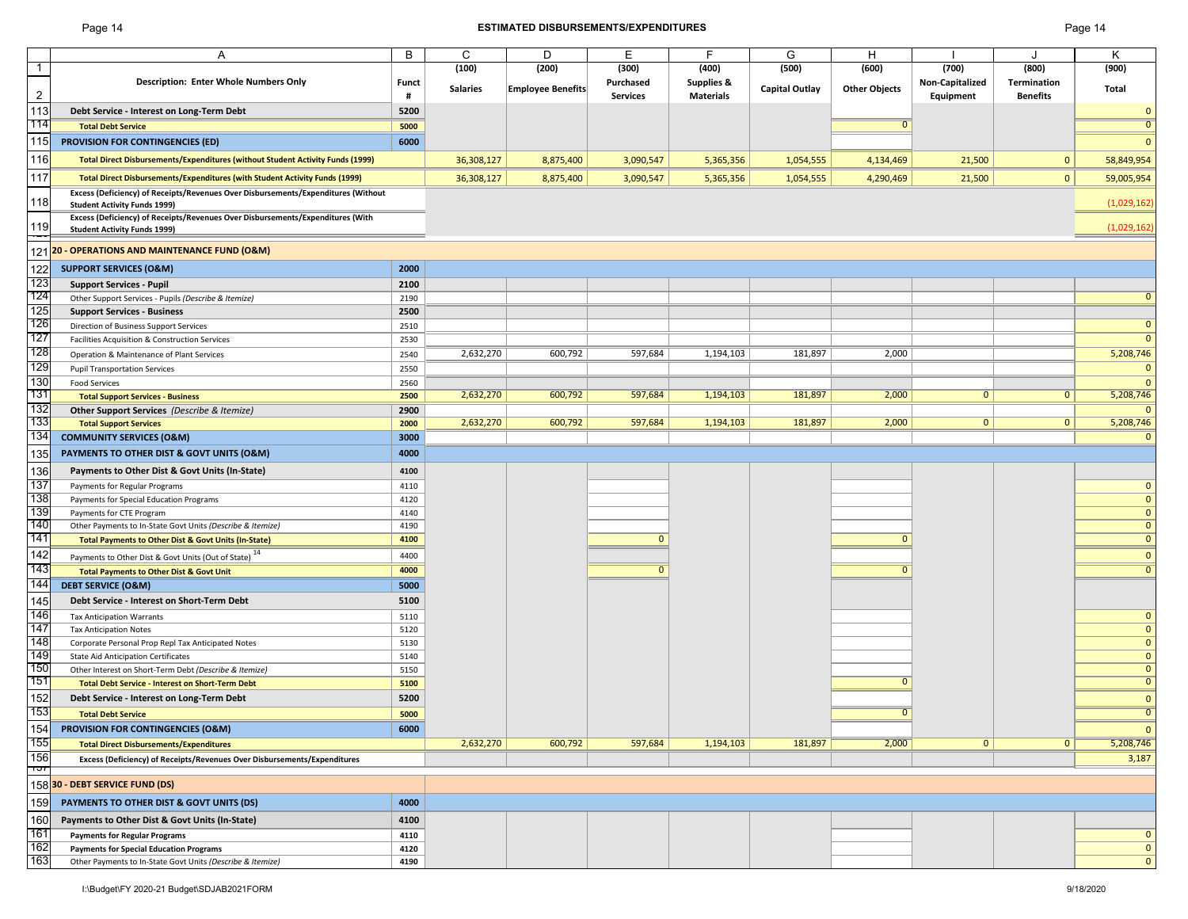# ESTIMATED DISBURSEMENTS/EXPENDITURES

| | A | B | C | D | E | F | G | H | I | J | K |
|---|---|---|---|---|---|---|---|---|---|---|---|
| 1 | | | (100) | (200) | (300) | (400) | (500) | (600) | (700) | (800) | (900) |
| 2 | **Description: Enter Whole Numbers Only** | **Funct #** | **Salaries** | **Employee Benefits** | **Purchased Services** | **Supplies & Materials** | **Capital Outlay** | **Other Objects** | **Non-Capitalized Equipment** | **Termination Benefits** | **Total** |
| 113 | **Debt Service - Interest on Long-Term Debt** | **5200** | | | | | | | | | 0 |
| 114 | **Total Debt Service** | **5000** | | | | | | 0 | | | 0 |
| 115 | **PROVISION FOR CONTINGENCIES (ED)** | **6000** | | | | | | | | | 0 |
| 116 | **Total Direct Disbursements/Expenditures (without Student Activity Funds (1999)** | | 36,308,127 | 8,875,400 | 3,090,547 | 5,365,356 | 1,054,555 | 4,134,469 | 21,500 | 0 | 58,849,954 |
| 117 | **Total Direct Disbursements/Expenditures (with Student Activity Funds (1999)** | | 36,308,127 | 8,875,400 | 3,090,547 | 5,365,356 | 1,054,555 | 4,290,469 | 21,500 | 0 | 59,005,954 |
| 118 | **Excess (Deficiency) of Receipts/Revenues Over Disbursements/Expenditures (Without Student Activity Funds 1999)** | | | | | | | | | | (1,029,162) |
| 119 | **Excess (Deficiency) of Receipts/Revenues Over Disbursements/Expenditures (With Student Activity Funds 1999)** | | | | | | | | | | (1,029,162) |
| 121 | **20 - OPERATIONS AND MAINTENANCE FUND (O&M)** | | | | | | | | | | |
| 122 | **SUPPORT SERVICES (O&M)** | **2000** | | | | | | | | | |
| 123 | **Support Services - Pupil** | **2100** | | | | | | | | | |
| 124 | Other Support Services - Pupils *(Describe & Itemize)* | 2190 | | | | | | | | | 0 |
| 125 | **Support Services - Business** | **2500** | | | | | | | | | |
| 126 | Direction of Business Support Services | 2510 | | | | | | | | | 0 |
| 127 | Facilities Acquisition & Construction Services | 2530 | | | | | | | | | 0 |
| 128 | Operation & Maintenance of Plant Services | 2540 | 2,632,270 | 600,792 | 597,684 | 1,194,103 | 181,897 | 2,000 | | | 5,208,746 |
| 129 | Pupil Transportation Services | 2550 | | | | | | | | | 0 |
| 130 | Food Services | 2560 | | | | | | | | | 0 |
| 131 | **Total Support Services - Business** | **2500** | 2,632,270 | 600,792 | 597,684 | 1,194,103 | 181,897 | 2,000 | 0 | 0 | 5,208,746 |
| 132 | **Other Support Services** *(Describe & Itemize)* | **2900** | | | | | | | | | 0 |
| 133 | **Total Support Services** | **2000** | 2,632,270 | 600,792 | 597,684 | 1,194,103 | 181,897 | 2,000 | 0 | 0 | 5,208,746 |
| 134 | **COMMUNITY SERVICES (O&M)** | **3000** | | | | | | | | | 0 |
| 135 | **PAYMENTS TO OTHER DIST & GOVT UNITS (O&M)** | **4000** | | | | | | | | | |
| 136 | **Payments to Other Dist & Govt Units (In-State)** | **4100** | | | | | | | | | |
| 137 | Payments for Regular Programs | 4110 | | | | | | | | | 0 |
| 138 | Payments for Special Education Programs | 4120 | | | | | | | | | 0 |
| 139 | Payments for CTE Program | 4140 | | | | | | | | | 0 |
| 140 | Other Payments to In-State Govt Units *(Describe & Itemize)* | 4190 | | | | | | | | | 0 |
| 141 | **Total Payments to Other Dist & Govt Units (In-State)** | **4100** | | | 0 | | | 0 | | | 0 |
| 142 | Payments to Other Dist & Govt Units (Out of State) [14] | 4400 | | | | | | | | | 0 |
| 143 | **Total Payments to Other Dist & Govt Unit** | **4000** | | | 0 | | | 0 | | | 0 |
| 144 | **DEBT SERVICE (O&M)** | **5000** | | | | | | | | | |
| 145 | **Debt Service - Interest on Short-Term Debt** | **5100** | | | | | | | | | |
| 146 | Tax Anticipation Warrants | 5110 | | | | | | | | | 0 |
| 147 | Tax Anticipation Notes | 5120 | | | | | | | | | 0 |
| 148 | Corporate Personal Prop Repl Tax Anticipated Notes | 5130 | | | | | | | | | 0 |
| 149 | State Aid Anticipation Certificates | 5140 | | | | | | | | | 0 |
| 150 | Other Interest on Short-Term Debt *(Describe & Itemize)* | 5150 | | | | | | | | | 0 |
| 151 | **Total Debt Service - Interest on Short-Term Debt** | **5100** | | | | | | 0 | | | 0 |
| 152 | **Debt Service - Interest on Long-Term Debt** | **5200** | | | | | | | | | 0 |
| 153 | **Total Debt Service** | **5000** | | | | | | 0 | | | 0 |
| 154 | **PROVISION FOR CONTINGENCIES (O&M)** | **6000** | | | | | | | | | 0 |
| 155 | **Total Direct Disbursements/Expenditures** | | 2,632,270 | 600,792 | 597,684 | 1,194,103 | 181,897 | 2,000 | 0 | 0 | 5,208,746 |
| 156 | **Excess (Deficiency) of Receipts/Revenues Over Disbursements/Expenditures** | | | | | | | | | | 3,187 |
| 158 | **30 - DEBT SERVICE FUND (DS)** | | | | | | | | | | |
| 159 | **PAYMENTS TO OTHER DIST & GOVT UNITS (DS)** | **4000** | | | | | | | | | |
| 160 | **Payments to Other Dist & Govt Units (In-State)** | **4100** | | | | | | | | | |
| 161 | **Payments for Regular Programs** | **4110** | | | | | | | | | 0 |
| 162 | **Payments for Special Education Programs** | **4120** | | | | | | | | | 0 |
| 163 | Other Payments to In-State Govt Units *(Describe & Itemize)* | **4190** | | | | | | | | | 0 |

I:\Budget\FY 2020-21 Budget\SDJAB2021FORM 9/18/2020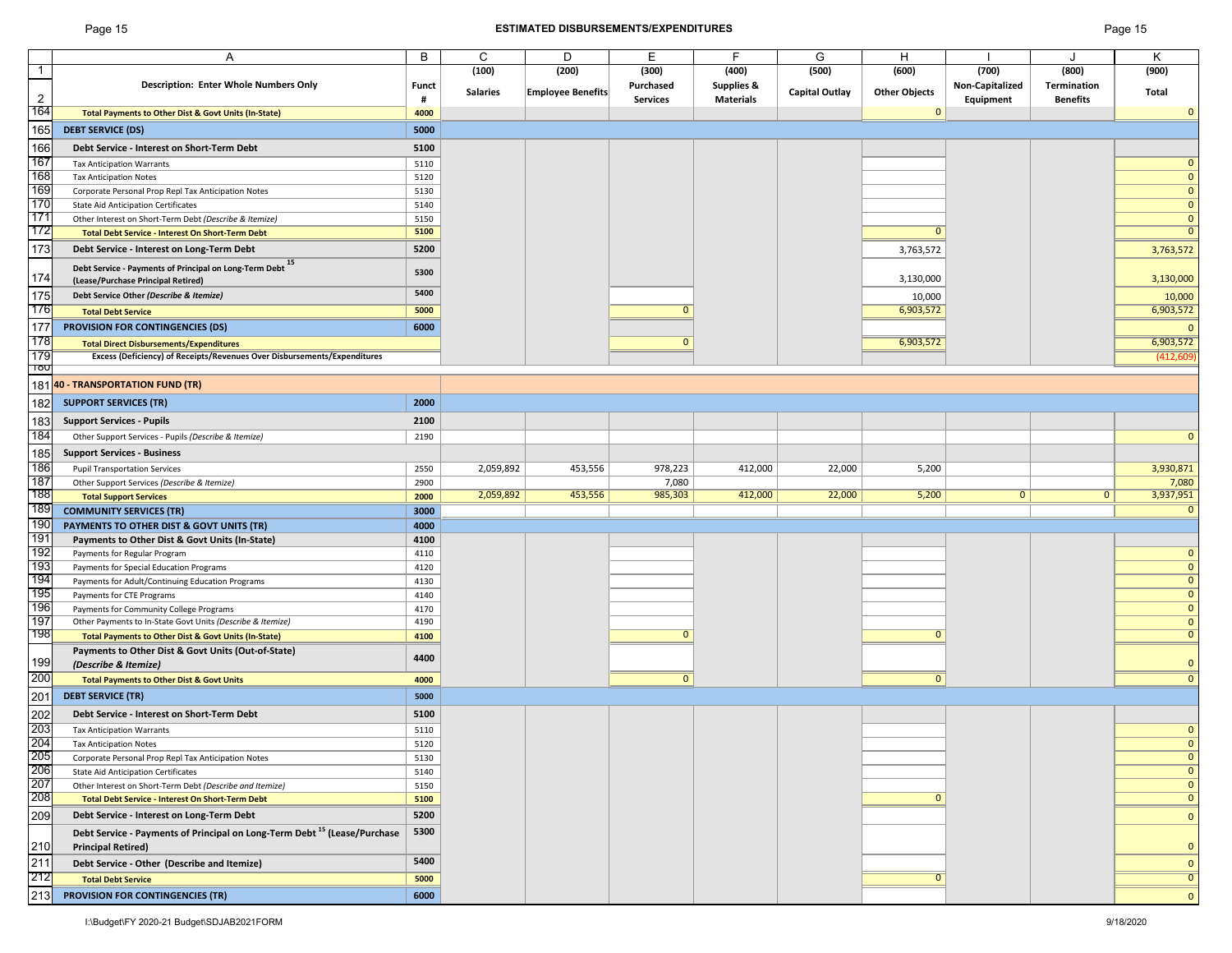## ESTIMATED DISBURSEMENTS/EXPENDITURES

| | A | B | C | D | E | F | G | H | I | J | K |
|---|---|---|---|---|---|---|---|---|---|---|---|
| 1 | | | (100) | (200) | (300) | (400) | (500) | (600) | (700) | (800) | (900) |
| 2 | Description: Enter Whole Numbers Only | Funct # | Salaries | Employee Benefits | Purchased Services | Supplies & Materials | Capital Outlay | Other Objects | Non-Capitalized Equipment | Termination Benefits | Total |
| 164 | **Total Payments to Other Dist & Govt Units (In-State)** | 4000 | | | | | | 0 | | | 0 |
| 165 | **DEBT SERVICE (DS)** | 5000 | | | | | | | | | |
| 166 | **Debt Service - Interest on Short-Term Debt** | 5100 | | | | | | | | | |
| 167 | Tax Anticipation Warrants | 5110 | | | | | | | | | 0 |
| 168 | Tax Anticipation Notes | 5120 | | | | | | | | | 0 |
| 169 | Corporate Personal Prop Repl Tax Anticipation Notes | 5130 | | | | | | | | | 0 |
| 170 | State Aid Anticipation Certificates | 5140 | | | | | | | | | 0 |
| 171 | Other Interest on Short-Term Debt *(Describe & Itemize)* | 5150 | | | | | | | | | 0 |
| 172 | **Total Debt Service - Interest On Short-Term Debt** | 5100 | | | | | | 0 | | | 0 |
| 173 | **Debt Service - Interest on Long-Term Debt** | 5200 | | | | | | 3,763,572 | | | 3,763,572 |
| 174 | **Debt Service - Payments of Principal on Long-Term Debt** [15] **(Lease/Purchase Principal Retired)** | 5300 | | | | | | 3,130,000 | | | 3,130,000 |
| 175 | **Debt Service Other *(Describe & Itemize)*** | 5400 | | | | | | 10,000 | | | 10,000 |
| 176 | **Total Debt Service** | 5000 | | | 0 | | | 6,903,572 | | | 6,903,572 |
| 177 | **PROVISION FOR CONTINGENCIES (DS)** | 6000 | | | | | | | | | 0 |
| 178 | **Total Direct Disbursements/Expenditures** | | | | 0 | | | 6,903,572 | | | 6,903,572 |
| 179 | **Excess (Deficiency) of Receipts/Revenues Over Disbursements/Expenditures** | | | | | | | | | | (412,609) |
| 181 | **40 - TRANSPORTATION FUND (TR)** | | | | | | | | | | |
| 182 | **SUPPORT SERVICES (TR)** | 2000 | | | | | | | | | |
| 183 | **Support Services - Pupils** | 2100 | | | | | | | | | |
| 184 | Other Support Services - Pupils *(Describe & Itemize)* | 2190 | | | | | | | | | 0 |
| 185 | **Support Services - Business** | | | | | | | | | | |
| 186 | Pupil Transportation Services | 2550 | 2,059,892 | 453,556 | 978,223 | 412,000 | 22,000 | 5,200 | | | 3,930,871 |
| 187 | Other Support Services *(Describe & Itemize)* | 2900 | | | 7,080 | | | | | | 7,080 |
| 188 | **Total Support Services** | 2000 | 2,059,892 | 453,556 | 985,303 | 412,000 | 22,000 | 5,200 | 0 | 0 | 3,937,951 |
| 189 | **COMMUNITY SERVICES (TR)** | 3000 | | | | | | | | | 0 |
| 190 | **PAYMENTS TO OTHER DIST & GOVT UNITS (TR)** | 4000 | | | | | | | | | |
| 191 | **Payments to Other Dist & Govt Units (In-State)** | 4100 | | | | | | | | | |
| 192 | Payments for Regular Program | 4110 | | | | | | | | | 0 |
| 193 | Payments for Special Education Programs | 4120 | | | | | | | | | 0 |
| 194 | Payments for Adult/Continuing Education Programs | 4130 | | | | | | | | | 0 |
| 195 | Payments for CTE Programs | 4140 | | | | | | | | | 0 |
| 196 | Payments for Community College Programs | 4170 | | | | | | | | | 0 |
| 197 | Other Payments to In-State Govt Units *(Describe & Itemize)* | 4190 | | | | | | | | | 0 |
| 198 | **Total Payments to Other Dist & Govt Units (In-State)** | 4100 | | | 0 | | | 0 | | | 0 |
| 199 | **Payments to Other Dist & Govt Units (Out-of-State) *(Describe & Itemize)*** | 4400 | | | | | | | | | 0 |
| 200 | **Total Payments to Other Dist & Govt Units** | 4000 | | | 0 | | | 0 | | | 0 |
| 201 | **DEBT SERVICE (TR)** | 5000 | | | | | | | | | |
| 202 | **Debt Service - Interest on Short-Term Debt** | 5100 | | | | | | | | | |
| 203 | Tax Anticipation Warrants | 5110 | | | | | | | | | 0 |
| 204 | Tax Anticipation Notes | 5120 | | | | | | | | | 0 |
| 205 | Corporate Personal Prop Repl Tax Anticipation Notes | 5130 | | | | | | | | | 0 |
| 206 | State Aid Anticipation Certificates | 5140 | | | | | | | | | 0 |
| 207 | Other Interest on Short-Term Debt *(Describe and Itemize)* | 5150 | | | | | | | | | 0 |
| 208 | **Total Debt Service - Interest On Short-Term Debt** | 5100 | | | | | | 0 | | | 0 |
| 209 | **Debt Service - Interest on Long-Term Debt** | 5200 | | | | | | | | | 0 |
| 210 | **Debt Service - Payments of Principal on Long-Term Debt** [15] **(Lease/Purchase Principal Retired)** | 5300 | | | | | | | | | 0 |
| 211 | **Debt Service - Other (Describe and Itemize)** | 5400 | | | | | | | | | 0 |
| 212 | **Total Debt Service** | 5000 | | | | | | 0 | | | 0 |
| 213 | **PROVISION FOR CONTINGENCIES (TR)** | 6000 | | | | | | | | | 0 |

I:\Budget\FY 2020-21 Budget\SDJAB2021FORM 9/18/2020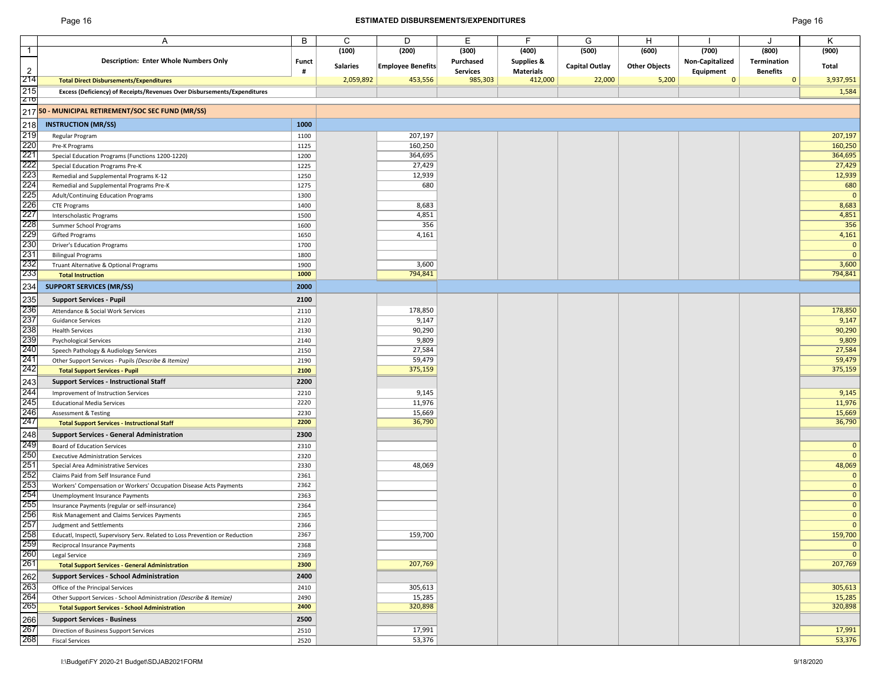## ESTIMATED DISBURSEMENTS/EXPENDITURES

| | A | B | C | D | E | F | G | H | I | J | K |
|---|---|---|---|---|---|---|---|---|---|---|---|
| 1 | | | (100) | (200) | (300) | (400) | (500) | (600) | (700) | (800) | (900) |
| 2 | **Description: Enter Whole Numbers Only** | **Funct #** | **Salaries** | **Employee Benefits** | **Purchased Services** | **Supplies & Materials** | **Capital Outlay** | **Other Objects** | **Non-Capitalized Equipment** | **Termination Benefits** | **Total** |
| 214 | **Total Direct Disbursements/Expenditures** | | 2,059,892 | 453,556 | 985,303 | 412,000 | 22,000 | 5,200 | 0 | 0 | 3,937,951 |
| 215 | **Excess (Deficiency) of Receipts/Revenues Over Disbursements/Expenditures** | | | | | | | | | | 1,584 |
| 216 | | | | | | | | | | | |
| 217 | **50 - MUNICIPAL RETIREMENT/SOC SEC FUND (MR/SS)** | | | | | | | | | | |
| 218 | **INSTRUCTION (MR/SS)** | **1000** | | | | | | | | | |
| 219 | Regular Program | 1100 | | 207,197 | | | | | | | 207,197 |
| 220 | Pre-K Programs | 1125 | | 160,250 | | | | | | | 160,250 |
| 221 | Special Education Programs (Functions 1200-1220) | 1200 | | 364,695 | | | | | | | 364,695 |
| 222 | Special Education Programs Pre-K | 1225 | | 27,429 | | | | | | | 27,429 |
| 223 | Remedial and Supplemental Programs K-12 | 1250 | | 12,939 | | | | | | | 12,939 |
| 224 | Remedial and Supplemental Programs Pre-K | 1275 | | 680 | | | | | | | 680 |
| 225 | Adult/Continuing Education Programs | 1300 | | | | | | | | | 0 |
| 226 | CTE Programs | 1400 | | 8,683 | | | | | | | 8,683 |
| 227 | Interscholastic Programs | 1500 | | 4,851 | | | | | | | 4,851 |
| 228 | Summer School Programs | 1600 | | 356 | | | | | | | 356 |
| 229 | Gifted Programs | 1650 | | 4,161 | | | | | | | 4,161 |
| 230 | Driver's Education Programs | 1700 | | | | | | | | | 0 |
| 231 | Bilingual Programs | 1800 | | | | | | | | | 0 |
| 232 | Truant Alternative & Optional Programs | 1900 | | 3,600 | | | | | | | 3,600 |
| 233 | **Total Instruction** | **1000** | | 794,841 | | | | | | | 794,841 |
| 234 | **SUPPORT SERVICES (MR/SS)** | **2000** | | | | | | | | | |
| 235 | **Support Services - Pupil** | **2100** | | | | | | | | | |
| 236 | Attendance & Social Work Services | 2110 | | 178,850 | | | | | | | 178,850 |
| 237 | Guidance Services | 2120 | | 9,147 | | | | | | | 9,147 |
| 238 | Health Services | 2130 | | 90,290 | | | | | | | 90,290 |
| 239 | Psychological Services | 2140 | | 9,809 | | | | | | | 9,809 |
| 240 | Speech Pathology & Audiology Services | 2150 | | 27,584 | | | | | | | 27,584 |
| 241 | Other Support Services - Pupils *(Describe & Itemize)* | 2190 | | 59,479 | | | | | | | 59,479 |
| 242 | **Total Support Services - Pupil** | **2100** | | 375,159 | | | | | | | 375,159 |
| 243 | **Support Services - Instructional Staff** | **2200** | | | | | | | | | |
| 244 | Improvement of Instruction Services | 2210 | | 9,145 | | | | | | | 9,145 |
| 245 | Educational Media Services | 2220 | | 11,976 | | | | | | | 11,976 |
| 246 | Assessment & Testing | 2230 | | 15,669 | | | | | | | 15,669 |
| 247 | **Total Support Services - Instructional Staff** | **2200** | | 36,790 | | | | | | | 36,790 |
| 248 | **Support Services - General Administration** | **2300** | | | | | | | | | |
| 249 | Board of Education Services | 2310 | | | | | | | | | 0 |
| 250 | Executive Administration Services | 2320 | | | | | | | | | 0 |
| 251 | Special Area Administrative Services | 2330 | | 48,069 | | | | | | | 48,069 |
| 252 | Claims Paid from Self Insurance Fund | 2361 | | | | | | | | | 0 |
| 253 | Workers' Compensation or Workers' Occupation Disease Acts Payments | 2362 | | | | | | | | | 0 |
| 254 | Unemployment Insurance Payments | 2363 | | | | | | | | | 0 |
| 255 | Insurance Payments (regular or self-insurance) | 2364 | | | | | | | | | 0 |
| 256 | Risk Management and Claims Services Payments | 2365 | | | | | | | | | 0 |
| 257 | Judgment and Settlements | 2366 | | | | | | | | | 0 |
| 258 | Educatl, Inspectl, Supervisory Serv. Related to Loss Prevention or Reduction | 2367 | | 159,700 | | | | | | | 159,700 |
| 259 | Reciprocal Insurance Payments | 2368 | | | | | | | | | 0 |
| 260 | Legal Service | 2369 | | | | | | | | | 0 |
| 261 | **Total Support Services - General Administration** | **2300** | | 207,769 | | | | | | | 207,769 |
| 262 | **Support Services - School Administration** | **2400** | | | | | | | | | |
| 263 | Office of the Principal Services | 2410 | | 305,613 | | | | | | | 305,613 |
| 264 | Other Support Services - School Administration *(Describe & Itemize)* | 2490 | | 15,285 | | | | | | | 15,285 |
| 265 | **Total Support Services - School Administration** | **2400** | | 320,898 | | | | | | | 320,898 |
| 266 | **Support Services - Business** | **2500** | | | | | | | | | |
| 267 | Direction of Business Support Services | 2510 | | 17,991 | | | | | | | 17,991 |
| 268 | Fiscal Services | 2520 | | 53,376 | | | | | | | 53,376 |

I:\Budget\FY 2020-21 Budget\SDJAB2021FORM — 9/18/2020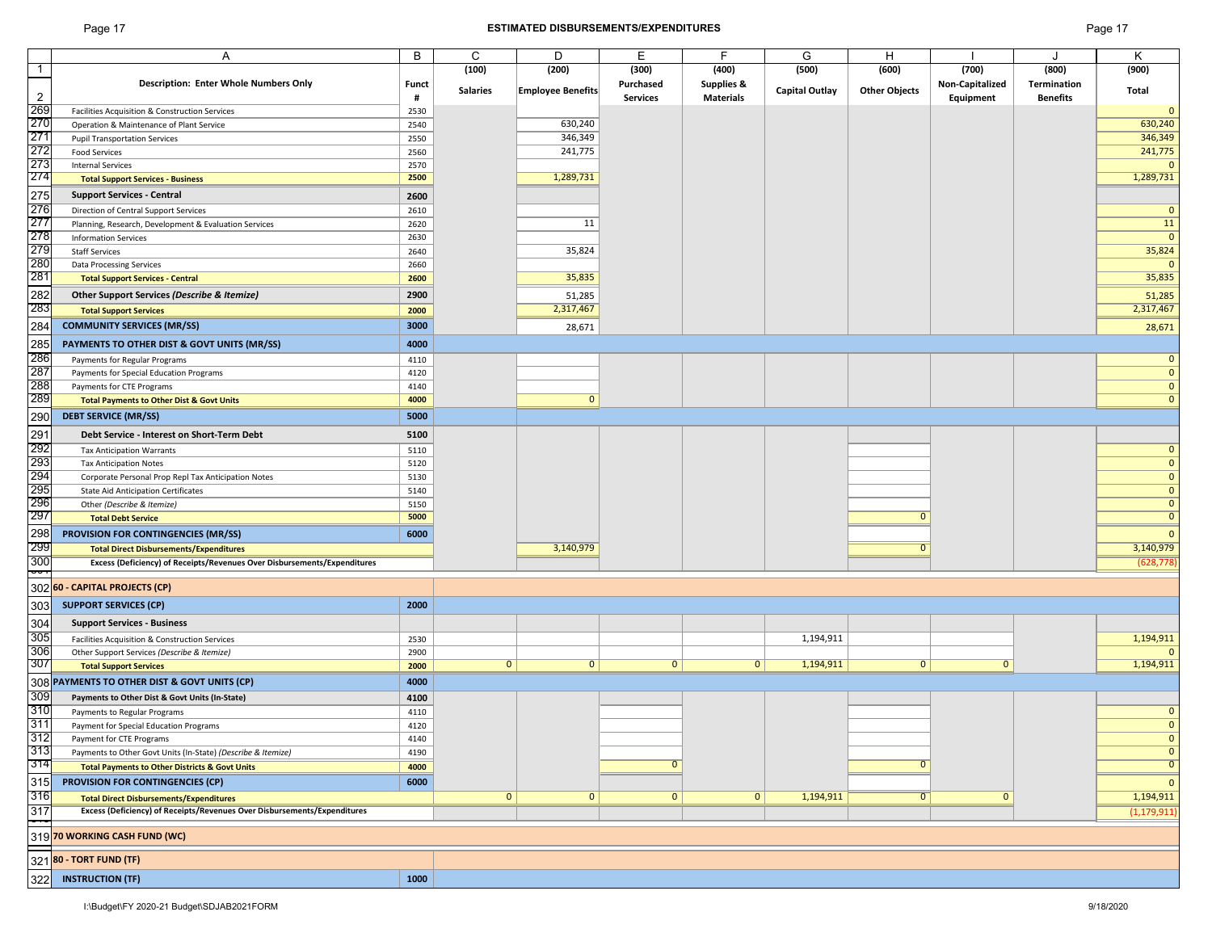## ESTIMATED DISBURSEMENTS/EXPENDITURES

| | A | B | C | D | E | F | G | H | I | J | K |
|---|---|---|---|---|---|---|---|---|---|---|---|
| 1 | | | (100) | (200) | (300) | (400) | (500) | (600) | (700) | (800) | (900) |
| 2 | Description: Enter Whole Numbers Only | Funct # | Salaries | Employee Benefits | Purchased Services | Supplies & Materials | Capital Outlay | Other Objects | Non-Capitalized Equipment | Termination Benefits | Total |
| 269 | Facilities Acquisition & Construction Services | 2530 | | | | | | | | | 0 |
| 270 | Operation & Maintenance of Plant Service | 2540 | | 630,240 | | | | | | | 630,240 |
| 271 | Pupil Transportation Services | 2550 | | 346,349 | | | | | | | 346,349 |
| 272 | Food Services | 2560 | | 241,775 | | | | | | | 241,775 |
| 273 | Internal Services | 2570 | | | | | | | | | 0 |
| 274 | **Total Support Services - Business** | 2500 | | 1,289,731 | | | | | | | 1,289,731 |
| 275 | **Support Services - Central** | 2600 | | | | | | | | | |
| 276 | Direction of Central Support Services | 2610 | | | | | | | | | 0 |
| 277 | Planning, Research, Development & Evaluation Services | 2620 | | 11 | | | | | | | 11 |
| 278 | Information Services | 2630 | | | | | | | | | 0 |
| 279 | Staff Services | 2640 | | 35,824 | | | | | | | 35,824 |
| 280 | Data Processing Services | 2660 | | | | | | | | | 0 |
| 281 | **Total Support Services - Central** | 2600 | | 35,835 | | | | | | | 35,835 |
| 282 | **Other Support Services *(Describe & Itemize)*** | 2900 | | 51,285 | | | | | | | 51,285 |
| 283 | **Total Support Services** | 2000 | | 2,317,467 | | | | | | | 2,317,467 |
| 284 | **COMMUNITY SERVICES (MR/SS)** | 3000 | | 28,671 | | | | | | | 28,671 |
| 285 | **PAYMENTS TO OTHER DIST & GOVT UNITS (MR/SS)** | 4000 | | | | | | | | | |
| 286 | Payments for Regular Programs | 4110 | | | | | | | | | 0 |
| 287 | Payments for Special Education Programs | 4120 | | | | | | | | | 0 |
| 288 | Payments for CTE Programs | 4140 | | | | | | | | | 0 |
| 289 | **Total Payments to Other Dist & Govt Units** | 4000 | | 0 | | | | | | | 0 |
| 290 | **DEBT SERVICE (MR/SS)** | 5000 | | | | | | | | | |
| 291 | **Debt Service - Interest on Short-Term Debt** | 5100 | | | | | | | | | |
| 292 | Tax Anticipation Warrants | 5110 | | | | | | | | | 0 |
| 293 | Tax Anticipation Notes | 5120 | | | | | | | | | 0 |
| 294 | Corporate Personal Prop Repl Tax Anticipation Notes | 5130 | | | | | | | | | 0 |
| 295 | State Aid Anticipation Certificates | 5140 | | | | | | | | | 0 |
| 296 | Other *(Describe & Itemize)* | 5150 | | | | | | | | | 0 |
| 297 | **Total Debt Service** | 5000 | | | | | | 0 | | | 0 |
| 298 | **PROVISION FOR CONTINGENCIES (MR/SS)** | 6000 | | | | | | | | | 0 |
| 299 | **Total Direct Disbursements/Expenditures** | | | 3,140,979 | | | | 0 | | | 3,140,979 |
| 300 | **Excess (Deficiency) of Receipts/Revenues Over Disbursements/Expenditures** | | | | | | | | | | (628,778) |
| 302 | **60 - CAPITAL PROJECTS (CP)** | | | | | | | | | | |
| 303 | **SUPPORT SERVICES (CP)** | 2000 | | | | | | | | | |
| 304 | **Support Services - Business** | | | | | | | | | | |
| 305 | Facilities Acquisition & Construction Services | 2530 | | | | | 1,194,911 | | | | 1,194,911 |
| 306 | Other Support Services *(Describe & Itemize)* | 2900 | | | | | | | | | 0 |
| 307 | **Total Support Services** | 2000 | 0 | 0 | 0 | 0 | 1,194,911 | 0 | 0 | | 1,194,911 |
| 308 | **PAYMENTS TO OTHER DIST & GOVT UNITS (CP)** | 4000 | | | | | | | | | |
| 309 | **Payments to Other Dist & Govt Units (In-State)** | 4100 | | | | | | | | | |
| 310 | Payments to Regular Programs | 4110 | | | | | | | | | 0 |
| 311 | Payment for Special Education Programs | 4120 | | | | | | | | | 0 |
| 312 | Payment for CTE Programs | 4140 | | | | | | | | | 0 |
| 313 | Payments to Other Govt Units (In-State) *(Describe & Itemize)* | 4190 | | | | | | | | | 0 |
| 314 | **Total Payments to Other Districts & Govt Units** | 4000 | | | 0 | | | 0 | | | 0 |
| 315 | **PROVISION FOR CONTINGENCIES (CP)** | 6000 | | | | | | | | | 0 |
| 316 | **Total Direct Disbursements/Expenditures** | | 0 | 0 | 0 | 0 | 1,194,911 | 0 | 0 | | 1,194,911 |
| 317 | **Excess (Deficiency) of Receipts/Revenues Over Disbursements/Expenditures** | | | | | | | | | | (1,179,911) |
| 319 | **70 WORKING CASH FUND (WC)** | | | | | | | | | | |
| 321 | **80 - TORT FUND (TF)** | | | | | | | | | | |
| 322 | **INSTRUCTION (TF)** | 1000 | | | | | | | | | |

I:\Budget\FY 2020-21 Budget\SDJAB2021FORM 9/18/2020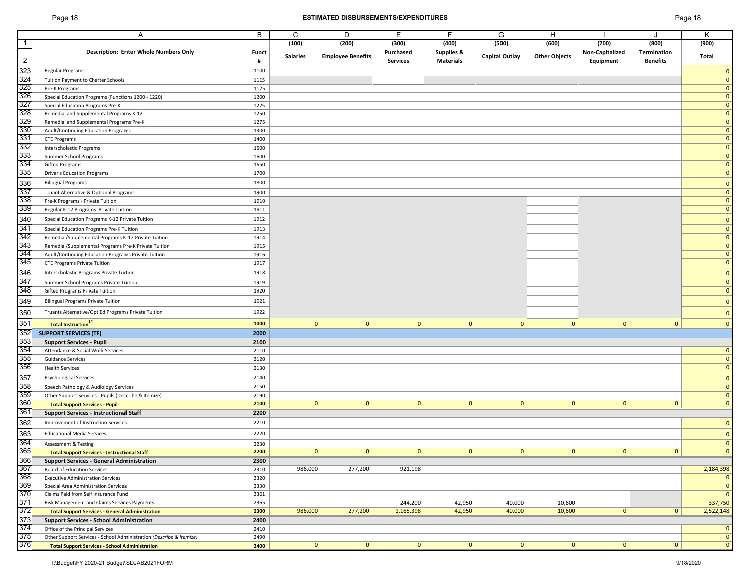## ESTIMATED DISBURSEMENTS/EXPENDITURES

| | A | B | C | D | E | F | G | H | I | J | K |
|---|---|---|---|---|---|---|---|---|---|---|---|
| 1 | | | (100) | (200) | (300) | (400) | (500) | (600) | (700) | (800) | (900) |
| 2 | **Description: Enter Whole Numbers Only** | **Funct #** | **Salaries** | **Employee Benefits** | **Purchased Services** | **Supplies & Materials** | **Capital Outlay** | **Other Objects** | **Non-Capitalized Equipment** | **Termination Benefits** | **Total** |
| 323 | Regular Programs | 1100 | | | | | | | | | 0 |
| 324 | Tuition Payment to Charter Schools | 1115 | | | | | | | | | 0 |
| 325 | Pre-K Programs | 1125 | | | | | | | | | 0 |
| 326 | Special Education Programs (Functions 1200 - 1220) | 1200 | | | | | | | | | 0 |
| 327 | Special Education Programs Pre-K | 1225 | | | | | | | | | 0 |
| 328 | Remedial and Supplemental Programs K-12 | 1250 | | | | | | | | | 0 |
| 329 | Remedial and Supplemental Programs Pre-K | 1275 | | | | | | | | | 0 |
| 330 | Adult/Continuing Education Programs | 1300 | | | | | | | | | 0 |
| 331 | CTE Programs | 1400 | | | | | | | | | 0 |
| 332 | Interscholastic Programs | 1500 | | | | | | | | | 0 |
| 333 | Summer School Programs | 1600 | | | | | | | | | 0 |
| 334 | Gifted Programs | 1650 | | | | | | | | | 0 |
| 335 | Driver's Education Programs | 1700 | | | | | | | | | 0 |
| 336 | Bilingual Programs | 1800 | | | | | | | | | 0 |
| 337 | Truant Alternative & Optional Programs | 1900 | | | | | | | | | 0 |
| 338 | Pre-K Programs - Private Tuition | 1910 | | | | | | | | | 0 |
| 339 | Regular K-12 Programs Private Tuition | 1911 | | | | | | | | | 0 |
| 340 | Special Education Programs K-12 Private Tuition | 1912 | | | | | | | | | 0 |
| 341 | Special Education Programs Pre-K Tuition | 1913 | | | | | | | | | 0 |
| 342 | Remedial/Supplemental Programs K-12 Private Tuition | 1914 | | | | | | | | | 0 |
| 343 | Remedial/Supplemental Programs Pre-K Private Tuition | 1915 | | | | | | | | | 0 |
| 344 | Adult/Continuing Education Programs Private Tuition | 1916 | | | | | | | | | 0 |
| 345 | CTE Programs Private Tuition | 1917 | | | | | | | | | 0 |
| 346 | Interscholastic Programs Private Tuition | 1918 | | | | | | | | | 0 |
| 347 | Summer School Programs Private Tuition | 1919 | | | | | | | | | 0 |
| 348 | Gifted Programs Private Tuition | 1920 | | | | | | | | | 0 |
| 349 | Bilingual Programs Private Tuition | 1921 | | | | | | | | | 0 |
| 350 | Truants Alternative/Opt Ed Programs Private Tuition | 1922 | | | | | | | | | 0 |
| 351 | **Total Instruction** [14] | **1000** | 0 | 0 | 0 | 0 | 0 | 0 | 0 | 0 | 0 |
| 352 | **SUPPORT SERVICES (TF)** | **2000** | | | | | | | | | |
| 353 | **Support Services - Pupil** | **2100** | | | | | | | | | |
| 354 | Attendance & Social Work Services | 2110 | | | | | | | | | 0 |
| 355 | Guidance Services | 2120 | | | | | | | | | 0 |
| 356 | Health Services | 2130 | | | | | | | | | 0 |
| 357 | Psychological Services | 2140 | | | | | | | | | 0 |
| 358 | Speech Pathology & Audiology Services | 2150 | | | | | | | | | 0 |
| 359 | Other Support Services - Pupils (Describe & Itemize) | 2190 | | | | | | | | | 0 |
| 360 | **Total Support Services - Pupil** | **2100** | 0 | 0 | 0 | 0 | 0 | 0 | 0 | 0 | 0 |
| 361 | **Support Services - Instructional Staff** | **2200** | | | | | | | | | |
| 362 | Improvement of Instruction Services | 2210 | | | | | | | | | 0 |
| 363 | Educational Media Services | 2220 | | | | | | | | | 0 |
| 364 | Assessment & Testing | 2230 | | | | | | | | | 0 |
| 365 | **Total Support Services - Instructional Staff** | **2200** | 0 | 0 | 0 | 0 | 0 | 0 | 0 | 0 | 0 |
| 366 | **Support Services - General Administration** | **2300** | | | | | | | | | |
| 367 | Board of Education Services | 2310 | 986,000 | 277,200 | 921,198 | | | | | | 2,184,398 |
| 368 | Executive Administration Services | 2320 | | | | | | | | | 0 |
| 369 | Special Area Administration Services | 2330 | | | | | | | | | 0 |
| 370 | Claims Paid from Self Insurance Fund | 2361 | | | | | | | | | 0 |
| 371 | Risk Management and Claims Services Payments | 2365 | | | 244,200 | 42,950 | 40,000 | 10,600 | | | 337,750 |
| 372 | **Total Support Services - General Administration** | **2300** | 986,000 | 277,200 | 1,165,398 | 42,950 | 40,000 | 10,600 | 0 | 0 | 2,522,148 |
| 373 | **Support Services - School Administration** | **2400** | | | | | | | | | |
| 374 | Office of the Principal Services | 2410 | | | | | | | | | 0 |
| 375 | Other Support Services - School Administration *(Describe & Itemize)* | 2490 | | | | | | | | | 0 |
| 376 | **Total Support Services - School Administration** | **2400** | 0 | 0 | 0 | 0 | 0 | 0 | 0 | 0 | 0 |

I:\Budget\FY 2020-21 Budget\SDJAB2021FORM 9/18/2020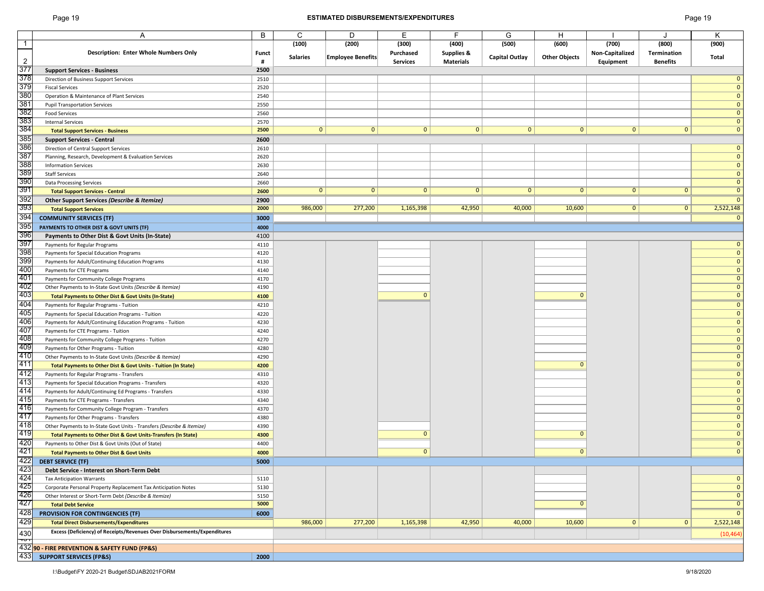## ESTIMATED DISBURSEMENTS/EXPENDITURES

| | A | B | C | D | E | F | G | H | I | J | K |
|---|---|---|---|---|---|---|---|---|---|---|---|
| 1 | | | (100) | (200) | (300) | (400) | (500) | (600) | (700) | (800) | (900) |
| 2 | **Description: Enter Whole Numbers Only** | **Funct #** | **Salaries** | **Employee Benefits** | **Purchased Services** | **Supplies & Materials** | **Capital Outlay** | **Other Objects** | **Non-Capitalized Equipment** | **Termination Benefits** | **Total** |
| 377 | **Support Services - Business** | **2500** | | | | | | | | | |
| 378 | Direction of Business Support Services | 2510 | | | | | | | | | 0 |
| 379 | Fiscal Services | 2520 | | | | | | | | | 0 |
| 380 | Operation & Maintenance of Plant Services | 2540 | | | | | | | | | 0 |
| 381 | Pupil Transportation Services | 2550 | | | | | | | | | 0 |
| 382 | Food Services | 2560 | | | | | | | | | 0 |
| 383 | Internal Services | 2570 | | | | | | | | | 0 |
| 384 | **Total Support Services - Business** | **2500** | 0 | 0 | 0 | 0 | 0 | 0 | 0 | 0 | 0 |
| 385 | **Support Services - Central** | **2600** | | | | | | | | | |
| 386 | Direction of Central Support Services | 2610 | | | | | | | | | 0 |
| 387 | Planning, Research, Development & Evaluation Services | 2620 | | | | | | | | | 0 |
| 388 | Information Services | 2630 | | | | | | | | | 0 |
| 389 | Staff Services | 2640 | | | | | | | | | 0 |
| 390 | Data Processing Services | 2660 | | | | | | | | | 0 |
| 391 | **Total Support Services - Central** | **2600** | 0 | 0 | 0 | 0 | 0 | 0 | 0 | 0 | 0 |
| 392 | **Other Support Services *(Describe & Itemize)*** | **2900** | | | | | | | | | 0 |
| 393 | **Total Support Services** | **2000** | 986,000 | 277,200 | 1,165,398 | 42,950 | 40,000 | 10,600 | 0 | 0 | 2,522,148 |
| 394 | **COMMUNITY SERVICES (TF)** | **3000** | | | | | | | | | 0 |
| 395 | **PAYMENTS TO OTHER DIST & GOVT UNITS (TF)** | **4000** | | | | | | | | | |
| 396 | **Payments to Other Dist & Govt Units (In-State)** | 4100 | | | | | | | | | |
| 397 | Payments for Regular Programs | 4110 | | | | | | | | | 0 |
| 398 | Payments for Special Education Programs | 4120 | | | | | | | | | 0 |
| 399 | Payments for Adult/Continuing Education Programs | 4130 | | | | | | | | | 0 |
| 400 | Payments for CTE Programs | 4140 | | | | | | | | | 0 |
| 401 | Payments for Community College Programs | 4170 | | | | | | | | | 0 |
| 402 | Other Payments to In-State Govt Units *(Describe & Itemize)* | 4190 | | | | | | | | | 0 |
| 403 | **Total Payments to Other Dist & Govt Units (In-State)** | **4100** | | | 0 | | | 0 | | | 0 |
| 404 | Payments for Regular Programs - Tuition | 4210 | | | | | | | | | 0 |
| 405 | Payments for Special Education Programs - Tuition | 4220 | | | | | | | | | 0 |
| 406 | Payments for Adult/Continuing Education Programs - Tuition | 4230 | | | | | | | | | 0 |
| 407 | Payments for CTE Programs - Tuition | 4240 | | | | | | | | | 0 |
| 408 | Payments for Community College Programs - Tuition | 4270 | | | | | | | | | 0 |
| 409 | Payments for Other Programs - Tuition | 4280 | | | | | | | | | 0 |
| 410 | Other Payments to In-State Govt Units *(Describe & Itemize)* | 4290 | | | | | | | | | 0 |
| 411 | **Total Payments to Other Dist & Govt Units - Tuition (In State)** | **4200** | | | | | | 0 | | | 0 |
| 412 | Payments for Regular Programs - Transfers | 4310 | | | | | | | | | 0 |
| 413 | Payments for Special Education Programs - Transfers | 4320 | | | | | | | | | 0 |
| 414 | Payments for Adult/Continuing Ed Programs - Transfers | 4330 | | | | | | | | | 0 |
| 415 | Payments for CTE Programs - Transfers | 4340 | | | | | | | | | 0 |
| 416 | Payments for Community College Program - Transfers | 4370 | | | | | | | | | 0 |
| 417 | Payments for Other Programs - Transfers | 4380 | | | | | | | | | 0 |
| 418 | Other Payments to In-State Govt Units - Transfers *(Describe & Itemize)* | 4390 | | | | | | | | | 0 |
| 419 | **Total Payments to Other Dist & Govt Units-Transfers (In State)** | **4300** | | | 0 | | | 0 | | | 0 |
| 420 | Payments to Other Dist & Govt Units (Out of State) | 4400 | | | | | | | | | 0 |
| 421 | **Total Payments to Other Dist & Govt Units** | **4000** | | | 0 | | | 0 | | | 0 |
| 422 | **DEBT SERVICE (TF)** | **5000** | | | | | | | | | |
| 423 | **Debt Service - Interest on Short-Term Debt** | | | | | | | | | | |
| 424 | Tax Anticipation Warrants | 5110 | | | | | | | | | 0 |
| 425 | Corporate Personal Property Replacement Tax Anticipation Notes | 5130 | | | | | | | | | 0 |
| 426 | Other Interest or Short-Term Debt *(Describe & Itemize)* | 5150 | | | | | | | | | 0 |
| 427 | **Total Debt Service** | **5000** | | | | | | 0 | | | 0 |
| 428 | **PROVISION FOR CONTINGENCIES (TF)** | **6000** | | | | | | | | | 0 |
| 429 | **Total Direct Disbursements/Expenditures** | | 986,000 | 277,200 | 1,165,398 | 42,950 | 40,000 | 10,600 | 0 | 0 | 2,522,148 |
| 430 | **Excess (Deficiency) of Receipts/Revenues Over Disbursements/Expenditures** | | | | | | | | | | (10,464) |
| 432 | **90 - FIRE PREVENTION & SAFETY FUND (FP&S)** | | | | | | | | | | |
| 433 | **SUPPORT SERVICES (FP&S)** | **2000** | | | | | | | | | |

I:\Budget\FY 2020-21 Budget\SDJAB2021FORM 9/18/2020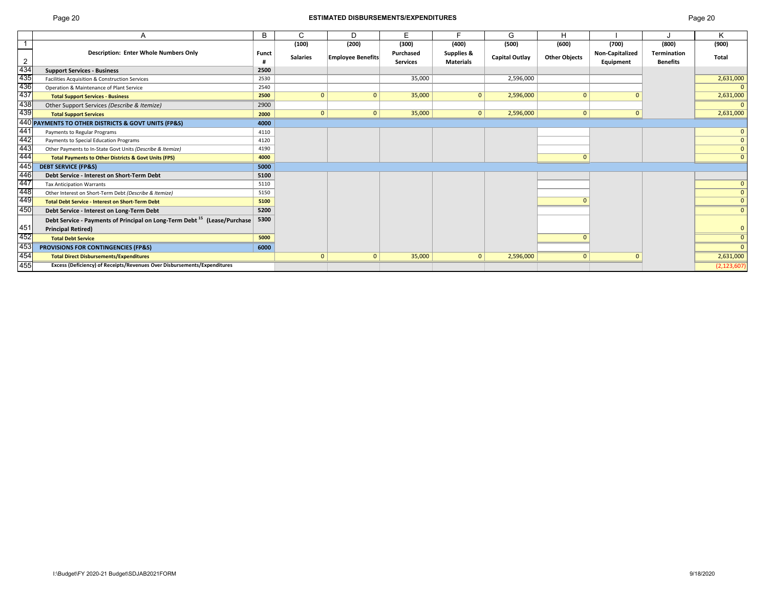# ESTIMATED DISBURSEMENTS/EXPENDITURES

| | A | B | C | D | E | F | G | H | I | J | K |
|---|---|---|---|---|---|---|---|---|---|---|---|
| 1 | | | (100) | (200) | (300) | (400) | (500) | (600) | (700) | (800) | (900) |
| 2 | **Description: Enter Whole Numbers Only** | **Funct #** | **Salaries** | **Employee Benefits** | **Purchased Services** | **Supplies & Materials** | **Capital Outlay** | **Other Objects** | **Non-Capitalized Equipment** | **Termination Benefits** | **Total** |
| 434 | **Support Services - Business** | **2500** | | | | | | | | | |
| 435 | Facilities Acquisition & Construction Services | 2530 | | | 35,000 | | 2,596,000 | | | | 2,631,000 |
| 436 | Operation & Maintenance of Plant Service | 2540 | | | | | | | | | 0 |
| 437 | **Total Support Services - Business** | **2500** | 0 | 0 | 35,000 | 0 | 2,596,000 | 0 | 0 | | 2,631,000 |
| 438 | Other Support Services *(Describe & Itemize)* | 2900 | | | | | | | | | 0 |
| 439 | **Total Support Services** | **2000** | 0 | 0 | 35,000 | 0 | 2,596,000 | 0 | 0 | | 2,631,000 |
| 440 | **PAYMENTS TO OTHER DISTRICTS & GOVT UNITS (FP&S)** | **4000** | | | | | | | | | |
| 441 | Payments to Regular Programs | 4110 | | | | | | | | | 0 |
| 442 | Payments to Special Education Programs | 4120 | | | | | | | | | 0 |
| 443 | Other Payments to In-State Govt Units *(Describe & Itemize)* | 4190 | | | | | | | | | 0 |
| 444 | **Total Payments to Other Districts & Govt Units (FPS)** | **4000** | | | | | | 0 | | | 0 |
| 445 | **DEBT SERVICE (FP&S)** | **5000** | | | | | | | | | |
| 446 | **Debt Service - Interest on Short-Term Debt** | **5100** | | | | | | | | | |
| 447 | Tax Anticipation Warrants | 5110 | | | | | | | | | 0 |
| 448 | Other Interest on Short-Term Debt *(Describe & Itemize)* | 5150 | | | | | | | | | 0 |
| 449 | **Total Debt Service - Interest on Short-Term Debt** | **5100** | | | | | | 0 | | | 0 |
| 450 | **Debt Service - Interest on Long-Term Debt** | **5200** | | | | | | | | | 0 |
| 451 | **Debt Service - Payments of Principal on Long-Term Debt [15] (Lease/Purchase Principal Retired)** | **5300** | | | | | | | | | 0 |
| 452 | **Total Debt Service** | **5000** | | | | | | 0 | | | 0 |
| 453 | **PROVISIONS FOR CONTINGENCIES (FP&S)** | **6000** | | | | | | | | | 0 |
| 454 | **Total Direct Disbursements/Expenditures** | | 0 | 0 | 35,000 | 0 | 2,596,000 | 0 | 0 | | 2,631,000 |
| 455 | **Excess (Deficiency) of Receipts/Revenues Over Disbursements/Expenditures** | | | | | | | | | | (2,123,607) |

I:\Budget\FY 2020-21 Budget\SDJAB2021FORM

9/18/2020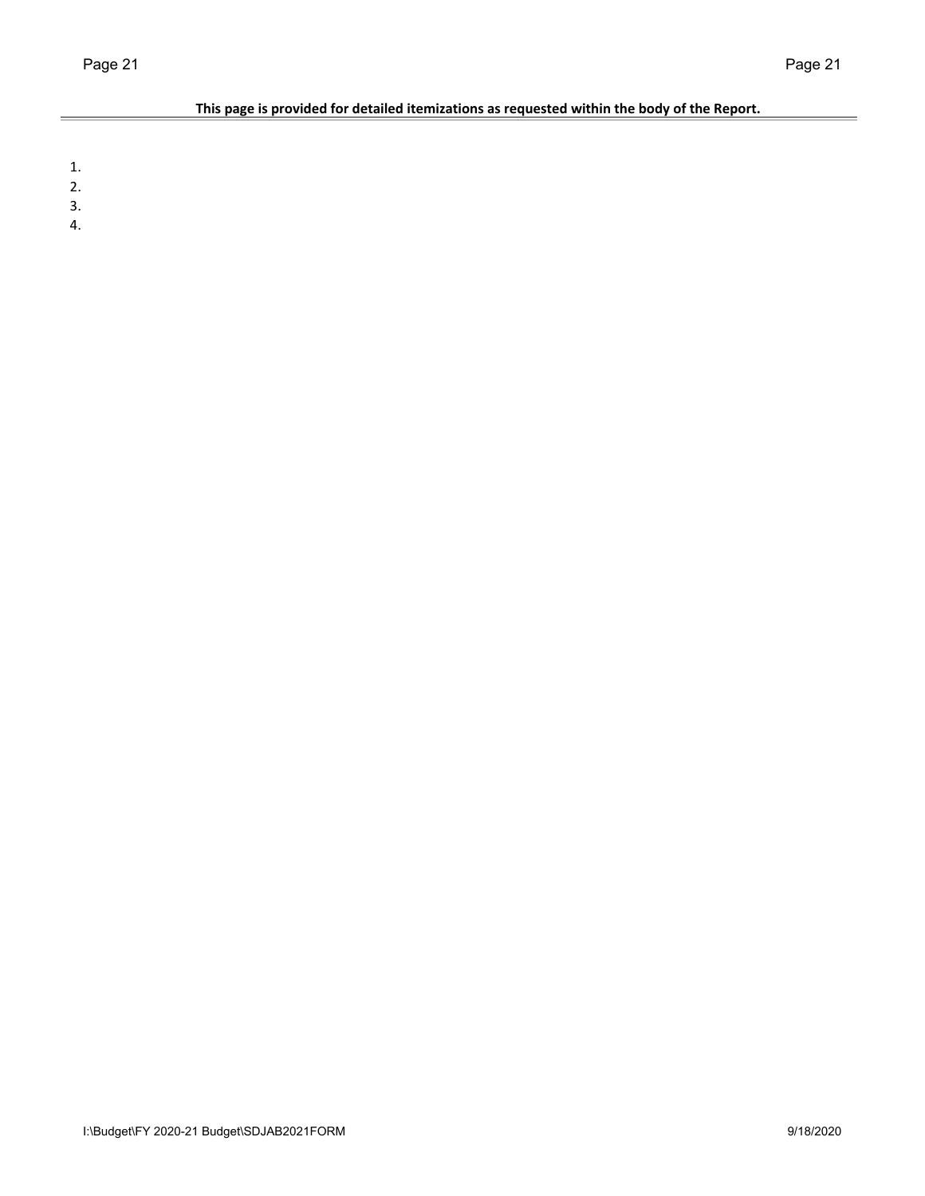**This page is provided for detailed itemizations as requested within the body of the Report.**

1.
2.
3.
4.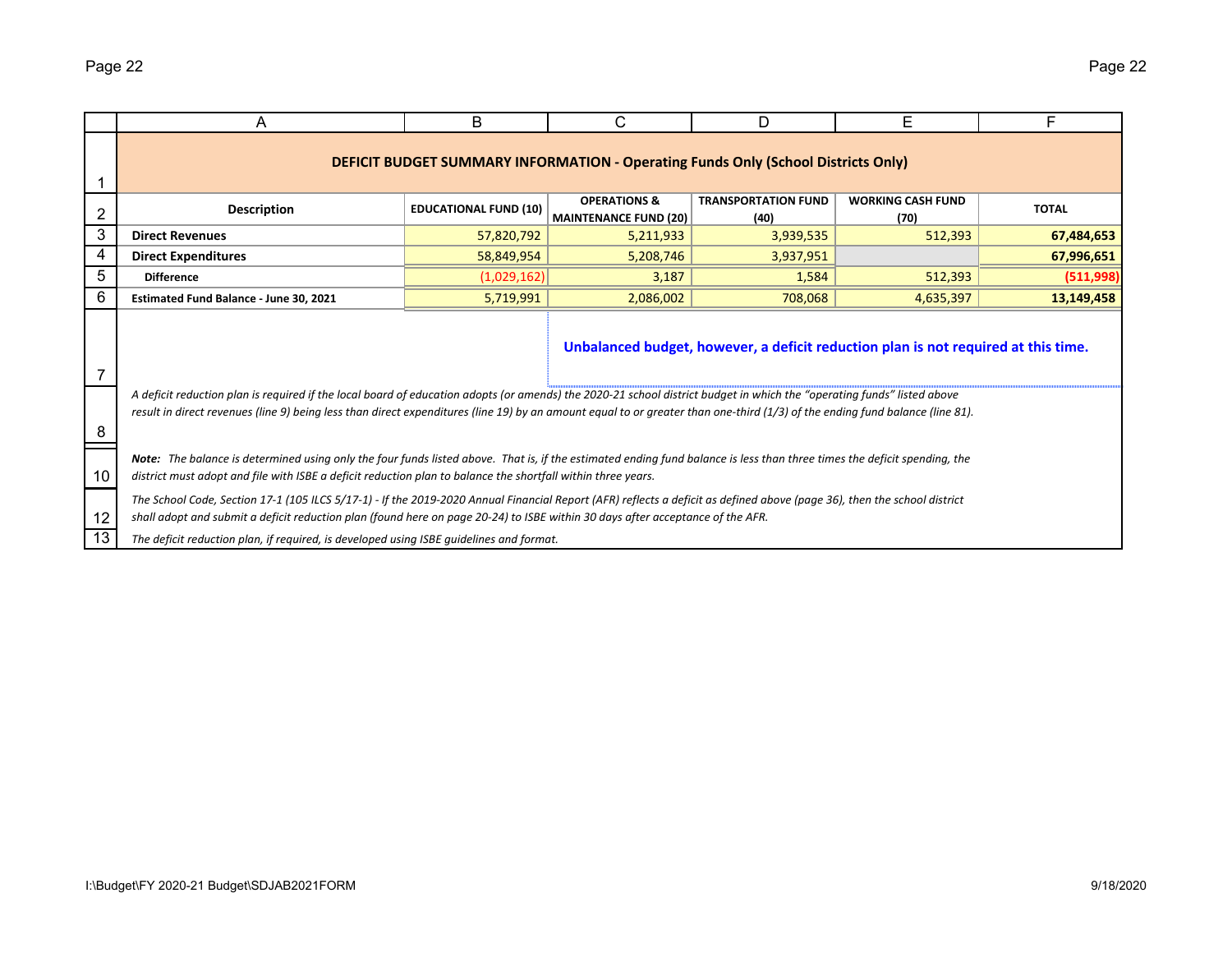## DEFICIT BUDGET SUMMARY INFORMATION - Operating Funds Only (School Districts Only)

| Description | EDUCATIONAL FUND (10) | OPERATIONS & MAINTENANCE FUND (20) | TRANSPORTATION FUND (40) | WORKING CASH FUND (70) | TOTAL |
|---|---|---|---|---|---|
| **Direct Revenues** | 57,820,792 | 5,211,933 | 3,939,535 | 512,393 | **67,484,653** |
| **Direct Expenditures** | 58,849,954 | 5,208,746 | 3,937,951 | | **67,996,651** |
| **Difference** | (1,029,162) | 3,187 | 1,584 | 512,393 | **(511,998)** |
| **Estimated Fund Balance - June 30, 2021** | 5,719,991 | 2,086,002 | 708,068 | 4,635,397 | **13,149,458** |

**Unbalanced budget, however, a deficit reduction plan is not required at this time.**

*A deficit reduction plan is required if the local board of education adopts (or amends) the 2020-21 school district budget in which the "operating funds" listed above result in direct revenues (line 9) being less than direct expenditures (line 19) by an amount equal to or greater than one-third (1/3) of the ending fund balance (line 81).*

***Note:*** *The balance is determined using only the four funds listed above. That is, if the estimated ending fund balance is less than three times the deficit spending, the district must adopt and file with ISBE a deficit reduction plan to balance the shortfall within three years.*

*The School Code, Section 17-1 (105 ILCS 5/17-1) - If the 2019-2020 Annual Financial Report (AFR) reflects a deficit as defined above (page 36), then the school district shall adopt and submit a deficit reduction plan (found here on page 20-24) to ISBE within 30 days after acceptance of the AFR.*

*The deficit reduction plan, if required, is developed using ISBE guidelines and format.*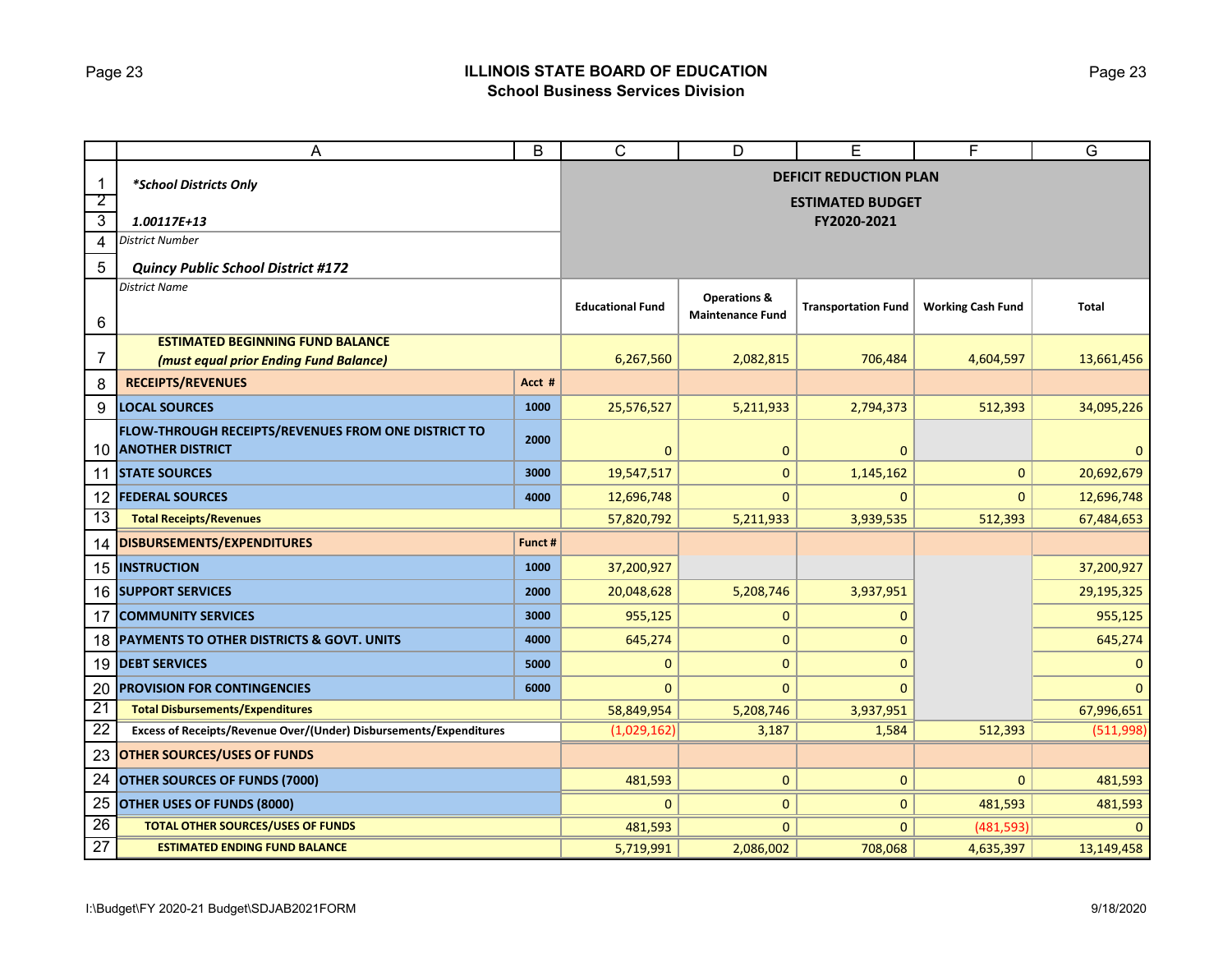## ILLINOIS STATE BOARD OF EDUCATION
### School Business Services Division

| | A | B | C | D | E | F | G |
|---|---|---|---|---|---|---|---|
| 1 | *\*School Districts Only* | | **DEFICIT REDUCTION PLAN** | | | | |
| 2 | | | **ESTIMATED BUDGET** | | | | |
| 3 | ***1.00117E+13*** | | **FY2020-2021** | | | | |
| 4 | *District Number* | | | | | | |
| 5 | ***Quincy Public School District #172*** | | | | | | |
| 6 | *District Name* | | **Educational Fund** | **Operations & Maintenance Fund** | **Transportation Fund** | **Working Cash Fund** | **Total** |
| 7 | **ESTIMATED BEGINNING FUND BALANCE** ***(must equal prior Ending Fund Balance)*** | | 6,267,560 | 2,082,815 | 706,484 | 4,604,597 | 13,661,456 |
| 8 | **RECEIPTS/REVENUES** | **Acct #** | | | | | |
| 9 | **LOCAL SOURCES** | **1000** | 25,576,527 | 5,211,933 | 2,794,373 | 512,393 | 34,095,226 |
| 10 | **FLOW-THROUGH RECEIPTS/REVENUES FROM ONE DISTRICT TO ANOTHER DISTRICT** | **2000** | 0 | 0 | 0 | | 0 |
| 11 | **STATE SOURCES** | **3000** | 19,547,517 | 0 | 1,145,162 | 0 | 20,692,679 |
| 12 | **FEDERAL SOURCES** | **4000** | 12,696,748 | 0 | 0 | 0 | 12,696,748 |
| 13 | **Total Receipts/Revenues** | | 57,820,792 | 5,211,933 | 3,939,535 | 512,393 | 67,484,653 |
| 14 | **DISBURSEMENTS/EXPENDITURES** | **Funct #** | | | | | |
| 15 | **INSTRUCTION** | **1000** | 37,200,927 | | | | 37,200,927 |
| 16 | **SUPPORT SERVICES** | **2000** | 20,048,628 | 5,208,746 | 3,937,951 | | 29,195,325 |
| 17 | **COMMUNITY SERVICES** | **3000** | 955,125 | 0 | 0 | | 955,125 |
| 18 | **PAYMENTS TO OTHER DISTRICTS & GOVT. UNITS** | **4000** | 645,274 | 0 | 0 | | 645,274 |
| 19 | **DEBT SERVICES** | **5000** | 0 | 0 | 0 | | 0 |
| 20 | **PROVISION FOR CONTINGENCIES** | **6000** | 0 | 0 | 0 | | 0 |
| 21 | **Total Disbursements/Expenditures** | | 58,849,954 | 5,208,746 | 3,937,951 | | 67,996,651 |
| 22 | **Excess of Receipts/Revenue Over/(Under) Disbursements/Expenditures** | | (1,029,162) | 3,187 | 1,584 | 512,393 | (511,998) |
| 23 | **OTHER SOURCES/USES OF FUNDS** | | | | | | |
| 24 | **OTHER SOURCES OF FUNDS (7000)** | | 481,593 | 0 | 0 | 0 | 481,593 |
| 25 | **OTHER USES OF FUNDS (8000)** | | 0 | 0 | 0 | 481,593 | 481,593 |
| 26 | **TOTAL OTHER SOURCES/USES OF FUNDS** | | 481,593 | 0 | 0 | (481,593) | 0 |
| 27 | **ESTIMATED ENDING FUND BALANCE** | | 5,719,991 | 2,086,002 | 708,068 | 4,635,397 | 13,149,458 |

I:\Budget\FY 2020-21 Budget\SDJAB2021FORM

9/18/2020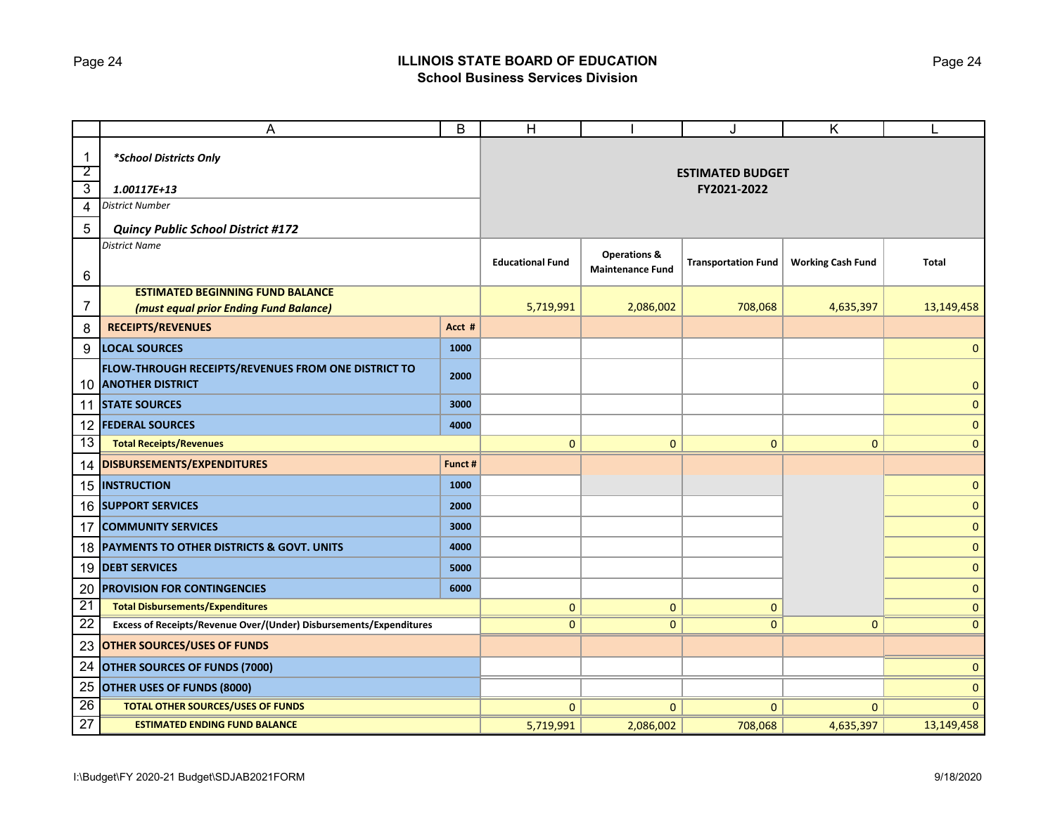# ILLINOIS STATE BOARD OF EDUCATION
## School Business Services Division

| | A | B | H | I | J | K | L |
|---|---|---|---|---|---|---|---|
| 1 | *School Districts Only* | | **ESTIMATED BUDGET FY2021-2022** | | | | |
| 2 | | | | | | | |
| 3 | ***1.00117E+13*** | | | | | | |
| 4 | *District Number* | | | | | | |
| 5 | ***Quincy Public School District #172*** | | | | | | |
| 6 | *District Name* | | **Educational Fund** | **Operations & Maintenance Fund** | **Transportation Fund** | **Working Cash Fund** | **Total** |
| 7 | **ESTIMATED BEGINNING FUND BALANCE** ***(must equal prior Ending Fund Balance)*** | | 5,719,991 | 2,086,002 | 708,068 | 4,635,397 | 13,149,458 |
| 8 | **RECEIPTS/REVENUES** | **Acct #** | | | | | |
| 9 | **LOCAL SOURCES** | **1000** | | | | | 0 |
| 10 | **FLOW-THROUGH RECEIPTS/REVENUES FROM ONE DISTRICT TO ANOTHER DISTRICT** | **2000** | | | | | 0 |
| 11 | **STATE SOURCES** | **3000** | | | | | 0 |
| 12 | **FEDERAL SOURCES** | **4000** | | | | | 0 |
| 13 | **Total Receipts/Revenues** | | 0 | 0 | 0 | 0 | 0 |
| 14 | **DISBURSEMENTS/EXPENDITURES** | **Funct #** | | | | | |
| 15 | **INSTRUCTION** | **1000** | | | | | 0 |
| 16 | **SUPPORT SERVICES** | **2000** | | | | | 0 |
| 17 | **COMMUNITY SERVICES** | **3000** | | | | | 0 |
| 18 | **PAYMENTS TO OTHER DISTRICTS & GOVT. UNITS** | **4000** | | | | | 0 |
| 19 | **DEBT SERVICES** | **5000** | | | | | 0 |
| 20 | **PROVISION FOR CONTINGENCIES** | **6000** | | | | | 0 |
| 21 | **Total Disbursements/Expenditures** | | 0 | 0 | 0 | | 0 |
| 22 | **Excess of Receipts/Revenue Over/(Under) Disbursements/Expenditures** | | 0 | 0 | 0 | 0 | 0 |
| 23 | **OTHER SOURCES/USES OF FUNDS** | | | | | | |
| 24 | **OTHER SOURCES OF FUNDS (7000)** | | | | | | 0 |
| 25 | **OTHER USES OF FUNDS (8000)** | | | | | | 0 |
| 26 | **TOTAL OTHER SOURCES/USES OF FUNDS** | | 0 | 0 | 0 | 0 | 0 |
| 27 | **ESTIMATED ENDING FUND BALANCE** | | 5,719,991 | 2,086,002 | 708,068 | 4,635,397 | 13,149,458 |

I:\Budget\FY 2020-21 Budget\SDJAB2021FORM 9/18/2020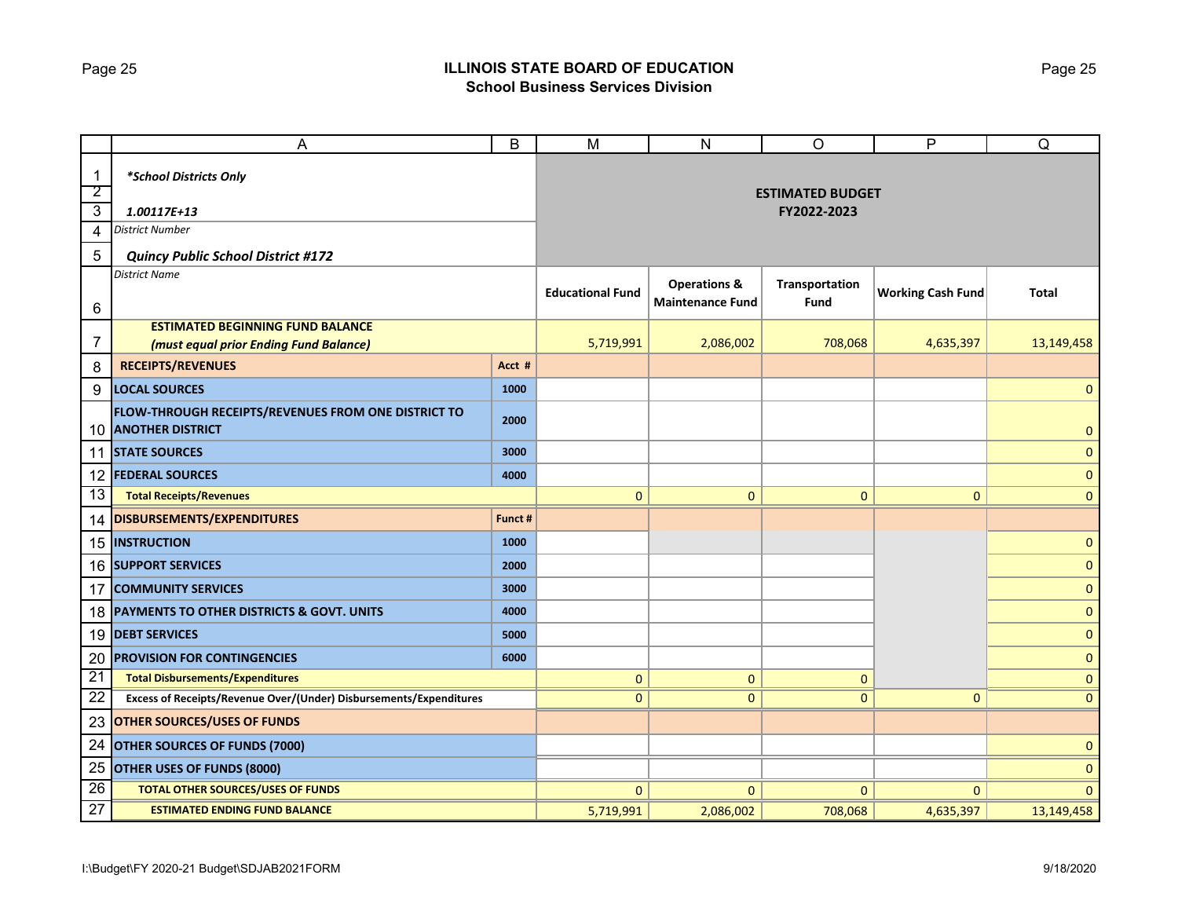## ILLINOIS STATE BOARD OF EDUCATION
### School Business Services Division

| | A | B | M | N | O | P | Q |
|---|---|---|---|---|---|---|---|
| 1 | *\*School Districts Only* | | ESTIMATED BUDGET FY2022-2023 | | | | |
| 2 | | | | | | | |
| 3 | ***1.00117E+13*** | | | | | | |
| 4 | *District Number* | | | | | | |
| 5 | ***Quincy Public School District #172*** | | | | | | |
| 6 | *District Name* | | **Educational Fund** | **Operations & Maintenance Fund** | **Transportation Fund** | **Working Cash Fund** | **Total** |
| 7 | **ESTIMATED BEGINNING FUND BALANCE** ***(must equal prior Ending Fund Balance)*** | | 5,719,991 | 2,086,002 | 708,068 | 4,635,397 | 13,149,458 |
| 8 | **RECEIPTS/REVENUES** | **Acct #** | | | | | |
| 9 | **LOCAL SOURCES** | **1000** | | | | | 0 |
| 10 | **FLOW-THROUGH RECEIPTS/REVENUES FROM ONE DISTRICT TO ANOTHER DISTRICT** | **2000** | | | | | 0 |
| 11 | **STATE SOURCES** | **3000** | | | | | 0 |
| 12 | **FEDERAL SOURCES** | **4000** | | | | | 0 |
| 13 | **Total Receipts/Revenues** | | 0 | 0 | 0 | 0 | 0 |
| 14 | **DISBURSEMENTS/EXPENDITURES** | **Funct #** | | | | | |
| 15 | **INSTRUCTION** | **1000** | | | | | 0 |
| 16 | **SUPPORT SERVICES** | **2000** | | | | | 0 |
| 17 | **COMMUNITY SERVICES** | **3000** | | | | | 0 |
| 18 | **PAYMENTS TO OTHER DISTRICTS & GOVT. UNITS** | **4000** | | | | | 0 |
| 19 | **DEBT SERVICES** | **5000** | | | | | 0 |
| 20 | **PROVISION FOR CONTINGENCIES** | **6000** | | | | | 0 |
| 21 | **Total Disbursements/Expenditures** | | 0 | 0 | 0 | | 0 |
| 22 | **Excess of Receipts/Revenue Over/(Under) Disbursements/Expenditures** | | 0 | 0 | 0 | 0 | 0 |
| 23 | **OTHER SOURCES/USES OF FUNDS** | | | | | | |
| 24 | **OTHER SOURCES OF FUNDS (7000)** | | | | | | 0 |
| 25 | **OTHER USES OF FUNDS (8000)** | | | | | | 0 |
| 26 | **TOTAL OTHER SOURCES/USES OF FUNDS** | | 0 | 0 | 0 | 0 | 0 |
| 27 | **ESTIMATED ENDING FUND BALANCE** | | 5,719,991 | 2,086,002 | 708,068 | 4,635,397 | 13,149,458 |

I:\Budget\FY 2020-21 Budget\SDJAB2021FORM 9/18/2020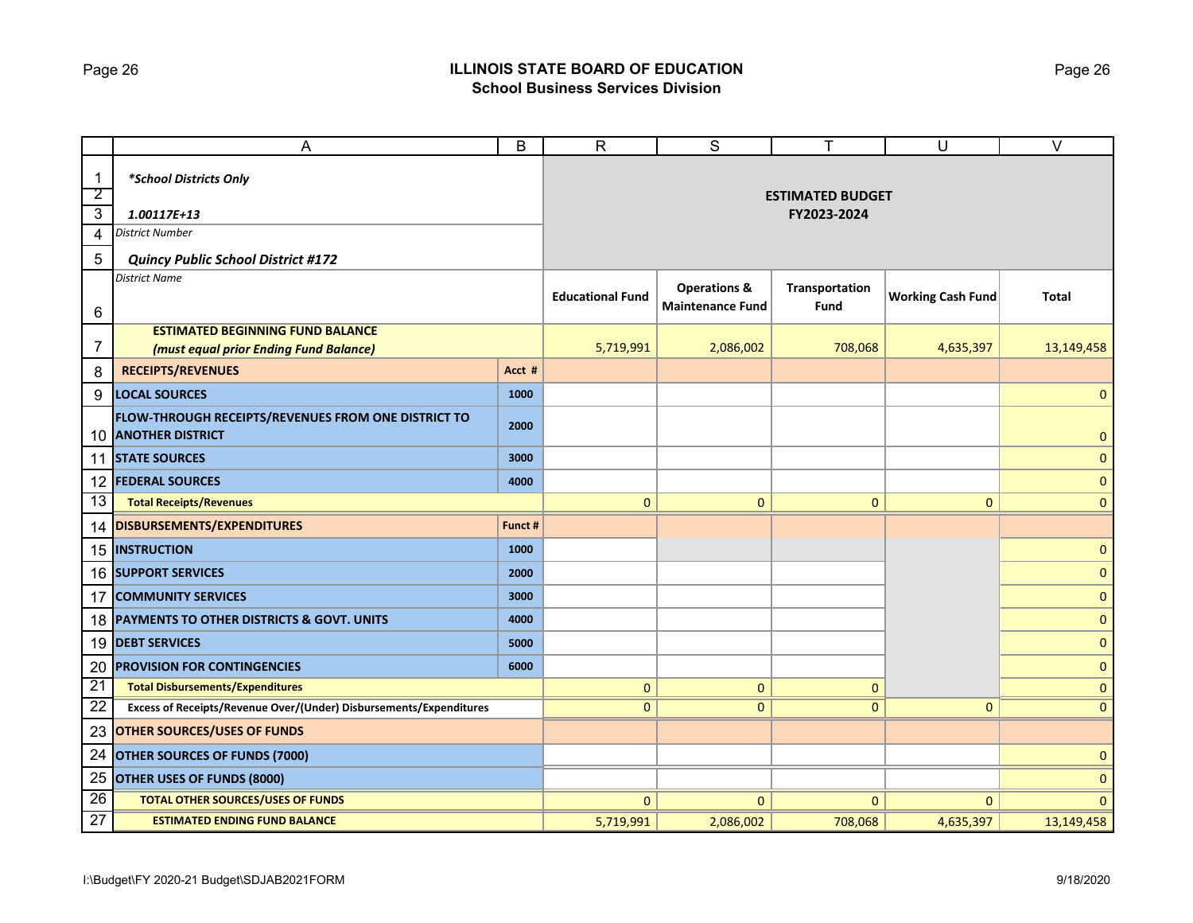## ILLINOIS STATE BOARD OF EDUCATION
### School Business Services Division

| | A | B | R | S | T | U | V |
|---|---|---|---|---|---|---|---|
| 1 | *\*School Districts Only* | | ESTIMATED BUDGET FY2023-2024 | | | | |
| 2 | | | | | | | |
| 3 | *1.00117E+13* | | | | | | |
| 4 | *District Number* | | | | | | |
| 5 | *Quincy Public School District #172* | | | | | | |
| 6 | *District Name* | | Educational Fund | Operations & Maintenance Fund | Transportation Fund | Working Cash Fund | Total |
| 7 | **ESTIMATED BEGINNING FUND BALANCE** *(must equal prior Ending Fund Balance)* | | 5,719,991 | 2,086,002 | 708,068 | 4,635,397 | 13,149,458 |
| 8 | **RECEIPTS/REVENUES** | **Acct #** | | | | | |
| 9 | **LOCAL SOURCES** | **1000** | | | | | 0 |
| 10 | **FLOW-THROUGH RECEIPTS/REVENUES FROM ONE DISTRICT TO ANOTHER DISTRICT** | **2000** | | | | | 0 |
| 11 | **STATE SOURCES** | **3000** | | | | | 0 |
| 12 | **FEDERAL SOURCES** | **4000** | | | | | 0 |
| 13 | **Total Receipts/Revenues** | | 0 | 0 | 0 | 0 | 0 |
| 14 | **DISBURSEMENTS/EXPENDITURES** | **Funct #** | | | | | |
| 15 | **INSTRUCTION** | **1000** | | | | | 0 |
| 16 | **SUPPORT SERVICES** | **2000** | | | | | 0 |
| 17 | **COMMUNITY SERVICES** | **3000** | | | | | 0 |
| 18 | **PAYMENTS TO OTHER DISTRICTS & GOVT. UNITS** | **4000** | | | | | 0 |
| 19 | **DEBT SERVICES** | **5000** | | | | | 0 |
| 20 | **PROVISION FOR CONTINGENCIES** | **6000** | | | | | 0 |
| 21 | **Total Disbursements/Expenditures** | | 0 | 0 | 0 | | 0 |
| 22 | **Excess of Receipts/Revenue Over/(Under) Disbursements/Expenditures** | | 0 | 0 | 0 | 0 | 0 |
| 23 | **OTHER SOURCES/USES OF FUNDS** | | | | | | |
| 24 | **OTHER SOURCES OF FUNDS (7000)** | | | | | | 0 |
| 25 | **OTHER USES OF FUNDS (8000)** | | | | | | 0 |
| 26 | **TOTAL OTHER SOURCES/USES OF FUNDS** | | 0 | 0 | 0 | 0 | 0 |
| 27 | **ESTIMATED ENDING FUND BALANCE** | | 5,719,991 | 2,086,002 | 708,068 | 4,635,397 | 13,149,458 |

I:\Budget\FY 2020-21 Budget\SDJAB2021FORM 9/18/2020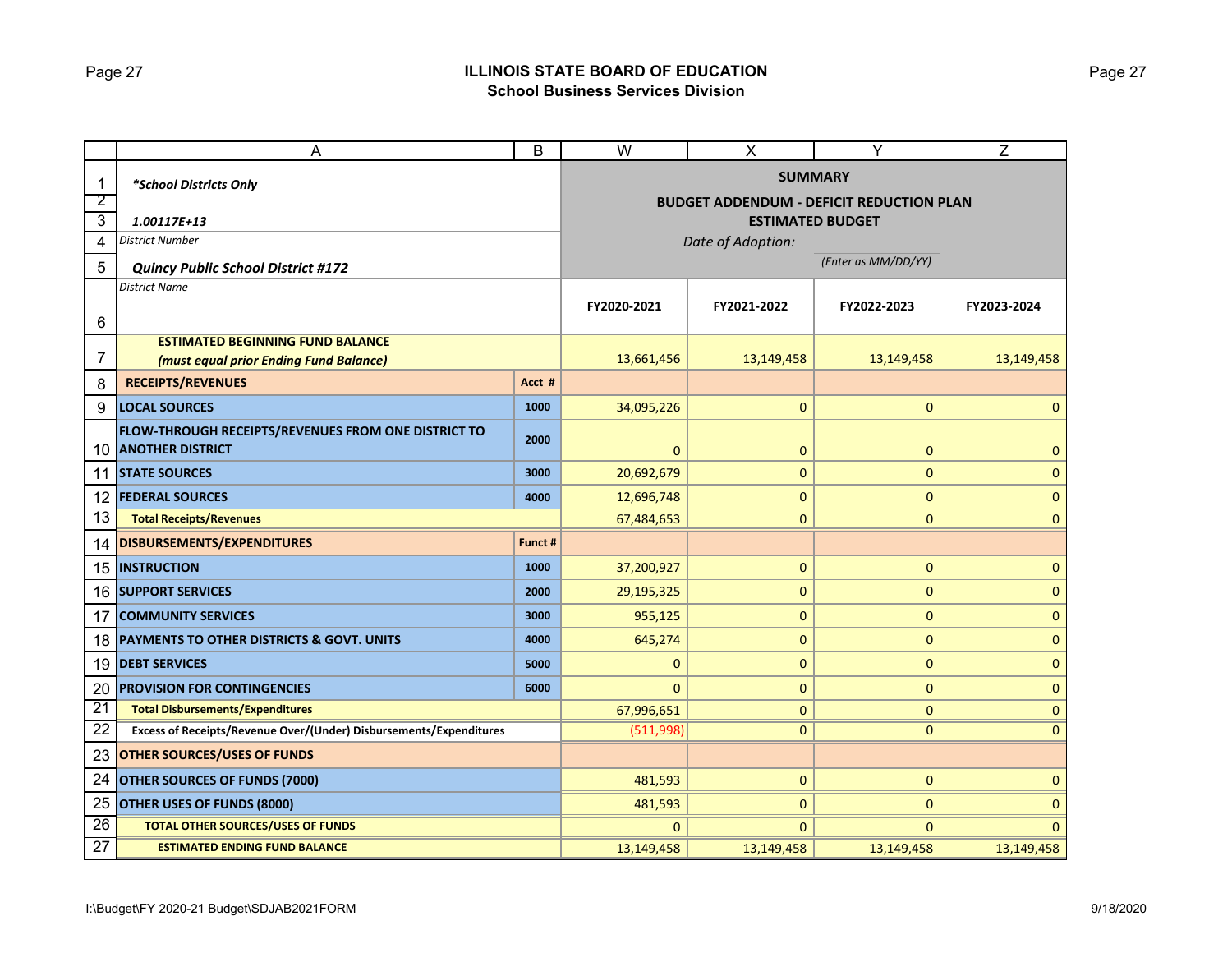## ILLINOIS STATE BOARD OF EDUCATION
### School Business Services Division

| | A | B | W | X | Y | Z |
|---|---|---|---|---|---|---|
| 1 | *School Districts Only* | | **SUMMARY** | | | |
| 2 | | | **BUDGET ADDENDUM - DEFICIT REDUCTION PLAN** | | | |
| 3 | *1.00117E+13* | | **ESTIMATED BUDGET** | | | |
| 4 | *District Number* | | *Date of Adoption:* | | | |
| 5 | *Quincy Public School District #172* | | | | *(Enter as MM/DD/YY)* | |
| 6 | *District Name* | | **FY2020-2021** | **FY2021-2022** | **FY2022-2023** | **FY2023-2024** |
| 7 | **ESTIMATED BEGINNING FUND BALANCE** *(must equal prior Ending Fund Balance)* | | 13,661,456 | 13,149,458 | 13,149,458 | 13,149,458 |
| 8 | **RECEIPTS/REVENUES** | **Acct #** | | | | |
| 9 | **LOCAL SOURCES** | **1000** | 34,095,226 | 0 | 0 | 0 |
| 10 | **FLOW-THROUGH RECEIPTS/REVENUES FROM ONE DISTRICT TO ANOTHER DISTRICT** | **2000** | 0 | 0 | 0 | 0 |
| 11 | **STATE SOURCES** | **3000** | 20,692,679 | 0 | 0 | 0 |
| 12 | **FEDERAL SOURCES** | **4000** | 12,696,748 | 0 | 0 | 0 |
| 13 | **Total Receipts/Revenues** | | 67,484,653 | 0 | 0 | 0 |
| 14 | **DISBURSEMENTS/EXPENDITURES** | **Funct #** | | | | |
| 15 | **INSTRUCTION** | **1000** | 37,200,927 | 0 | 0 | 0 |
| 16 | **SUPPORT SERVICES** | **2000** | 29,195,325 | 0 | 0 | 0 |
| 17 | **COMMUNITY SERVICES** | **3000** | 955,125 | 0 | 0 | 0 |
| 18 | **PAYMENTS TO OTHER DISTRICTS & GOVT. UNITS** | **4000** | 645,274 | 0 | 0 | 0 |
| 19 | **DEBT SERVICES** | **5000** | 0 | 0 | 0 | 0 |
| 20 | **PROVISION FOR CONTINGENCIES** | **6000** | 0 | 0 | 0 | 0 |
| 21 | **Total Disbursements/Expenditures** | | 67,996,651 | 0 | 0 | 0 |
| 22 | **Excess of Receipts/Revenue Over/(Under) Disbursements/Expenditures** | | (511,998) | 0 | 0 | 0 |
| 23 | **OTHER SOURCES/USES OF FUNDS** | | | | | |
| 24 | **OTHER SOURCES OF FUNDS (7000)** | | 481,593 | 0 | 0 | 0 |
| 25 | **OTHER USES OF FUNDS (8000)** | | 481,593 | 0 | 0 | 0 |
| 26 | **TOTAL OTHER SOURCES/USES OF FUNDS** | | 0 | 0 | 0 | 0 |
| 27 | **ESTIMATED ENDING FUND BALANCE** | | 13,149,458 | 13,149,458 | 13,149,458 | 13,149,458 |

I:\Budget\FY 2020-21 Budget\SDJAB2021FORM

9/18/2020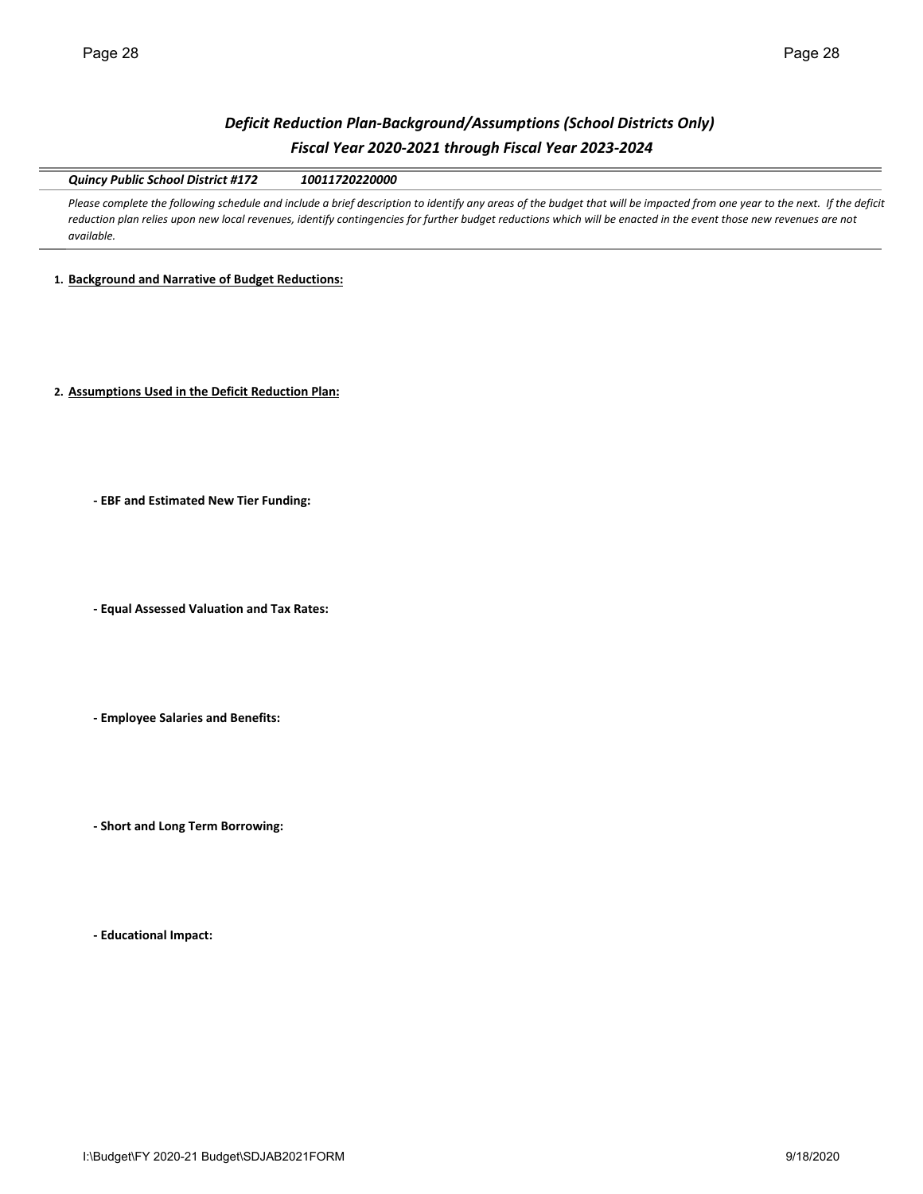## *Deficit Reduction Plan-Background/Assumptions (School Districts Only)*
## *Fiscal Year 2020-2021 through Fiscal Year 2023-2024*

***Quincy Public School District #172*** ***10011720220000***

*Please complete the following schedule and include a brief description to identify any areas of the budget that will be impacted from one year to the next. If the deficit reduction plan relies upon new local revenues, identify contingencies for further budget reductions which will be enacted in the event those new revenues are not available.*

1. **Background and Narrative of Budget Reductions:**

2. **Assumptions Used in the Deficit Reduction Plan:**

   **- EBF and Estimated New Tier Funding:**

   **- Equal Assessed Valuation and Tax Rates:**

   **- Employee Salaries and Benefits:**

   **- Short and Long Term Borrowing:**

   **- Educational Impact:**

I:\Budget\FY 2020-21 Budget\SDJAB2021FORM 9/18/2020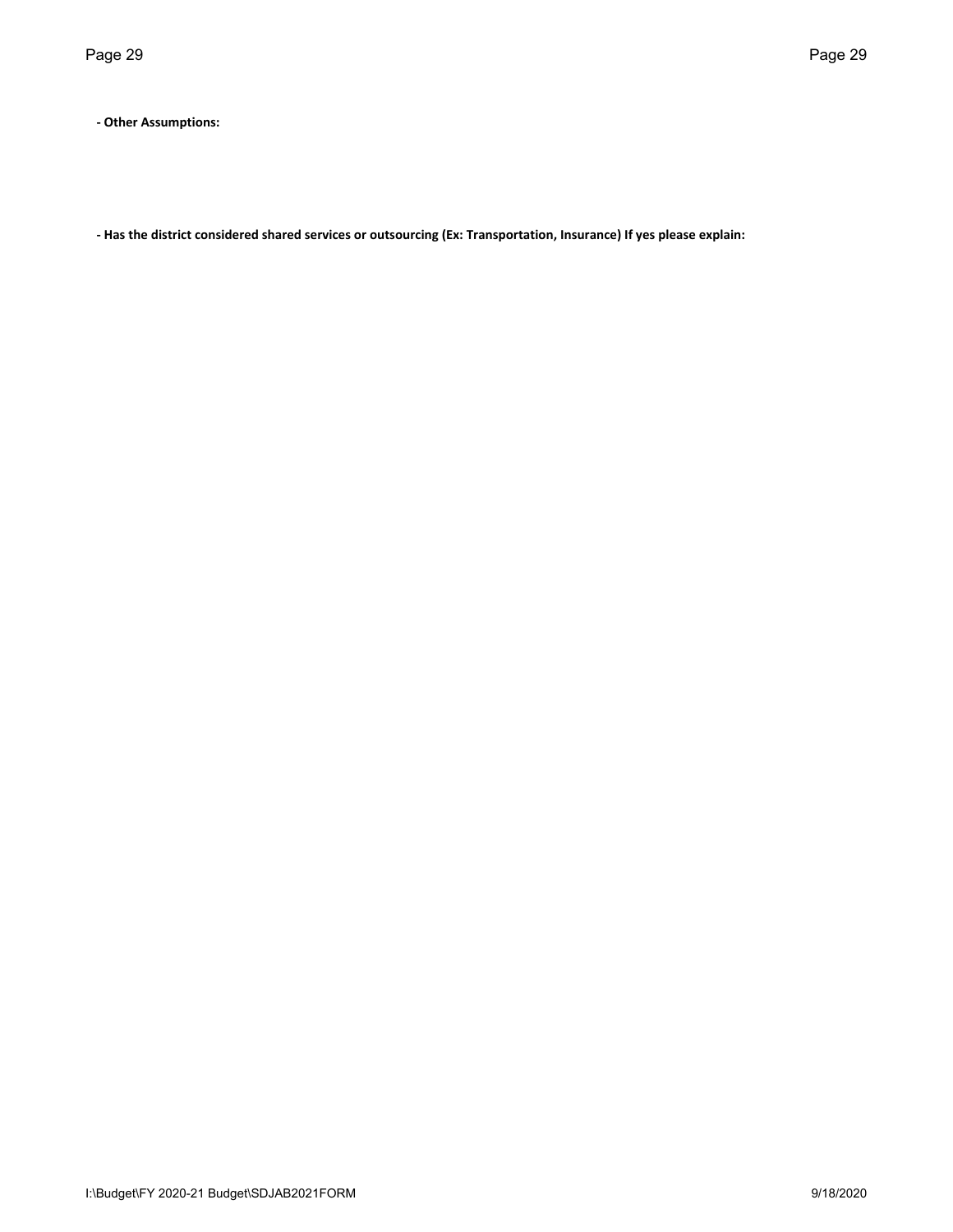**- Other Assumptions:**

**- Has the district considered shared services or outsourcing (Ex: Transportation, Insurance) If yes please explain:**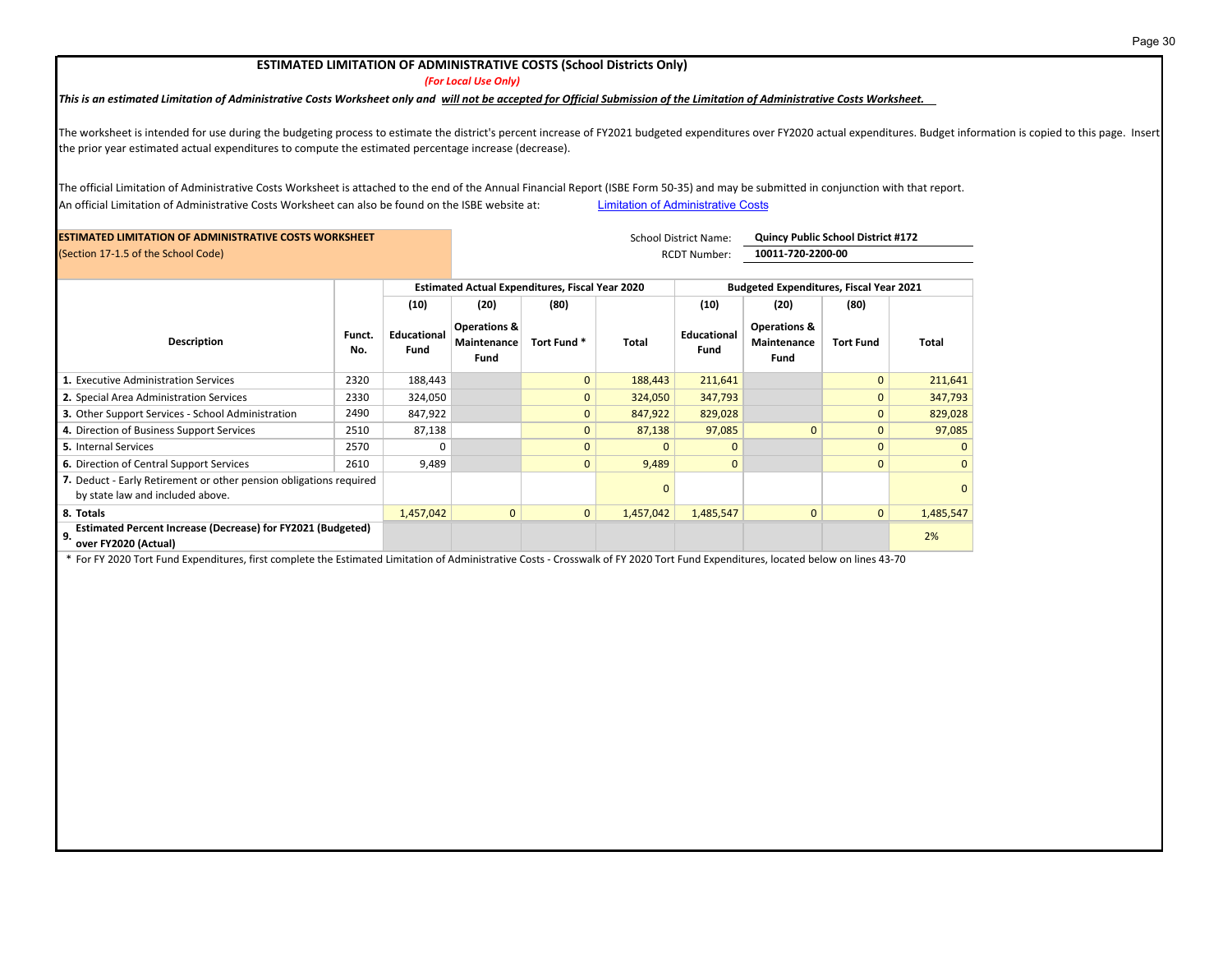# ESTIMATED LIMITATION OF ADMINISTRATIVE COSTS (School Districts Only)

*(For Local Use Only)*

***This is an estimated Limitation of Administrative Costs Worksheet only and will not be accepted for Official Submission of the Limitation of Administrative Costs Worksheet.***

The worksheet is intended for use during the budgeting process to estimate the district's percent increase of FY2021 budgeted expenditures over FY2020 actual expenditures. Budget information is copied to this page. Insert the prior year estimated actual expenditures to compute the estimated percentage increase (decrease).

The official Limitation of Administrative Costs Worksheet is attached to the end of the Annual Financial Report (ISBE Form 50-35) and may be submitted in conjunction with that report.
An official Limitation of Administrative Costs Worksheet can also be found on the ISBE website at: [Limitation of Administrative Costs]

**ESTIMATED LIMITATION OF ADMINISTRATIVE COSTS WORKSHEET**
(Section 17-1.5 of the School Code)

School District Name: **Quincy Public School District #172**
RCDT Number: **10011-720-2200-00**

| Description | Funct. No. | Estimated Actual Expenditures, Fiscal Year 2020 | | | | Budgeted Expenditures, Fiscal Year 2021 | | | |
|---|---|---|---|---|---|---|---|---|---|
| | | (10) Educational Fund | (20) Operations & Maintenance Fund | (80) Tort Fund * | Total | (10) Educational Fund | (20) Operations & Maintenance Fund | (80) Tort Fund | Total |
| 1. Executive Administration Services | 2320 | 188,443 | | 0 | 188,443 | 211,641 | | 0 | 211,641 |
| 2. Special Area Administration Services | 2330 | 324,050 | | 0 | 324,050 | 347,793 | | 0 | 347,793 |
| 3. Other Support Services - School Administration | 2490 | 847,922 | | 0 | 847,922 | 829,028 | | 0 | 829,028 |
| 4. Direction of Business Support Services | 2510 | 87,138 | | 0 | 87,138 | 97,085 | 0 | 0 | 97,085 |
| 5. Internal Services | 2570 | 0 | | 0 | 0 | 0 | | 0 | 0 |
| 6. Direction of Central Support Services | 2610 | 9,489 | | 0 | 9,489 | 0 | | 0 | 0 |
| 7. Deduct - Early Retirement or other pension obligations required by state law and included above. | | | | | 0 | | | | 0 |
| 8. Totals | | 1,457,042 | 0 | 0 | 1,457,042 | 1,485,547 | 0 | 0 | 1,485,547 |
| 9. **Estimated Percent Increase (Decrease) for FY2021 (Budgeted) over FY2020 (Actual)** | | | | | | | | | 2% |

\* For FY 2020 Tort Fund Expenditures, first complete the Estimated Limitation of Administrative Costs - Crosswalk of FY 2020 Tort Fund Expenditures, located below on lines 43-70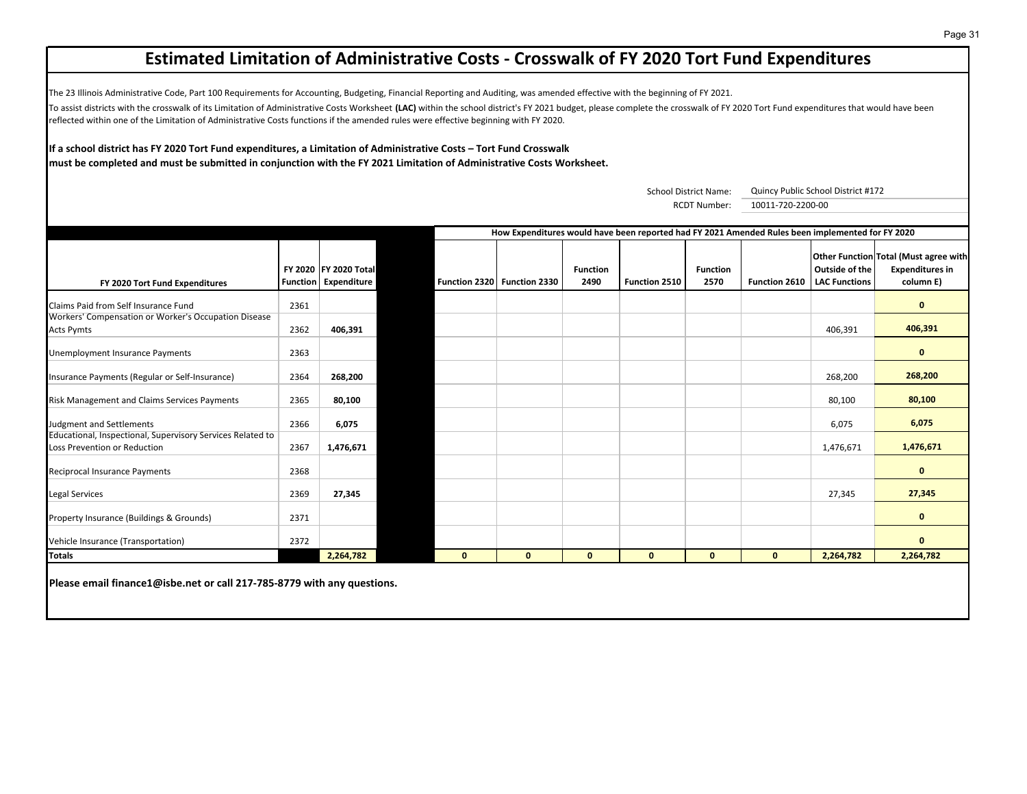# Estimated Limitation of Administrative Costs - Crosswalk of FY 2020 Tort Fund Expenditures

The 23 Illinois Administrative Code, Part 100 Requirements for Accounting, Budgeting, Financial Reporting and Auditing, was amended effective with the beginning of FY 2021.

To assist districts with the crosswalk of its Limitation of Administrative Costs Worksheet **(LAC)** within the school district's FY 2021 budget, please complete the crosswalk of FY 2020 Tort Fund expenditures that would have been reflected within one of the Limitation of Administrative Costs functions if the amended rules were effective beginning with FY 2020.

**If a school district has FY 2020 Tort Fund expenditures, a Limitation of Administrative Costs – Tort Fund Crosswalk must be completed and must be submitted in conjunction with the FY 2021 Limitation of Administrative Costs Worksheet.**

School District Name: Quincy Public School District #172

RCDT Number: 10011-720-2200-00

| | | | | How Expenditures would have been reported had FY 2021 Amended Rules been implemented for FY 2020 | | | | | | | |
|---|---|---|---|---|---|---|---|---|---|---|---|
| **FY 2020 Tort Fund Expenditures** | **FY 2020 Function** | **FY 2020 Total Expenditure** | | **Function 2320** | **Function 2330** | **Function 2490** | **Function 2510** | **Function 2570** | **Function 2610** | **Other Function Outside of the LAC Functions** | **Total (Must agree with Expenditures in column E)** |
| Claims Paid from Self Insurance Fund | 2361 | | | | | | | | | | **0** |
| Workers' Compensation or Worker's Occupation Disease Acts Pymts | 2362 | **406,391** | | | | | | | | 406,391 | **406,391** |
| Unemployment Insurance Payments | 2363 | | | | | | | | | | **0** |
| Insurance Payments (Regular or Self-Insurance) | 2364 | **268,200** | | | | | | | | 268,200 | **268,200** |
| Risk Management and Claims Services Payments | 2365 | **80,100** | | | | | | | | 80,100 | **80,100** |
| Judgment and Settlements | 2366 | **6,075** | | | | | | | | 6,075 | **6,075** |
| Educational, Inspectional, Supervisory Services Related to Loss Prevention or Reduction | 2367 | **1,476,671** | | | | | | | | 1,476,671 | **1,476,671** |
| Reciprocal Insurance Payments | 2368 | | | | | | | | | | **0** |
| Legal Services | 2369 | **27,345** | | | | | | | | 27,345 | **27,345** |
| Property Insurance (Buildings & Grounds) | 2371 | | | | | | | | | | **0** |
| Vehicle Insurance (Transportation) | 2372 | | | | | | | | | | **0** |
| **Totals** | | **2,264,782** | | **0** | **0** | **0** | **0** | **0** | **0** | **2,264,782** | **2,264,782** |

**Please email finance1@isbe.net or call 217-785-8779 with any questions.**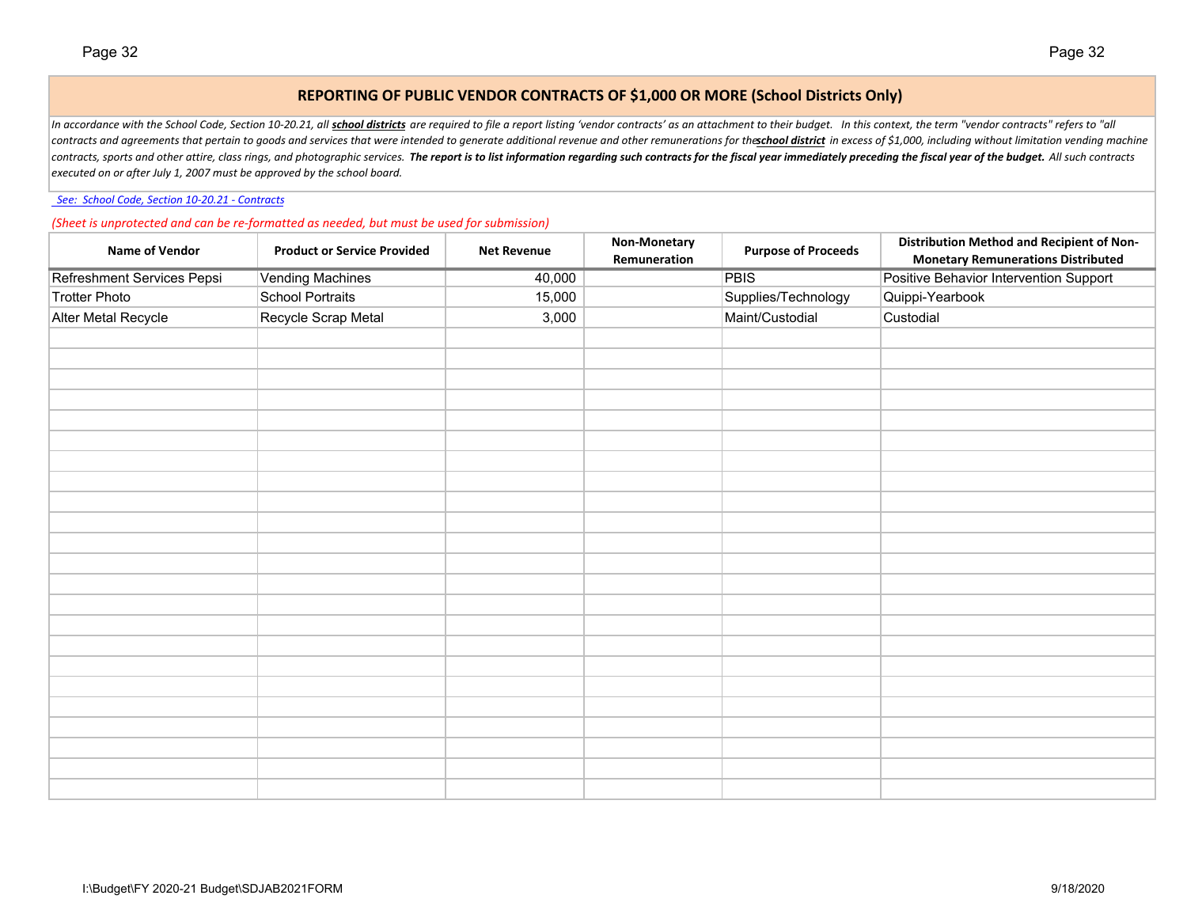## REPORTING OF PUBLIC VENDOR CONTRACTS OF $1,000 OR MORE (School Districts Only)

*In accordance with the School Code, Section 10-20.21, all **school districts** are required to file a report listing 'vendor contracts' as an attachment to their budget. In this context, the term "vendor contracts" refers to "all contracts and agreements that pertain to goods and services that were intended to generate additional revenue and other remunerations for the **school district** in excess of $1,000, including without limitation vending machine contracts, sports and other attire, class rings, and photographic services. **The report is to list information regarding such contracts for the fiscal year immediately preceding the fiscal year of the budget.** All such contracts executed on or after July 1, 2007 must be approved by the school board.*

*See: School Code, Section 10-20.21 - Contracts*

*(Sheet is unprotected and can be re-formatted as needed, but must be used for submission)*

| Name of Vendor | Product or Service Provided | Net Revenue | Non-Monetary Remuneration | Purpose of Proceeds | Distribution Method and Recipient of Non-Monetary Remunerations Distributed |
|---|---|---|---|---|---|
| Refreshment Services Pepsi | Vending Machines | 40,000 | | PBIS | Positive Behavior Intervention Support |
| Trotter Photo | School Portraits | 15,000 | | Supplies/Technology | Quippi-Yearbook |
| Alter Metal Recycle | Recycle Scrap Metal | 3,000 | | Maint/Custodial | Custodial |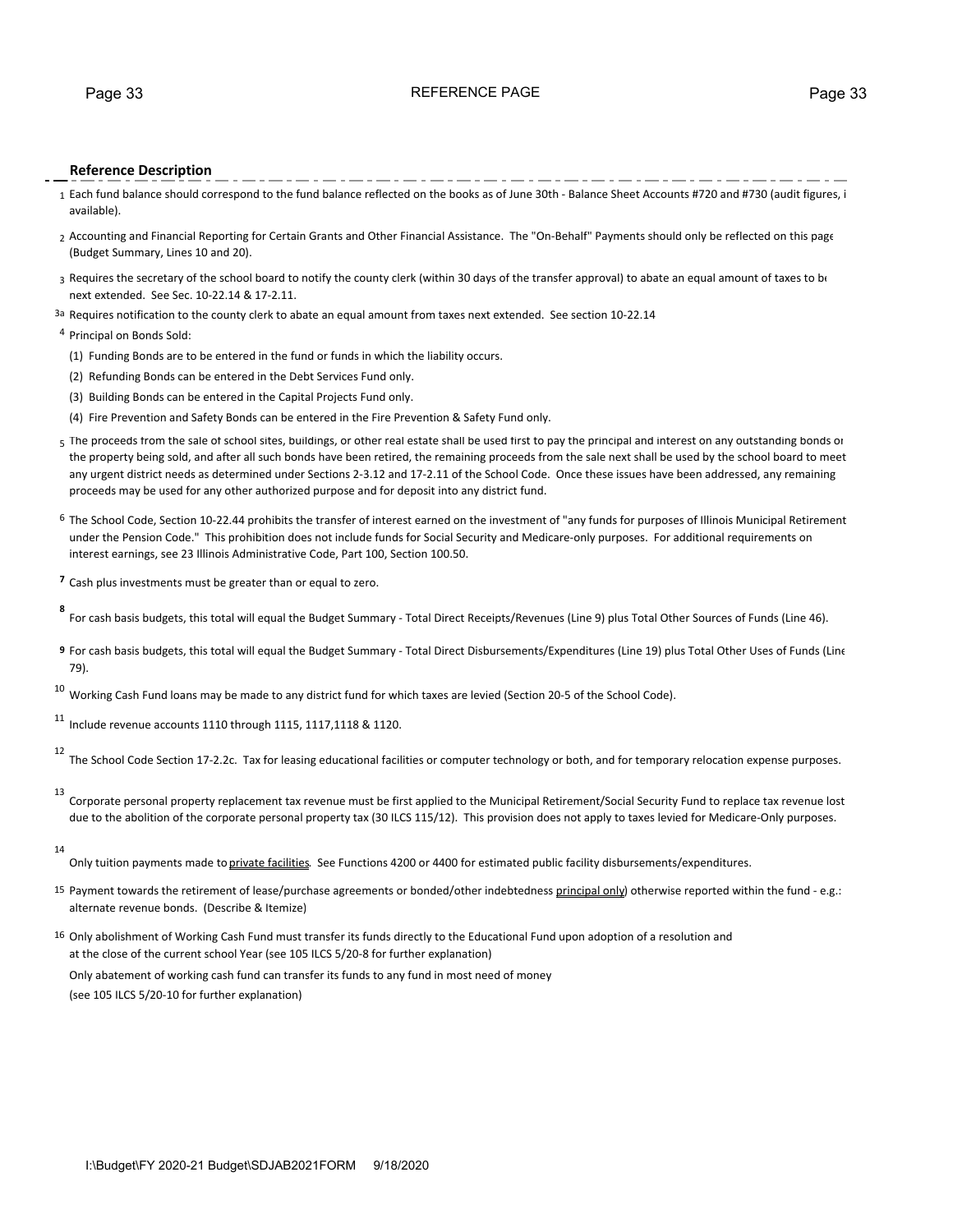## Reference Description

1 Each fund balance should correspond to the fund balance reflected on the books as of June 30th - Balance Sheet Accounts #720 and #730 (audit figures, i available).

2 Accounting and Financial Reporting for Certain Grants and Other Financial Assistance. The "On-Behalf" Payments should only be reflected on this page (Budget Summary, Lines 10 and 20).

3 Requires the secretary of the school board to notify the county clerk (within 30 days of the transfer approval) to abate an equal amount of taxes to be next extended. See Sec. 10-22.14 & 17-2.11.

3a Requires notification to the county clerk to abate an equal amount from taxes next extended. See section 10-22.14

4 Principal on Bonds Sold:

(1) Funding Bonds are to be entered in the fund or funds in which the liability occurs.

(2) Refunding Bonds can be entered in the Debt Services Fund only.

(3) Building Bonds can be entered in the Capital Projects Fund only.

(4) Fire Prevention and Safety Bonds can be entered in the Fire Prevention & Safety Fund only.

5 The proceeds from the sale of school sites, buildings, or other real estate shall be used first to pay the principal and interest on any outstanding bonds on the property being sold, and after all such bonds have been retired, the remaining proceeds from the sale next shall be used by the school board to meet any urgent district needs as determined under Sections 2-3.12 and 17-2.11 of the School Code. Once these issues have been addressed, any remaining proceeds may be used for any other authorized purpose and for deposit into any district fund.

6 The School Code, Section 10-22.44 prohibits the transfer of interest earned on the investment of "any funds for purposes of Illinois Municipal Retirement under the Pension Code." This prohibition does not include funds for Social Security and Medicare-only purposes. For additional requirements on interest earnings, see 23 Illinois Administrative Code, Part 100, Section 100.50.

**7** Cash plus investments must be greater than or equal to zero.

**8** For cash basis budgets, this total will equal the Budget Summary - Total Direct Receipts/Revenues (Line 9) plus Total Other Sources of Funds (Line 46).

**9** For cash basis budgets, this total will equal the Budget Summary - Total Direct Disbursements/Expenditures (Line 19) plus Total Other Uses of Funds (Line 79).

10 Working Cash Fund loans may be made to any district fund for which taxes are levied (Section 20-5 of the School Code).

11 Include revenue accounts 1110 through 1115, 1117,1118 & 1120.

12 The School Code Section 17-2.2c. Tax for leasing educational facilities or computer technology or both, and for temporary relocation expense purposes.

13 Corporate personal property replacement tax revenue must be first applied to the Municipal Retirement/Social Security Fund to replace tax revenue lost due to the abolition of the corporate personal property tax (30 ILCS 115/12). This provision does not apply to taxes levied for Medicare-Only purposes.

14 Only tuition payments made to private facilities. See Functions 4200 or 4400 for estimated public facility disbursements/expenditures.

15 Payment towards the retirement of lease/purchase agreements or bonded/other indebtedness principal only) otherwise reported within the fund - e.g.: alternate revenue bonds. (Describe & Itemize)

16 Only abolishment of Working Cash Fund must transfer its funds directly to the Educational Fund upon adoption of a resolution and at the close of the current school Year (see 105 ILCS 5/20-8 for further explanation)

Only abatement of working cash fund can transfer its funds to any fund in most need of money (see 105 ILCS 5/20-10 for further explanation)

I:\Budget\FY 2020-21 Budget\SDJAB2021FORM 9/18/2020